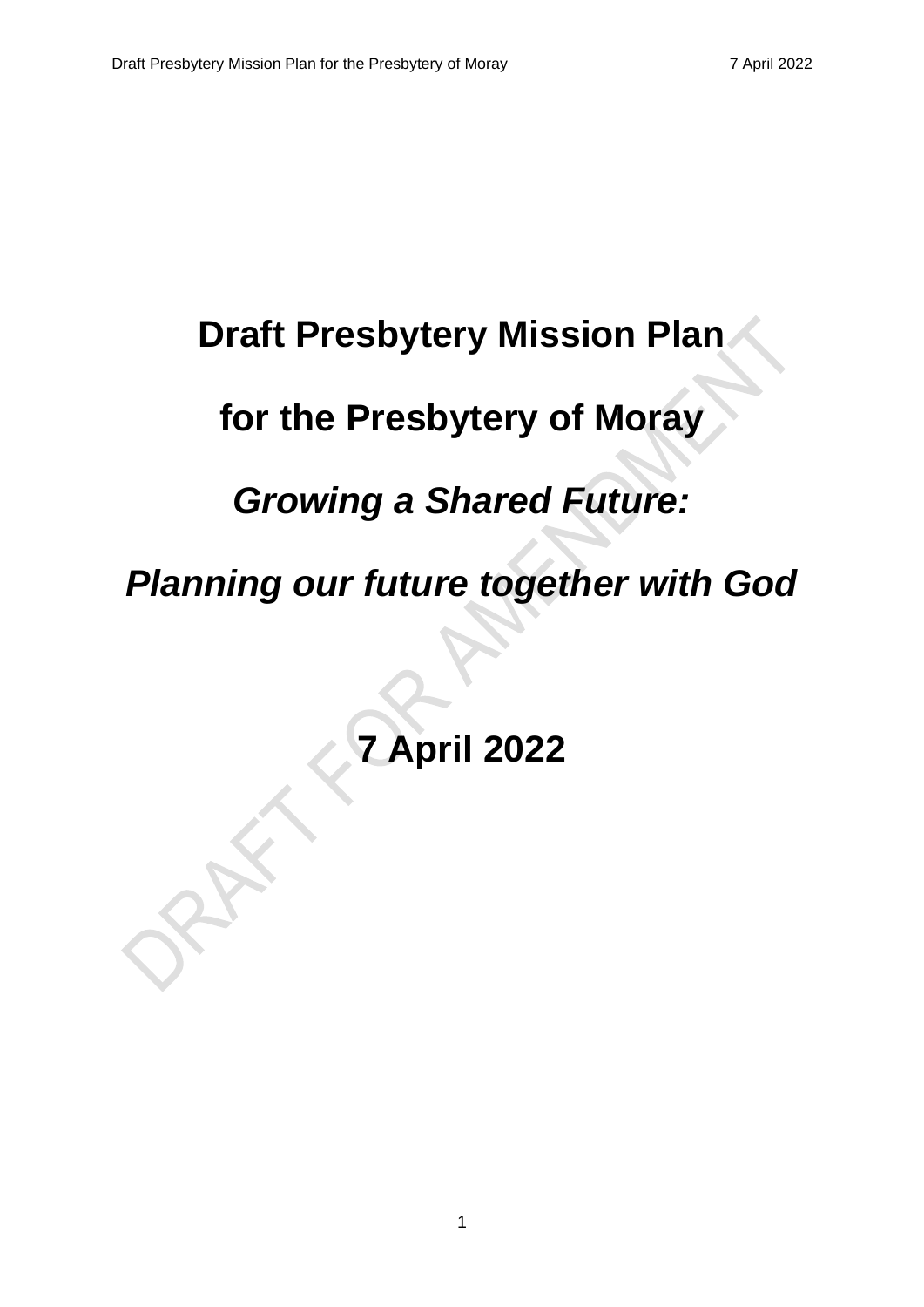# Draft Presbytery Mission Plan

# for the Presbytery of Moray

## *Growing a Shared Future:*

## *Planning our future together with God*

**7 April 2022**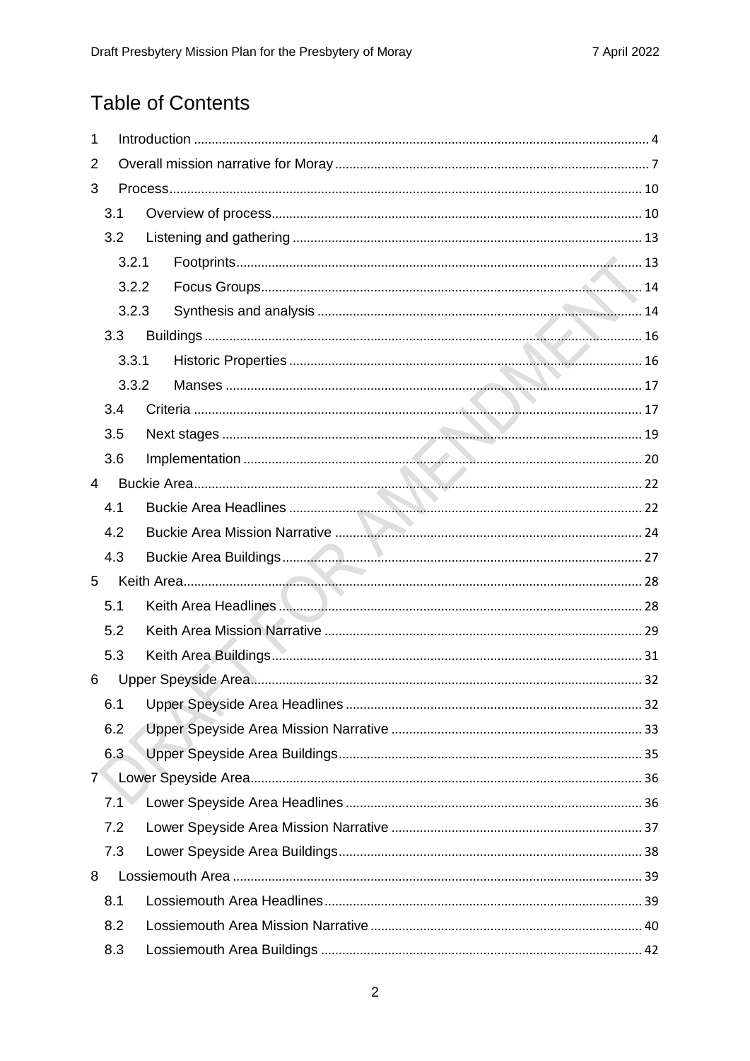# Table of Contents

1 Introduction ..... 4
2 Overall mission narrative for Moray ..... 7
3 Process ..... 10
  3.1 Overview of process ..... 10
  3.2 Listening and gathering ..... 13
    3.2.1 Footprints ..... 13
    3.2.2 Focus Groups ..... 14
    3.2.3 Synthesis and analysis ..... 14
  3.3 Buildings ..... 16
    3.3.1 Historic Properties ..... 16
    3.3.2 Manses ..... 17
  3.4 Criteria ..... 17
  3.5 Next stages ..... 19
  3.6 Implementation ..... 20
4 Buckie Area ..... 22
  4.1 Buckie Area Headlines ..... 22
  4.2 Buckie Area Mission Narrative ..... 24
  4.3 Buckie Area Buildings ..... 27
5 Keith Area ..... 28
  5.1 Keith Area Headlines ..... 28
  5.2 Keith Area Mission Narrative ..... 29
  5.3 Keith Area Buildings ..... 31
6 Upper Speyside Area ..... 32
  6.1 Upper Speyside Area Headlines ..... 32
  6.2 Upper Speyside Area Mission Narrative ..... 33
  6.3 Upper Speyside Area Buildings ..... 35
7 Lower Speyside Area ..... 36
  7.1 Lower Speyside Area Headlines ..... 36
  7.2 Lower Speyside Area Mission Narrative ..... 37
  7.3 Lower Speyside Area Buildings ..... 38
8 Lossiemouth Area ..... 39
  8.1 Lossiemouth Area Headlines ..... 39
  8.2 Lossiemouth Area Mission Narrative ..... 40
  8.3 Lossiemouth Area Buildings ..... 42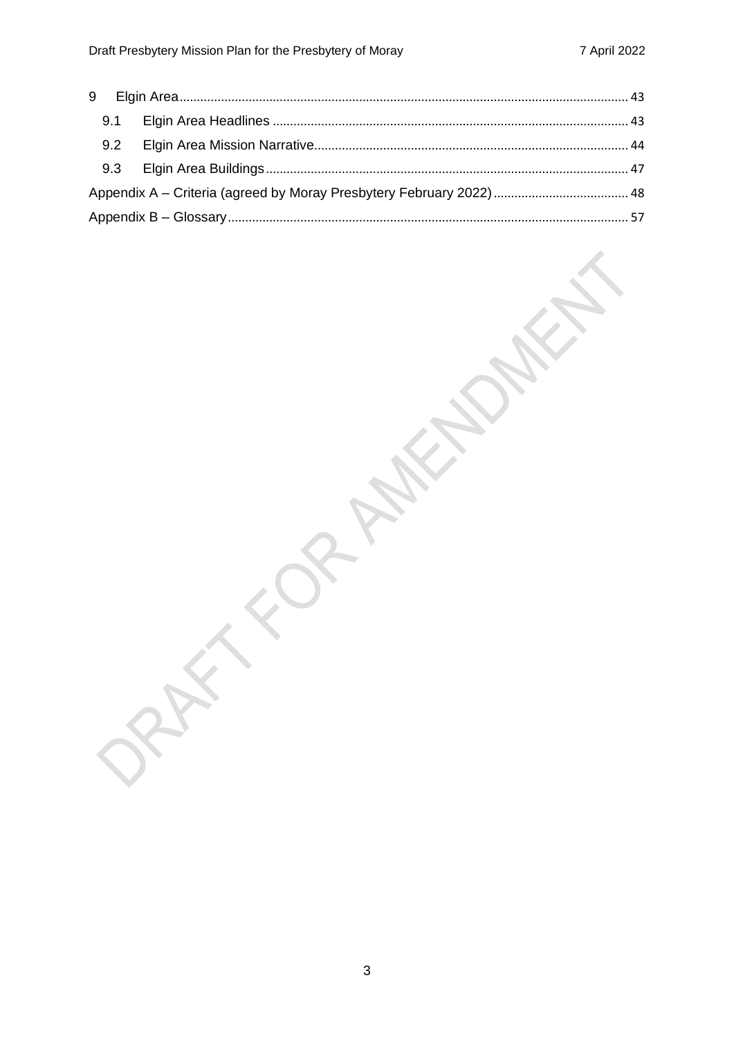9 Elgin Area ........................................................................................................ 43

9.1 Elgin Area Headlines ........................................................................................ 43

9.2 Elgin Area Mission Narrative ........................................................................... 44

9.3 Elgin Area Buildings ......................................................................................... 47

Appendix A – Criteria (agreed by Moray Presbytery February 2022) ........................... 48

Appendix B – Glossary .......................................................................................... 57

DRAFT FOR AMENDMENT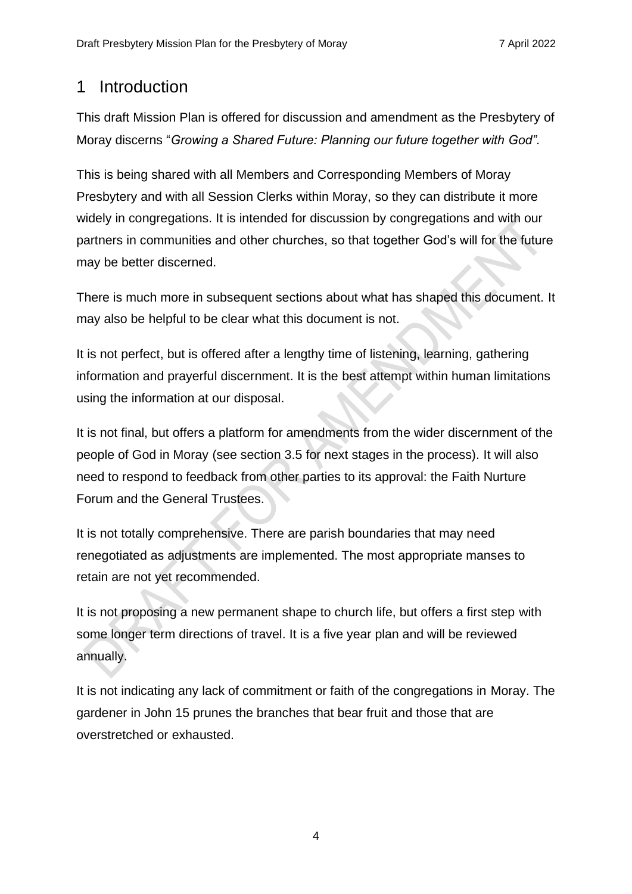# 1 Introduction

This draft Mission Plan is offered for discussion and amendment as the Presbytery of Moray discerns "*Growing a Shared Future: Planning our future together with God".*

This is being shared with all Members and Corresponding Members of Moray Presbytery and with all Session Clerks within Moray, so they can distribute it more widely in congregations. It is intended for discussion by congregations and with our partners in communities and other churches, so that together God's will for the future may be better discerned.

There is much more in subsequent sections about what has shaped this document. It may also be helpful to be clear what this document is not.

It is not perfect, but is offered after a lengthy time of listening, learning, gathering information and prayerful discernment. It is the best attempt within human limitations using the information at our disposal.

It is not final, but offers a platform for amendments from the wider discernment of the people of God in Moray (see section 3.5 for next stages in the process). It will also need to respond to feedback from other parties to its approval: the Faith Nurture Forum and the General Trustees.

It is not totally comprehensive. There are parish boundaries that may need renegotiated as adjustments are implemented. The most appropriate manses to retain are not yet recommended.

It is not proposing a new permanent shape to church life, but offers a first step with some longer term directions of travel. It is a five year plan and will be reviewed annually.

It is not indicating any lack of commitment or faith of the congregations in Moray. The gardener in John 15 prunes the branches that bear fruit and those that are overstretched or exhausted.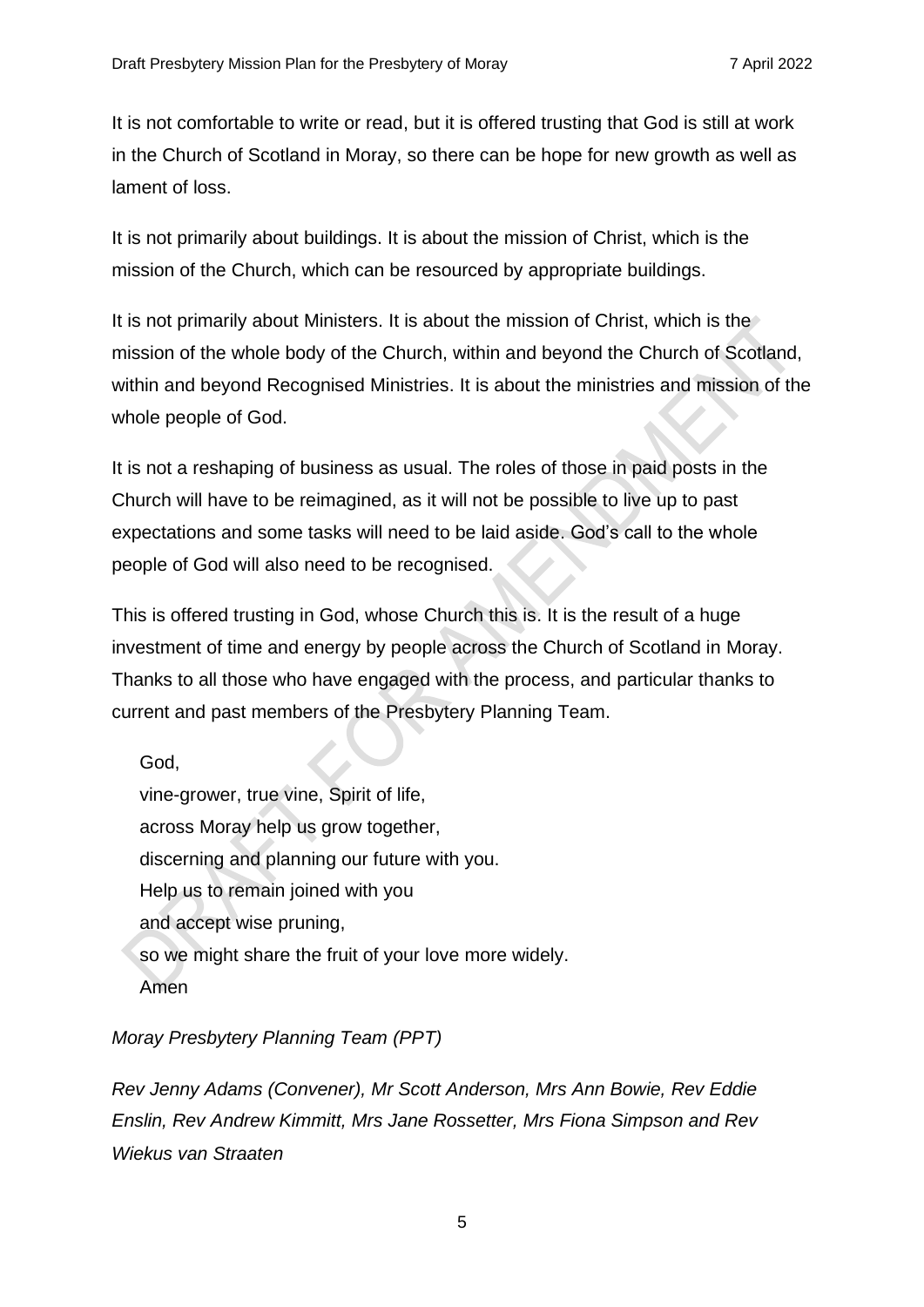It is not comfortable to write or read, but it is offered trusting that God is still at work in the Church of Scotland in Moray, so there can be hope for new growth as well as lament of loss.

It is not primarily about buildings. It is about the mission of Christ, which is the mission of the Church, which can be resourced by appropriate buildings.

It is not primarily about Ministers. It is about the mission of Christ, which is the mission of the whole body of the Church, within and beyond the Church of Scotland, within and beyond Recognised Ministries. It is about the ministries and mission of the whole people of God.

It is not a reshaping of business as usual. The roles of those in paid posts in the Church will have to be reimagined, as it will not be possible to live up to past expectations and some tasks will need to be laid aside. God's call to the whole people of God will also need to be recognised.

This is offered trusting in God, whose Church this is. It is the result of a huge investment of time and energy by people across the Church of Scotland in Moray. Thanks to all those who have engaged with the process, and particular thanks to current and past members of the Presbytery Planning Team.

God,
vine-grower, true vine, Spirit of life,
across Moray help us grow together,
discerning and planning our future with you.
Help us to remain joined with you
and accept wise pruning,
so we might share the fruit of your love more widely.
Amen

*Moray Presbytery Planning Team (PPT)*

*Rev Jenny Adams (Convener), Mr Scott Anderson, Mrs Ann Bowie, Rev Eddie Enslin, Rev Andrew Kimmitt, Mrs Jane Rossetter, Mrs Fiona Simpson and Rev Wiekus van Straaten*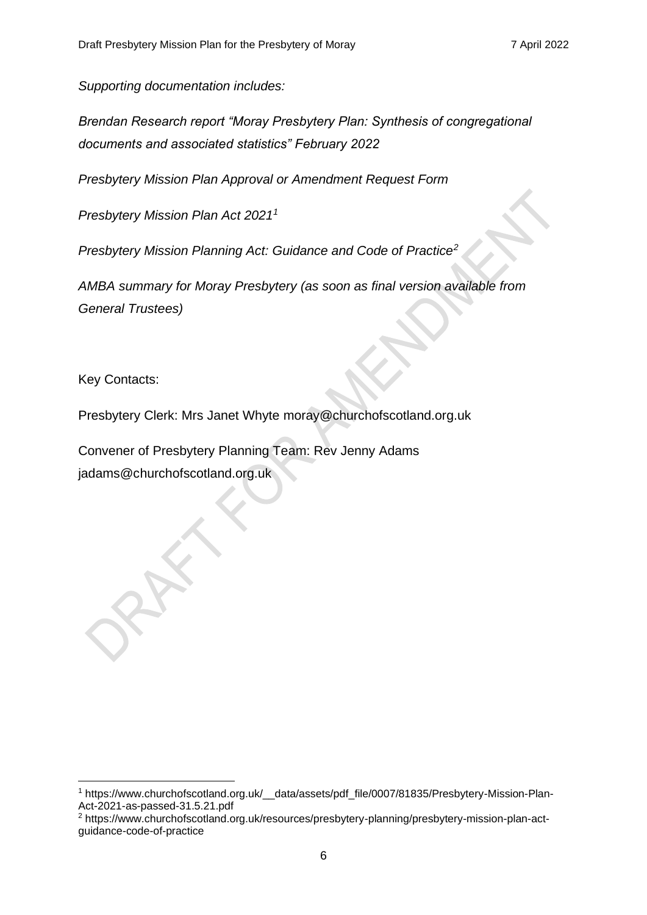*Supporting documentation includes:*

*Brendan Research report "Moray Presbytery Plan: Synthesis of congregational documents and associated statistics" February 2022*

*Presbytery Mission Plan Approval or Amendment Request Form*

*Presbytery Mission Plan Act 2021*[1]

*Presbytery Mission Planning Act: Guidance and Code of Practice*[2]

*AMBA summary for Moray Presbytery (as soon as final version available from General Trustees)*

Key Contacts:

Presbytery Clerk: Mrs Janet Whyte moray@churchofscotland.org.uk

Convener of Presbytery Planning Team: Rev Jenny Adams jadams@churchofscotland.org.uk

---

[1] https://www.churchofscotland.org.uk/__data/assets/pdf_file/0007/81835/Presbytery-Mission-Plan-Act-2021-as-passed-31.5.21.pdf

[2] https://www.churchofscotland.org.uk/resources/presbytery-planning/presbytery-mission-plan-act-guidance-code-of-practice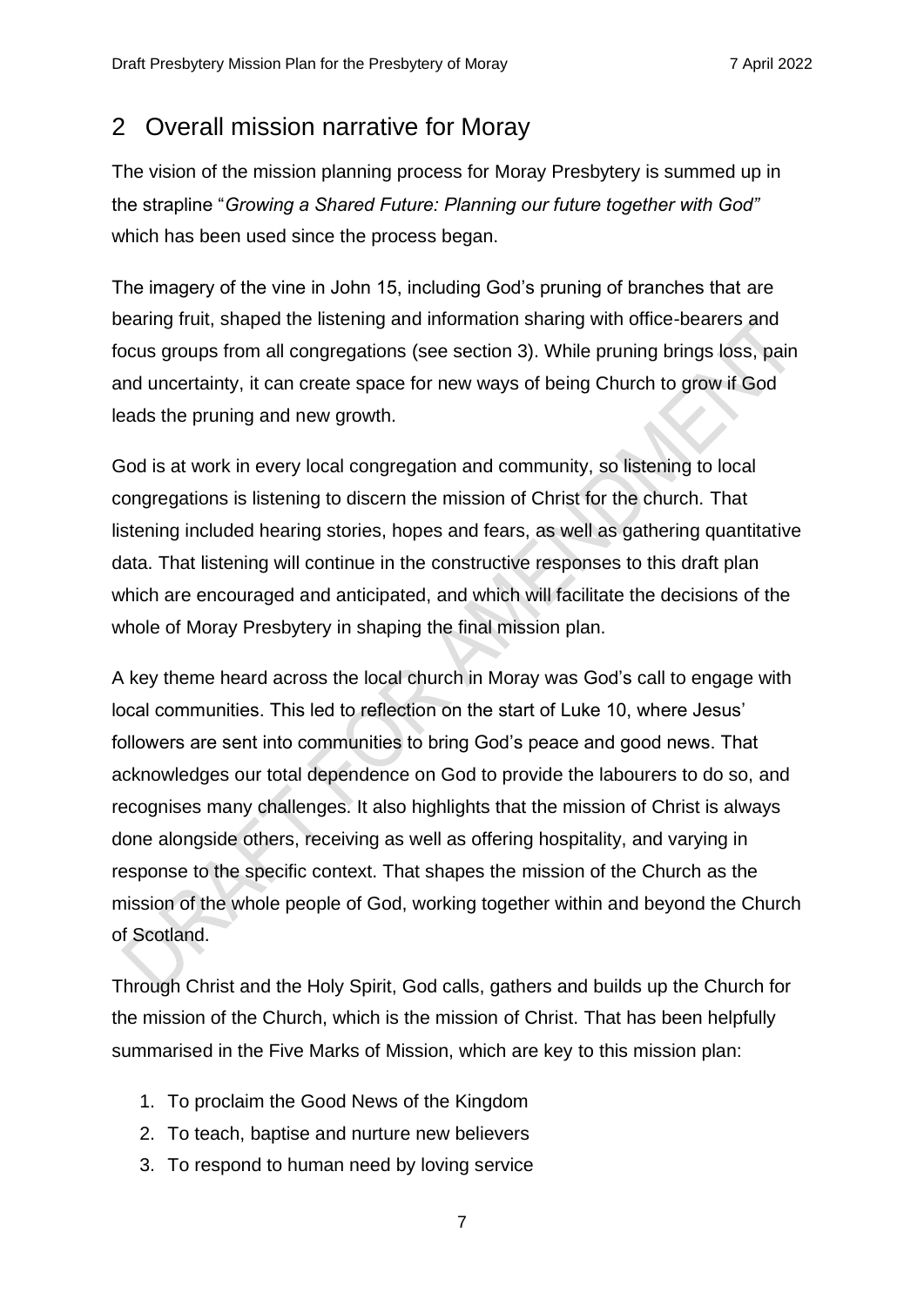## 2 Overall mission narrative for Moray

The vision of the mission planning process for Moray Presbytery is summed up in the strapline "*Growing a Shared Future: Planning our future together with God"* which has been used since the process began.

The imagery of the vine in John 15, including God's pruning of branches that are bearing fruit, shaped the listening and information sharing with office-bearers and focus groups from all congregations (see section 3). While pruning brings loss, pain and uncertainty, it can create space for new ways of being Church to grow if God leads the pruning and new growth.

God is at work in every local congregation and community, so listening to local congregations is listening to discern the mission of Christ for the church. That listening included hearing stories, hopes and fears, as well as gathering quantitative data. That listening will continue in the constructive responses to this draft plan which are encouraged and anticipated, and which will facilitate the decisions of the whole of Moray Presbytery in shaping the final mission plan.

A key theme heard across the local church in Moray was God's call to engage with local communities. This led to reflection on the start of Luke 10, where Jesus' followers are sent into communities to bring God's peace and good news. That acknowledges our total dependence on God to provide the labourers to do so, and recognises many challenges. It also highlights that the mission of Christ is always done alongside others, receiving as well as offering hospitality, and varying in response to the specific context. That shapes the mission of the Church as the mission of the whole people of God, working together within and beyond the Church of Scotland.

Through Christ and the Holy Spirit, God calls, gathers and builds up the Church for the mission of the Church, which is the mission of Christ. That has been helpfully summarised in the Five Marks of Mission, which are key to this mission plan:

1. To proclaim the Good News of the Kingdom
2. To teach, baptise and nurture new believers
3. To respond to human need by loving service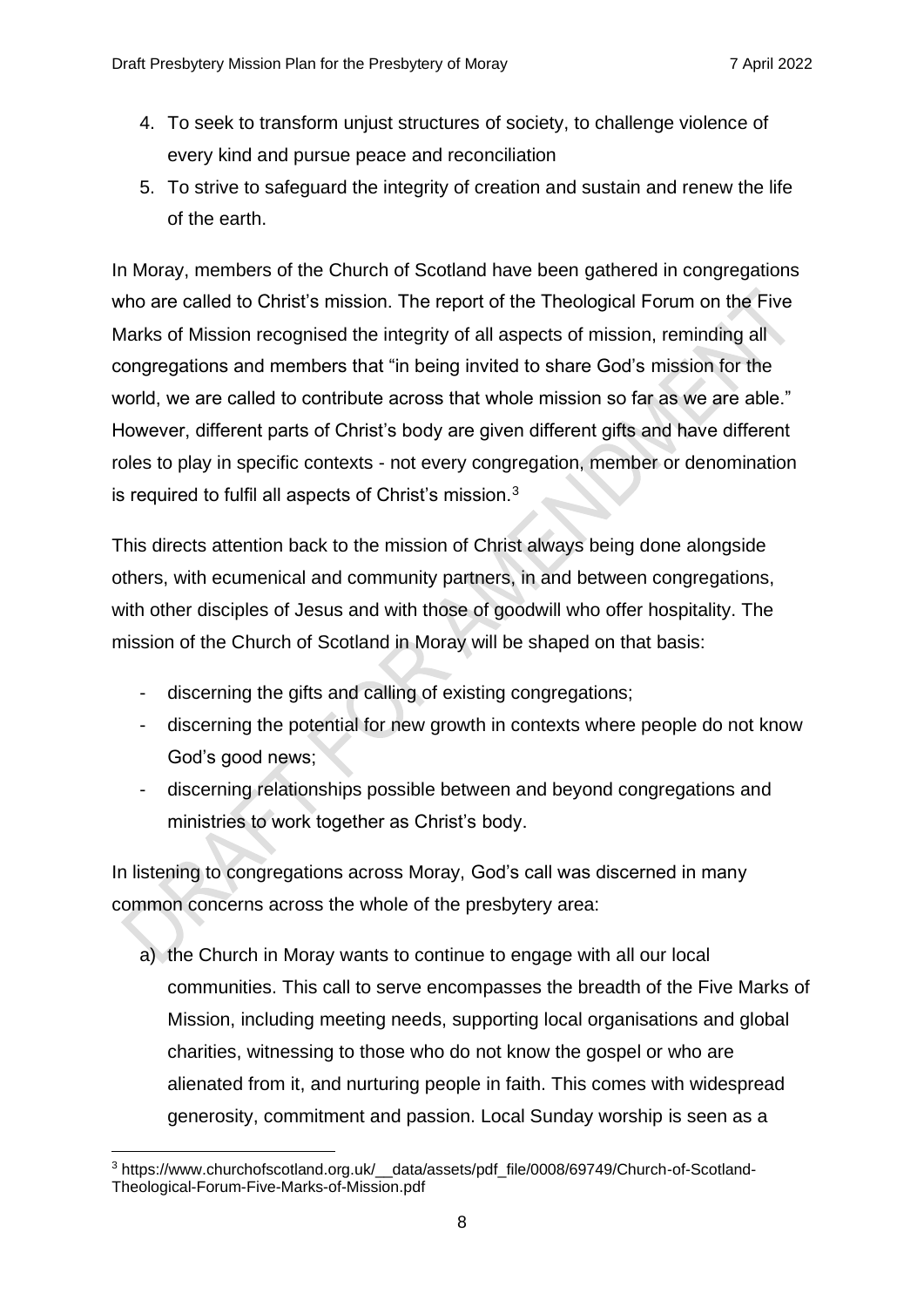4. To seek to transform unjust structures of society, to challenge violence of every kind and pursue peace and reconciliation
5. To strive to safeguard the integrity of creation and sustain and renew the life of the earth.

In Moray, members of the Church of Scotland have been gathered in congregations who are called to Christ's mission. The report of the Theological Forum on the Five Marks of Mission recognised the integrity of all aspects of mission, reminding all congregations and members that "in being invited to share God's mission for the world, we are called to contribute across that whole mission so far as we are able." However, different parts of Christ's body are given different gifts and have different roles to play in specific contexts - not every congregation, member or denomination is required to fulfil all aspects of Christ's mission.[3]

This directs attention back to the mission of Christ always being done alongside others, with ecumenical and community partners, in and between congregations, with other disciples of Jesus and with those of goodwill who offer hospitality. The mission of the Church of Scotland in Moray will be shaped on that basis:

- discerning the gifts and calling of existing congregations;
- discerning the potential for new growth in contexts where people do not know God's good news;
- discerning relationships possible between and beyond congregations and ministries to work together as Christ's body.

In listening to congregations across Moray, God's call was discerned in many common concerns across the whole of the presbytery area:

a) the Church in Moray wants to continue to engage with all our local communities. This call to serve encompasses the breadth of the Five Marks of Mission, including meeting needs, supporting local organisations and global charities, witnessing to those who do not know the gospel or who are alienated from it, and nurturing people in faith. This comes with widespread generosity, commitment and passion. Local Sunday worship is seen as a

[3] https://www.churchofscotland.org.uk/__data/assets/pdf_file/0008/69749/Church-of-Scotland-Theological-Forum-Five-Marks-of-Mission.pdf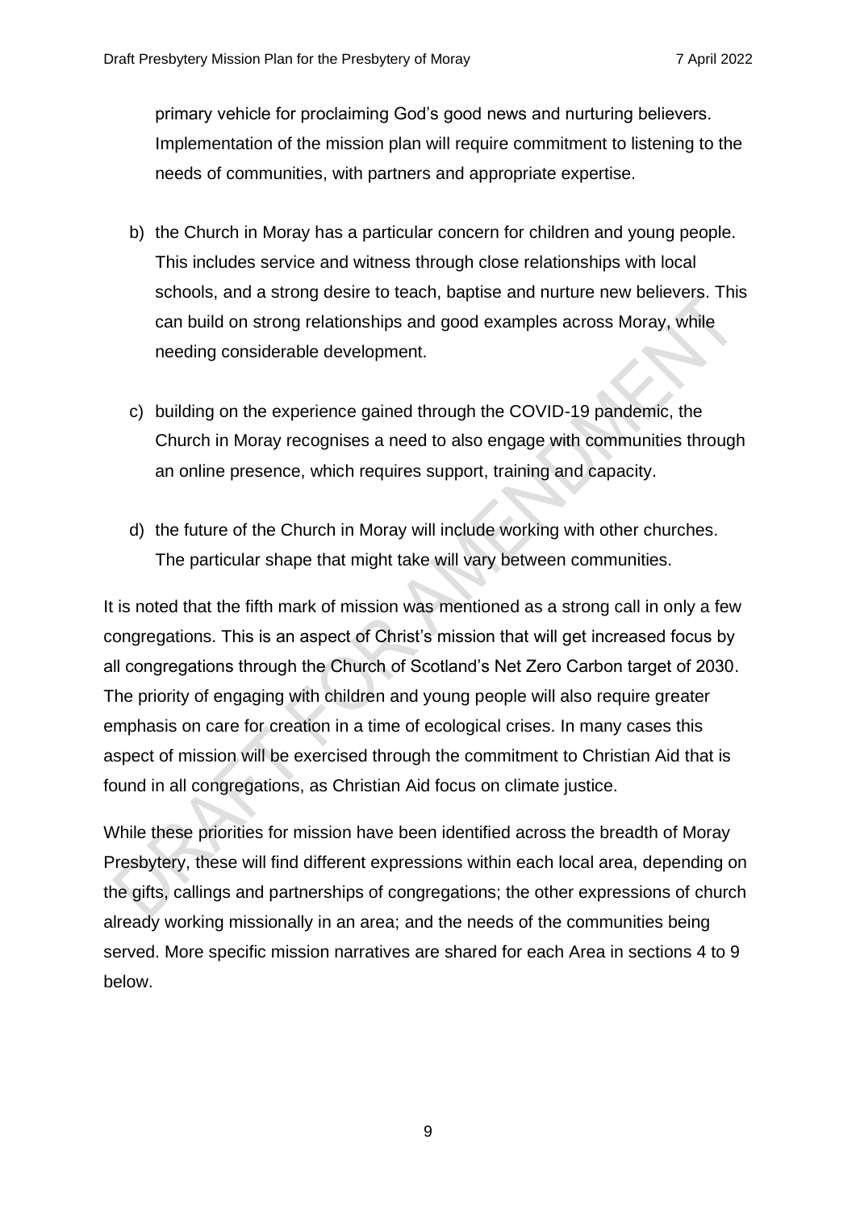primary vehicle for proclaiming God's good news and nurturing believers. Implementation of the mission plan will require commitment to listening to the needs of communities, with partners and appropriate expertise.

b) the Church in Moray has a particular concern for children and young people. This includes service and witness through close relationships with local schools, and a strong desire to teach, baptise and nurture new believers. This can build on strong relationships and good examples across Moray, while needing considerable development.

c) building on the experience gained through the COVID-19 pandemic, the Church in Moray recognises a need to also engage with communities through an online presence, which requires support, training and capacity.

d) the future of the Church in Moray will include working with other churches. The particular shape that might take will vary between communities.

It is noted that the fifth mark of mission was mentioned as a strong call in only a few congregations. This is an aspect of Christ's mission that will get increased focus by all congregations through the Church of Scotland's Net Zero Carbon target of 2030. The priority of engaging with children and young people will also require greater emphasis on care for creation in a time of ecological crises. In many cases this aspect of mission will be exercised through the commitment to Christian Aid that is found in all congregations, as Christian Aid focus on climate justice.

While these priorities for mission have been identified across the breadth of Moray Presbytery, these will find different expressions within each local area, depending on the gifts, callings and partnerships of congregations; the other expressions of church already working missionally in an area; and the needs of the communities being served. More specific mission narratives are shared for each Area in sections 4 to 9 below.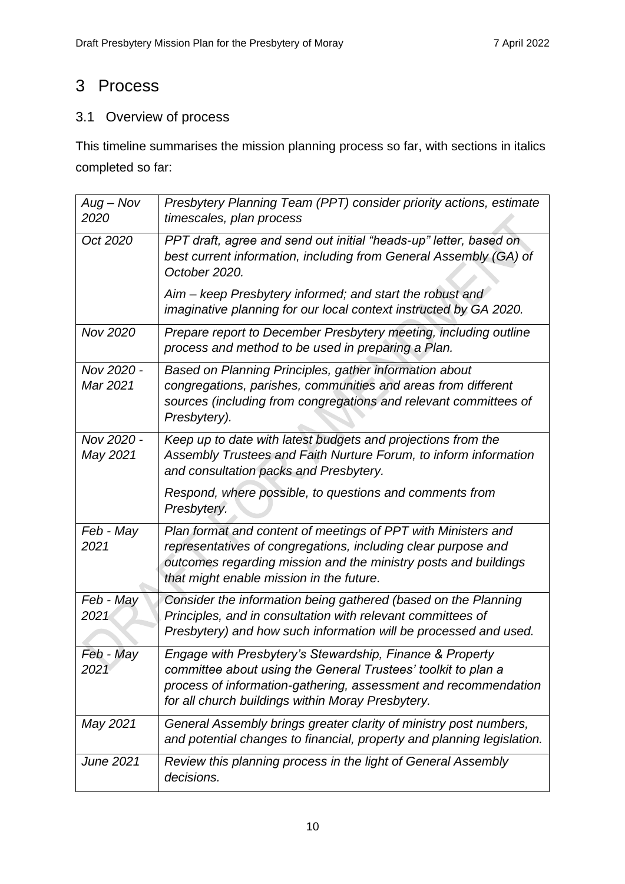# 3 Process

## 3.1 Overview of process

This timeline summarises the mission planning process so far, with sections in italics completed so far:

| | |
|---|---|
| *Aug – Nov 2020* | *Presbytery Planning Team (PPT) consider priority actions, estimate timescales, plan process* |
| *Oct 2020* | *PPT draft, agree and send out initial "heads-up" letter, based on best current information, including from General Assembly (GA) of October 2020.*<br><br>*Aim – keep Presbytery informed; and start the robust and imaginative planning for our local context instructed by GA 2020.* |
| *Nov 2020* | *Prepare report to December Presbytery meeting, including outline process and method to be used in preparing a Plan.* |
| *Nov 2020 - Mar 2021* | *Based on Planning Principles, gather information about congregations, parishes, communities and areas from different sources (including from congregations and relevant committees of Presbytery).* |
| *Nov 2020 - May 2021* | *Keep up to date with latest budgets and projections from the Assembly Trustees and Faith Nurture Forum, to inform information and consultation packs and Presbytery.*<br><br>*Respond, where possible, to questions and comments from Presbytery.* |
| *Feb - May 2021* | *Plan format and content of meetings of PPT with Ministers and representatives of congregations, including clear purpose and outcomes regarding mission and the ministry posts and buildings that might enable mission in the future.* |
| *Feb - May 2021* | *Consider the information being gathered (based on the Planning Principles, and in consultation with relevant committees of Presbytery) and how such information will be processed and used.* |
| *Feb - May 2021* | *Engage with Presbytery's Stewardship, Finance & Property committee about using the General Trustees' toolkit to plan a process of information-gathering, assessment and recommendation for all church buildings within Moray Presbytery.* |
| *May 2021* | *General Assembly brings greater clarity of ministry post numbers, and potential changes to financial, property and planning legislation.* |
| *June 2021* | *Review this planning process in the light of General Assembly decisions.* |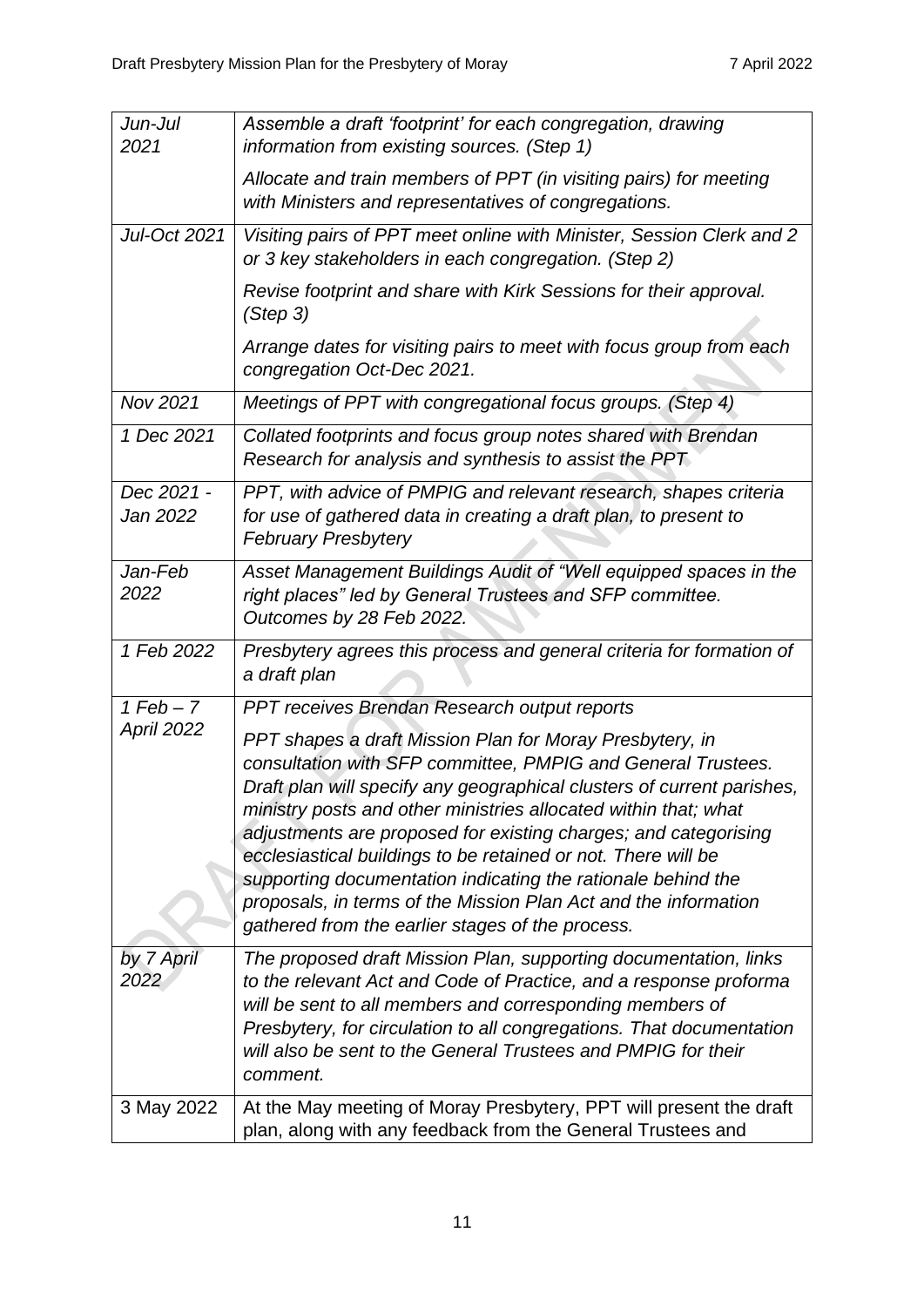| | |
|---|---|
| *Jun-Jul 2021* | *Assemble a draft 'footprint' for each congregation, drawing information from existing sources. (Step 1)*<br><br>*Allocate and train members of PPT (in visiting pairs) for meeting with Ministers and representatives of congregations.* |
| *Jul-Oct 2021* | *Visiting pairs of PPT meet online with Minister, Session Clerk and 2 or 3 key stakeholders in each congregation. (Step 2)*<br><br>*Revise footprint and share with Kirk Sessions for their approval. (Step 3)*<br><br>*Arrange dates for visiting pairs to meet with focus group from each congregation Oct-Dec 2021.* |
| *Nov 2021* | *Meetings of PPT with congregational focus groups. (Step 4)* |
| *1 Dec 2021* | *Collated footprints and focus group notes shared with Brendan Research for analysis and synthesis to assist the PPT* |
| *Dec 2021 - Jan 2022* | *PPT, with advice of PMPIG and relevant research, shapes criteria for use of gathered data in creating a draft plan, to present to February Presbytery* |
| *Jan-Feb 2022* | *Asset Management Buildings Audit of "Well equipped spaces in the right places" led by General Trustees and SFP committee. Outcomes by 28 Feb 2022.* |
| *1 Feb 2022* | *Presbytery agrees this process and general criteria for formation of a draft plan* |
| *1 Feb – 7 April 2022* | *PPT receives Brendan Research output reports*<br><br>*PPT shapes a draft Mission Plan for Moray Presbytery, in consultation with SFP committee, PMPIG and General Trustees. Draft plan will specify any geographical clusters of current parishes, ministry posts and other ministries allocated within that; what adjustments are proposed for existing charges; and categorising ecclesiastical buildings to be retained or not. There will be supporting documentation indicating the rationale behind the proposals, in terms of the Mission Plan Act and the information gathered from the earlier stages of the process.* |
| *by 7 April 2022* | *The proposed draft Mission Plan, supporting documentation, links to the relevant Act and Code of Practice, and a response proforma will be sent to all members and corresponding members of Presbytery, for circulation to all congregations. That documentation will also be sent to the General Trustees and PMPIG for their comment.* |
| 3 May 2022 | At the May meeting of Moray Presbytery, PPT will present the draft plan, along with any feedback from the General Trustees and |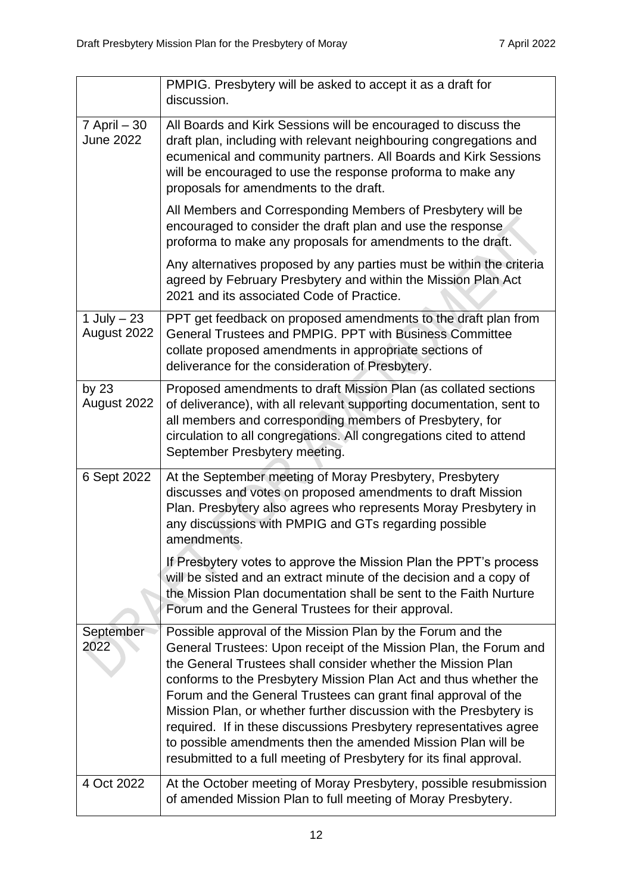| | |
|---|---|
| | PMPIG. Presbytery will be asked to accept it as a draft for discussion. |
| 7 April – 30 June 2022 | All Boards and Kirk Sessions will be encouraged to discuss the draft plan, including with relevant neighbouring congregations and ecumenical and community partners. All Boards and Kirk Sessions will be encouraged to use the response proforma to make any proposals for amendments to the draft.<br><br>All Members and Corresponding Members of Presbytery will be encouraged to consider the draft plan and use the response proforma to make any proposals for amendments to the draft.<br><br>Any alternatives proposed by any parties must be within the criteria agreed by February Presbytery and within the Mission Plan Act 2021 and its associated Code of Practice. |
| 1 July – 23 August 2022 | PPT get feedback on proposed amendments to the draft plan from General Trustees and PMPIG. PPT with Business Committee collate proposed amendments in appropriate sections of deliverance for the consideration of Presbytery. |
| by 23 August 2022 | Proposed amendments to draft Mission Plan (as collated sections of deliverance), with all relevant supporting documentation, sent to all members and corresponding members of Presbytery, for circulation to all congregations. All congregations cited to attend September Presbytery meeting. |
| 6 Sept 2022 | At the September meeting of Moray Presbytery, Presbytery discusses and votes on proposed amendments to draft Mission Plan. Presbytery also agrees who represents Moray Presbytery in any discussions with PMPIG and GTs regarding possible amendments.<br><br>If Presbytery votes to approve the Mission Plan the PPT's process will be sisted and an extract minute of the decision and a copy of the Mission Plan documentation shall be sent to the Faith Nurture Forum and the General Trustees for their approval. |
| September 2022 | Possible approval of the Mission Plan by the Forum and the General Trustees: Upon receipt of the Mission Plan, the Forum and the General Trustees shall consider whether the Mission Plan conforms to the Presbytery Mission Plan Act and thus whether the Forum and the General Trustees can grant final approval of the Mission Plan, or whether further discussion with the Presbytery is required. If in these discussions Presbytery representatives agree to possible amendments then the amended Mission Plan will be resubmitted to a full meeting of Presbytery for its final approval. |
| 4 Oct 2022 | At the October meeting of Moray Presbytery, possible resubmission of amended Mission Plan to full meeting of Moray Presbytery. |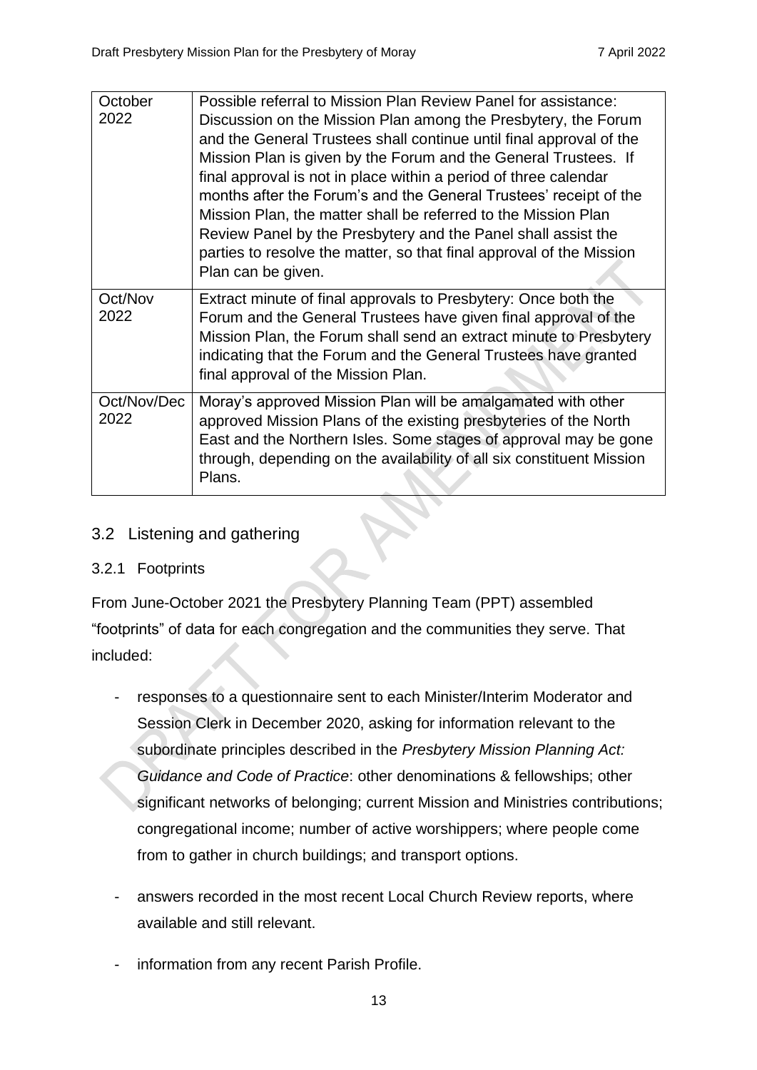| October 2022 | Possible referral to Mission Plan Review Panel for assistance: Discussion on the Mission Plan among the Presbytery, the Forum and the General Trustees shall continue until final approval of the Mission Plan is given by the Forum and the General Trustees. If final approval is not in place within a period of three calendar months after the Forum's and the General Trustees' receipt of the Mission Plan, the matter shall be referred to the Mission Plan Review Panel by the Presbytery and the Panel shall assist the parties to resolve the matter, so that final approval of the Mission Plan can be given. |
|---|---|
| Oct/Nov 2022 | Extract minute of final approvals to Presbytery: Once both the Forum and the General Trustees have given final approval of the Mission Plan, the Forum shall send an extract minute to Presbytery indicating that the Forum and the General Trustees have granted final approval of the Mission Plan. |
| Oct/Nov/Dec 2022 | Moray's approved Mission Plan will be amalgamated with other approved Mission Plans of the existing presbyteries of the North East and the Northern Isles. Some stages of approval may be gone through, depending on the availability of all six constituent Mission Plans. |

## 3.2 Listening and gathering

### 3.2.1 Footprints

From June-October 2021 the Presbytery Planning Team (PPT) assembled "footprints" of data for each congregation and the communities they serve. That included:

- responses to a questionnaire sent to each Minister/Interim Moderator and Session Clerk in December 2020, asking for information relevant to the subordinate principles described in the *Presbytery Mission Planning Act: Guidance and Code of Practice*: other denominations & fellowships; other significant networks of belonging; current Mission and Ministries contributions; congregational income; number of active worshippers; where people come from to gather in church buildings; and transport options.
- answers recorded in the most recent Local Church Review reports, where available and still relevant.
- information from any recent Parish Profile.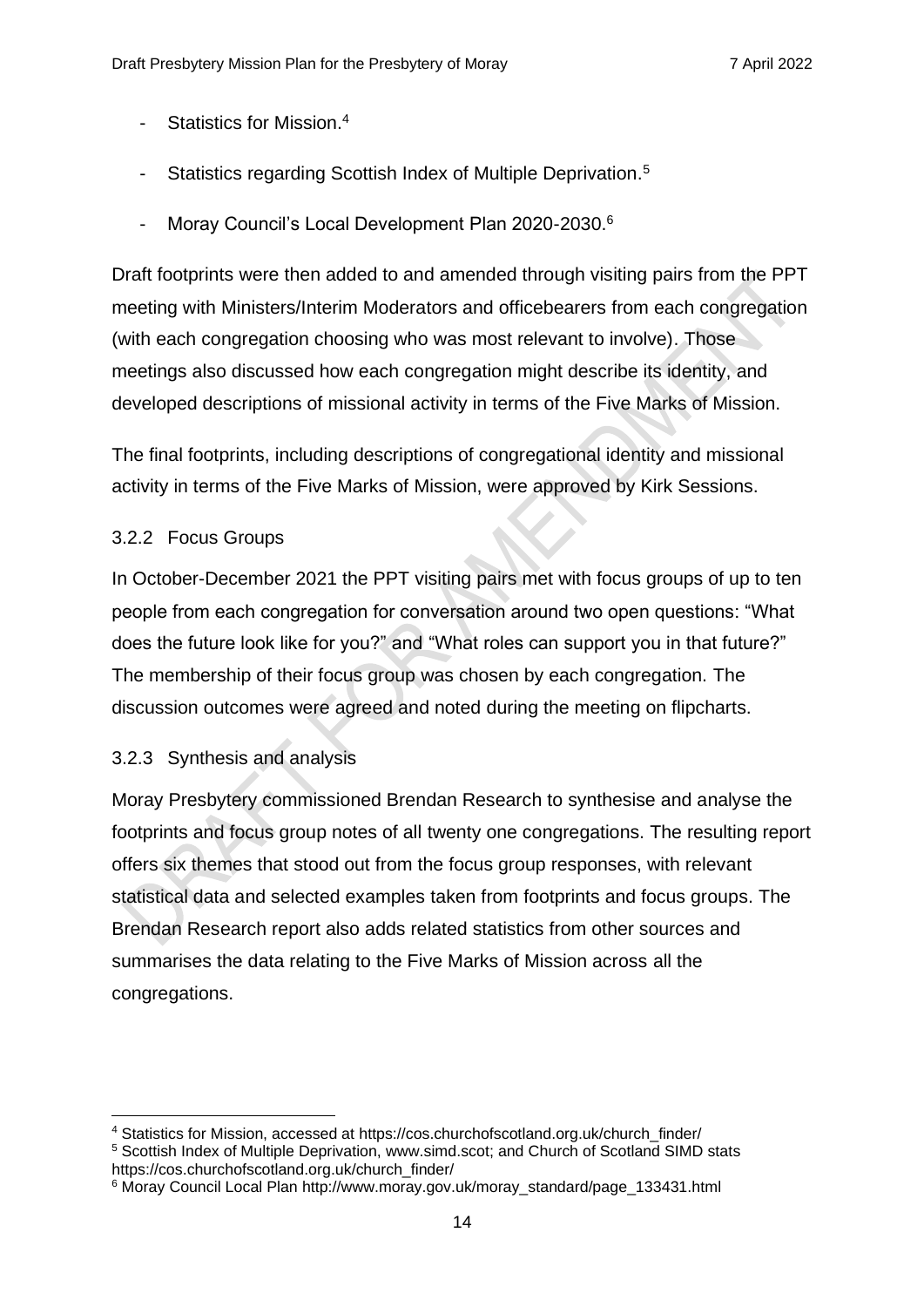- Statistics for Mission.[4]
- Statistics regarding Scottish Index of Multiple Deprivation.[5]
- Moray Council's Local Development Plan 2020-2030.[6]

Draft footprints were then added to and amended through visiting pairs from the PPT meeting with Ministers/Interim Moderators and officebearers from each congregation (with each congregation choosing who was most relevant to involve). Those meetings also discussed how each congregation might describe its identity, and developed descriptions of missional activity in terms of the Five Marks of Mission.

The final footprints, including descriptions of congregational identity and missional activity in terms of the Five Marks of Mission, were approved by Kirk Sessions.

### 3.2.2 Focus Groups

In October-December 2021 the PPT visiting pairs met with focus groups of up to ten people from each congregation for conversation around two open questions: "What does the future look like for you?" and "What roles can support you in that future?" The membership of their focus group was chosen by each congregation. The discussion outcomes were agreed and noted during the meeting on flipcharts.

### 3.2.3 Synthesis and analysis

Moray Presbytery commissioned Brendan Research to synthesise and analyse the footprints and focus group notes of all twenty one congregations. The resulting report offers six themes that stood out from the focus group responses, with relevant statistical data and selected examples taken from footprints and focus groups. The Brendan Research report also adds related statistics from other sources and summarises the data relating to the Five Marks of Mission across all the congregations.

---

[4] Statistics for Mission, accessed at https://cos.churchofscotland.org.uk/church_finder/

[5] Scottish Index of Multiple Deprivation, www.simd.scot; and Church of Scotland SIMD stats https://cos.churchofscotland.org.uk/church_finder/

[6] Moray Council Local Plan http://www.moray.gov.uk/moray_standard/page_133431.html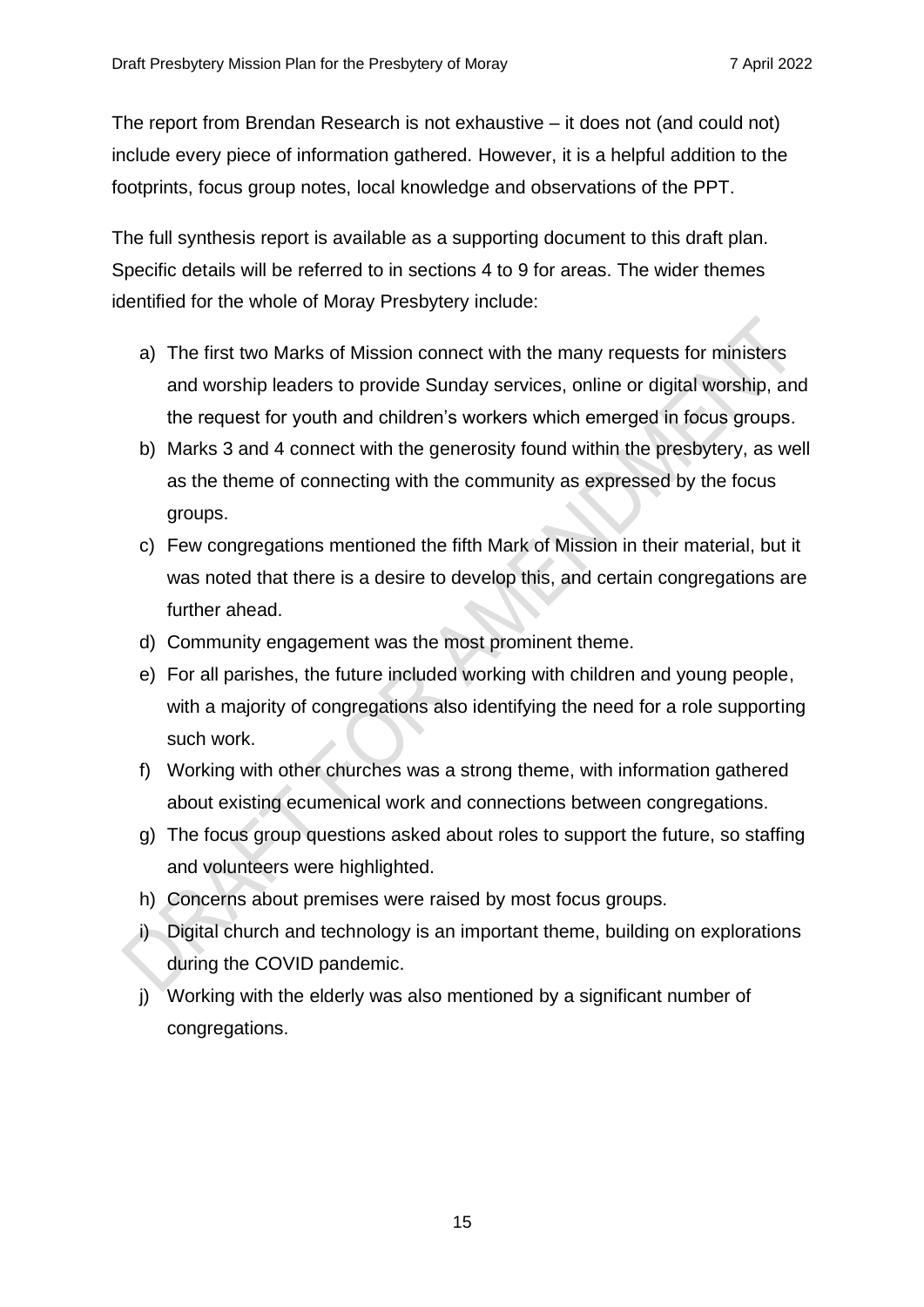The report from Brendan Research is not exhaustive – it does not (and could not) include every piece of information gathered. However, it is a helpful addition to the footprints, focus group notes, local knowledge and observations of the PPT.

The full synthesis report is available as a supporting document to this draft plan. Specific details will be referred to in sections 4 to 9 for areas. The wider themes identified for the whole of Moray Presbytery include:

a) The first two Marks of Mission connect with the many requests for ministers and worship leaders to provide Sunday services, online or digital worship, and the request for youth and children's workers which emerged in focus groups.
b) Marks 3 and 4 connect with the generosity found within the presbytery, as well as the theme of connecting with the community as expressed by the focus groups.
c) Few congregations mentioned the fifth Mark of Mission in their material, but it was noted that there is a desire to develop this, and certain congregations are further ahead.
d) Community engagement was the most prominent theme.
e) For all parishes, the future included working with children and young people, with a majority of congregations also identifying the need for a role supporting such work.
f) Working with other churches was a strong theme, with information gathered about existing ecumenical work and connections between congregations.
g) The focus group questions asked about roles to support the future, so staffing and volunteers were highlighted.
h) Concerns about premises were raised by most focus groups.
i) Digital church and technology is an important theme, building on explorations during the COVID pandemic.
j) Working with the elderly was also mentioned by a significant number of congregations.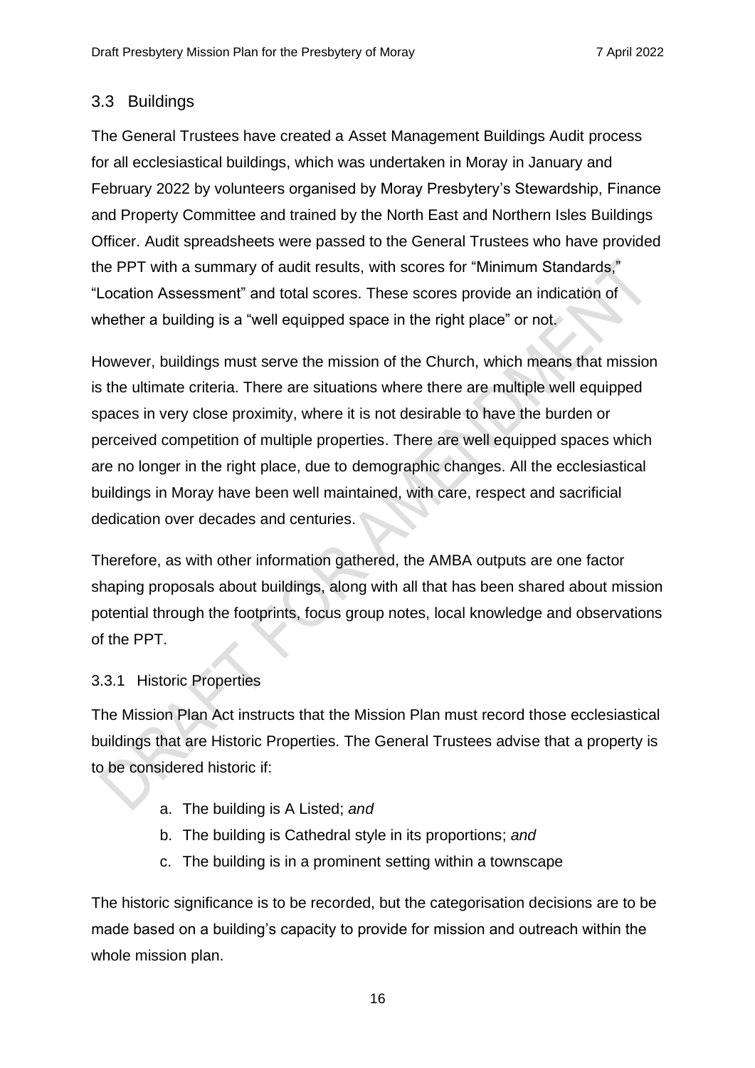## 3.3 Buildings

The General Trustees have created a Asset Management Buildings Audit process for all ecclesiastical buildings, which was undertaken in Moray in January and February 2022 by volunteers organised by Moray Presbytery's Stewardship, Finance and Property Committee and trained by the North East and Northern Isles Buildings Officer. Audit spreadsheets were passed to the General Trustees who have provided the PPT with a summary of audit results, with scores for "Minimum Standards," "Location Assessment" and total scores. These scores provide an indication of whether a building is a "well equipped space in the right place" or not.

However, buildings must serve the mission of the Church, which means that mission is the ultimate criteria. There are situations where there are multiple well equipped spaces in very close proximity, where it is not desirable to have the burden or perceived competition of multiple properties. There are well equipped spaces which are no longer in the right place, due to demographic changes. All the ecclesiastical buildings in Moray have been well maintained, with care, respect and sacrificial dedication over decades and centuries.

Therefore, as with other information gathered, the AMBA outputs are one factor shaping proposals about buildings, along with all that has been shared about mission potential through the footprints, focus group notes, local knowledge and observations of the PPT.

### 3.3.1 Historic Properties

The Mission Plan Act instructs that the Mission Plan must record those ecclesiastical buildings that are Historic Properties. The General Trustees advise that a property is to be considered historic if:

a. The building is A Listed; *and*
b. The building is Cathedral style in its proportions; *and*
c. The building is in a prominent setting within a townscape

The historic significance is to be recorded, but the categorisation decisions are to be made based on a building's capacity to provide for mission and outreach within the whole mission plan.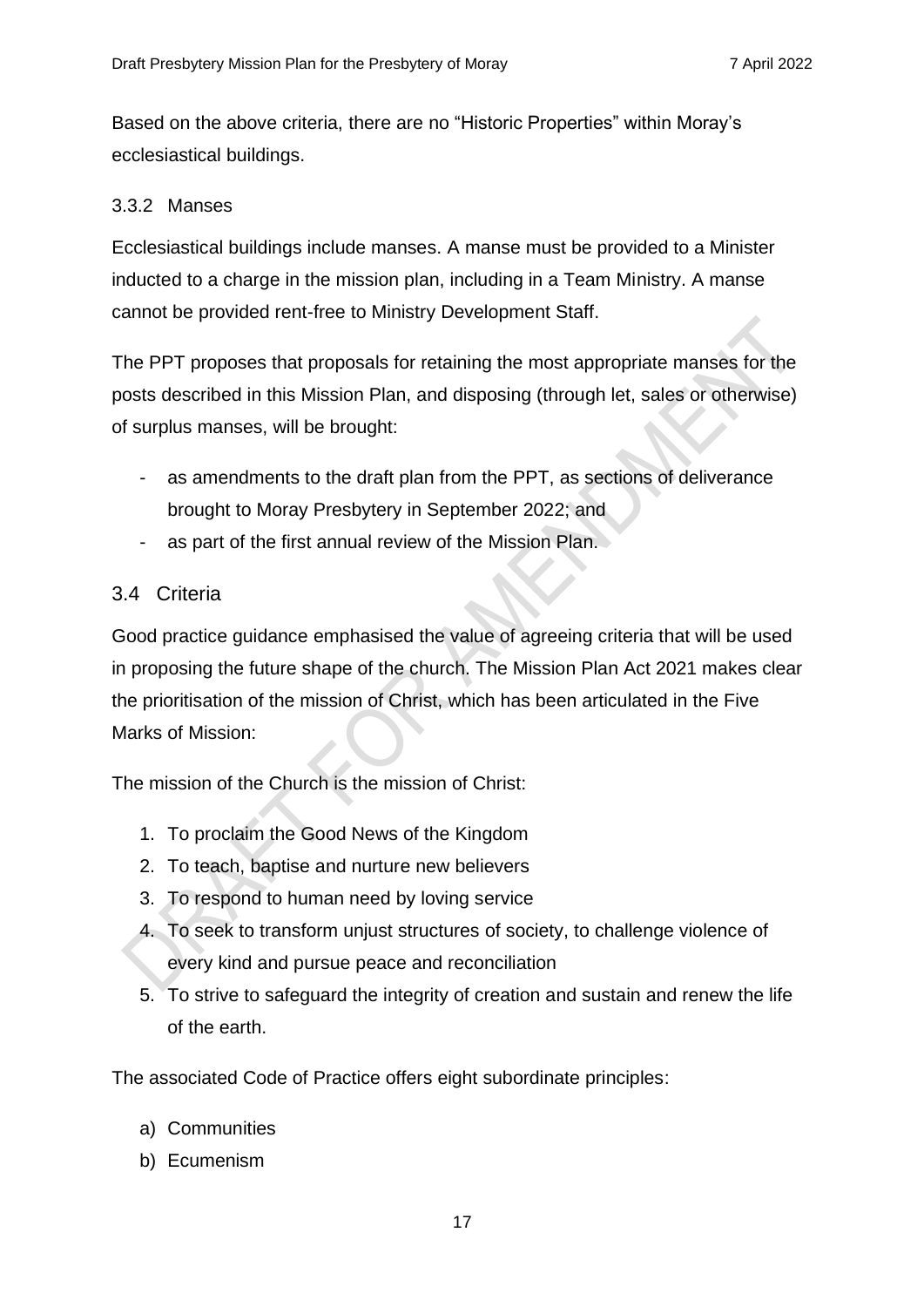Based on the above criteria, there are no "Historic Properties" within Moray's ecclesiastical buildings.

### 3.3.2 Manses

Ecclesiastical buildings include manses. A manse must be provided to a Minister inducted to a charge in the mission plan, including in a Team Ministry. A manse cannot be provided rent-free to Ministry Development Staff.

The PPT proposes that proposals for retaining the most appropriate manses for the posts described in this Mission Plan, and disposing (through let, sales or otherwise) of surplus manses, will be brought:

- as amendments to the draft plan from the PPT, as sections of deliverance brought to Moray Presbytery in September 2022; and
- as part of the first annual review of the Mission Plan.

## 3.4 Criteria

Good practice guidance emphasised the value of agreeing criteria that will be used in proposing the future shape of the church. The Mission Plan Act 2021 makes clear the prioritisation of the mission of Christ, which has been articulated in the Five Marks of Mission:

The mission of the Church is the mission of Christ:

1. To proclaim the Good News of the Kingdom
2. To teach, baptise and nurture new believers
3. To respond to human need by loving service
4. To seek to transform unjust structures of society, to challenge violence of every kind and pursue peace and reconciliation
5. To strive to safeguard the integrity of creation and sustain and renew the life of the earth.

The associated Code of Practice offers eight subordinate principles:

a) Communities
b) Ecumenism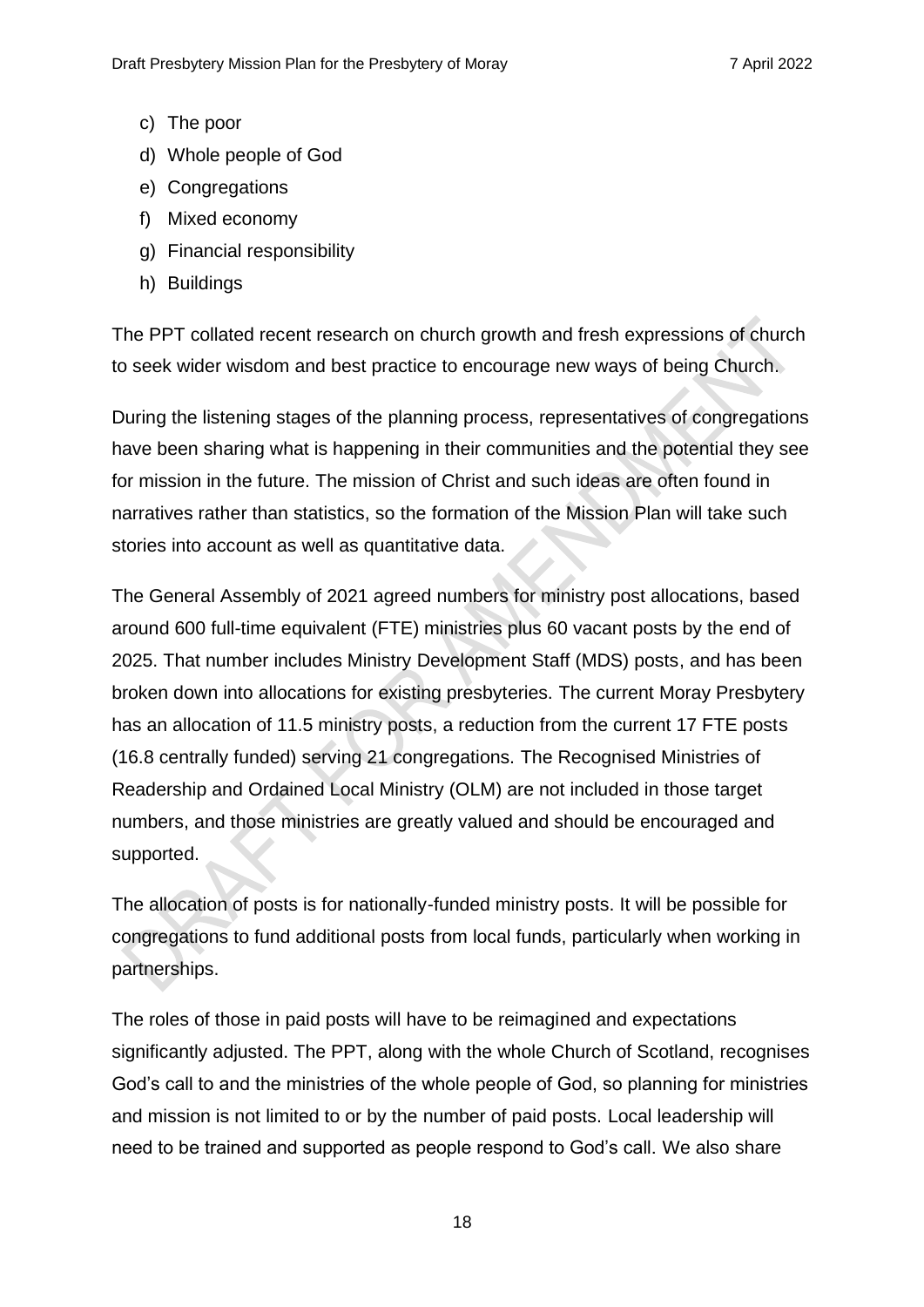c) The poor
d) Whole people of God
e) Congregations
f) Mixed economy
g) Financial responsibility
h) Buildings

The PPT collated recent research on church growth and fresh expressions of church to seek wider wisdom and best practice to encourage new ways of being Church.

During the listening stages of the planning process, representatives of congregations have been sharing what is happening in their communities and the potential they see for mission in the future. The mission of Christ and such ideas are often found in narratives rather than statistics, so the formation of the Mission Plan will take such stories into account as well as quantitative data.

The General Assembly of 2021 agreed numbers for ministry post allocations, based around 600 full-time equivalent (FTE) ministries plus 60 vacant posts by the end of 2025. That number includes Ministry Development Staff (MDS) posts, and has been broken down into allocations for existing presbyteries. The current Moray Presbytery has an allocation of 11.5 ministry posts, a reduction from the current 17 FTE posts (16.8 centrally funded) serving 21 congregations. The Recognised Ministries of Readership and Ordained Local Ministry (OLM) are not included in those target numbers, and those ministries are greatly valued and should be encouraged and supported.

The allocation of posts is for nationally-funded ministry posts. It will be possible for congregations to fund additional posts from local funds, particularly when working in partnerships.

The roles of those in paid posts will have to be reimagined and expectations significantly adjusted. The PPT, along with the whole Church of Scotland, recognises God's call to and the ministries of the whole people of God, so planning for ministries and mission is not limited to or by the number of paid posts. Local leadership will need to be trained and supported as people respond to God's call. We also share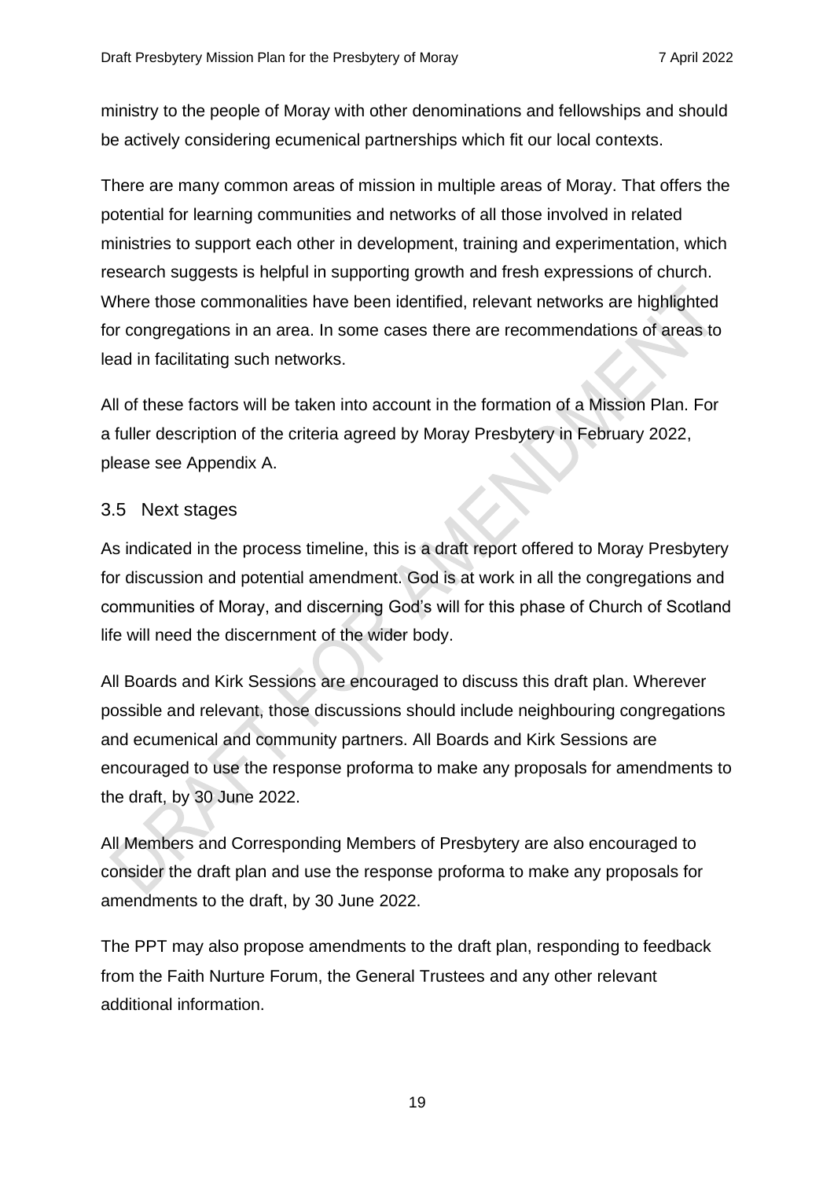ministry to the people of Moray with other denominations and fellowships and should be actively considering ecumenical partnerships which fit our local contexts.

There are many common areas of mission in multiple areas of Moray. That offers the potential for learning communities and networks of all those involved in related ministries to support each other in development, training and experimentation, which research suggests is helpful in supporting growth and fresh expressions of church. Where those commonalities have been identified, relevant networks are highlighted for congregations in an area. In some cases there are recommendations of areas to lead in facilitating such networks.

All of these factors will be taken into account in the formation of a Mission Plan. For a fuller description of the criteria agreed by Moray Presbytery in February 2022, please see Appendix A.

## 3.5 Next stages

As indicated in the process timeline, this is a draft report offered to Moray Presbytery for discussion and potential amendment. God is at work in all the congregations and communities of Moray, and discerning God's will for this phase of Church of Scotland life will need the discernment of the wider body.

All Boards and Kirk Sessions are encouraged to discuss this draft plan. Wherever possible and relevant, those discussions should include neighbouring congregations and ecumenical and community partners. All Boards and Kirk Sessions are encouraged to use the response proforma to make any proposals for amendments to the draft, by 30 June 2022.

All Members and Corresponding Members of Presbytery are also encouraged to consider the draft plan and use the response proforma to make any proposals for amendments to the draft, by 30 June 2022.

The PPT may also propose amendments to the draft plan, responding to feedback from the Faith Nurture Forum, the General Trustees and any other relevant additional information.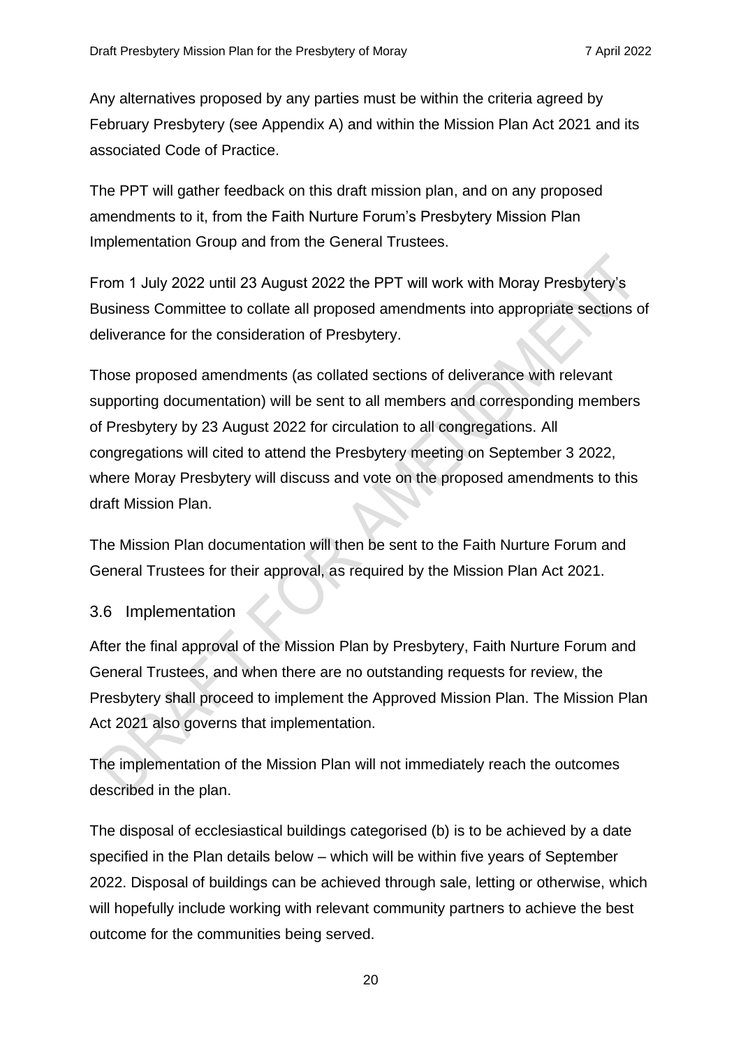Any alternatives proposed by any parties must be within the criteria agreed by February Presbytery (see Appendix A) and within the Mission Plan Act 2021 and its associated Code of Practice.

The PPT will gather feedback on this draft mission plan, and on any proposed amendments to it, from the Faith Nurture Forum's Presbytery Mission Plan Implementation Group and from the General Trustees.

From 1 July 2022 until 23 August 2022 the PPT will work with Moray Presbytery's Business Committee to collate all proposed amendments into appropriate sections of deliverance for the consideration of Presbytery.

Those proposed amendments (as collated sections of deliverance with relevant supporting documentation) will be sent to all members and corresponding members of Presbytery by 23 August 2022 for circulation to all congregations. All congregations will cited to attend the Presbytery meeting on September 3 2022, where Moray Presbytery will discuss and vote on the proposed amendments to this draft Mission Plan.

The Mission Plan documentation will then be sent to the Faith Nurture Forum and General Trustees for their approval, as required by the Mission Plan Act 2021.

### 3.6 Implementation

After the final approval of the Mission Plan by Presbytery, Faith Nurture Forum and General Trustees, and when there are no outstanding requests for review, the Presbytery shall proceed to implement the Approved Mission Plan. The Mission Plan Act 2021 also governs that implementation.

The implementation of the Mission Plan will not immediately reach the outcomes described in the plan.

The disposal of ecclesiastical buildings categorised (b) is to be achieved by a date specified in the Plan details below – which will be within five years of September 2022. Disposal of buildings can be achieved through sale, letting or otherwise, which will hopefully include working with relevant community partners to achieve the best outcome for the communities being served.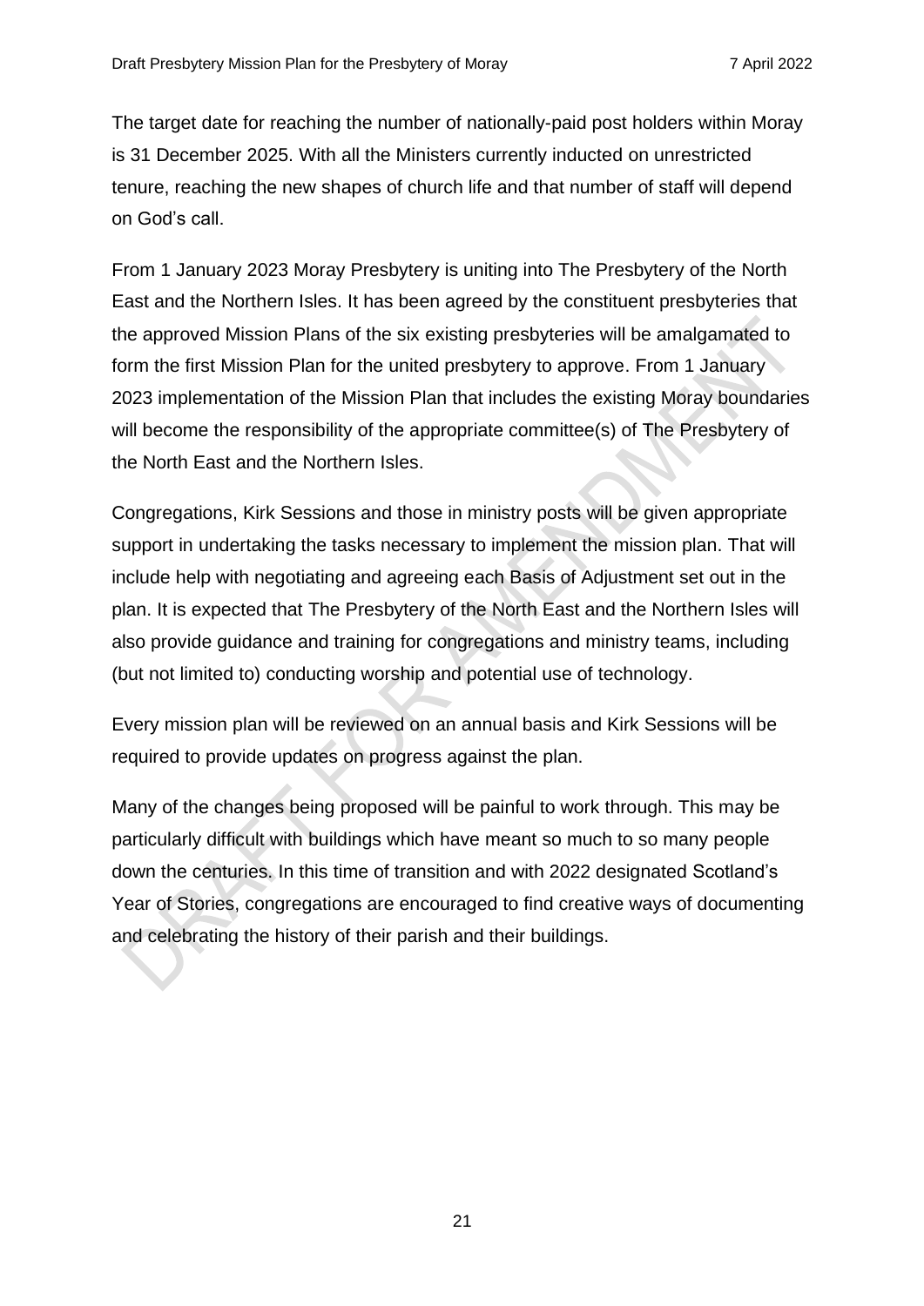The target date for reaching the number of nationally-paid post holders within Moray is 31 December 2025. With all the Ministers currently inducted on unrestricted tenure, reaching the new shapes of church life and that number of staff will depend on God's call.

From 1 January 2023 Moray Presbytery is uniting into The Presbytery of the North East and the Northern Isles. It has been agreed by the constituent presbyteries that the approved Mission Plans of the six existing presbyteries will be amalgamated to form the first Mission Plan for the united presbytery to approve. From 1 January 2023 implementation of the Mission Plan that includes the existing Moray boundaries will become the responsibility of the appropriate committee(s) of The Presbytery of the North East and the Northern Isles.

Congregations, Kirk Sessions and those in ministry posts will be given appropriate support in undertaking the tasks necessary to implement the mission plan. That will include help with negotiating and agreeing each Basis of Adjustment set out in the plan. It is expected that The Presbytery of the North East and the Northern Isles will also provide guidance and training for congregations and ministry teams, including (but not limited to) conducting worship and potential use of technology.

Every mission plan will be reviewed on an annual basis and Kirk Sessions will be required to provide updates on progress against the plan.

Many of the changes being proposed will be painful to work through. This may be particularly difficult with buildings which have meant so much to so many people down the centuries. In this time of transition and with 2022 designated Scotland's Year of Stories, congregations are encouraged to find creative ways of documenting and celebrating the history of their parish and their buildings.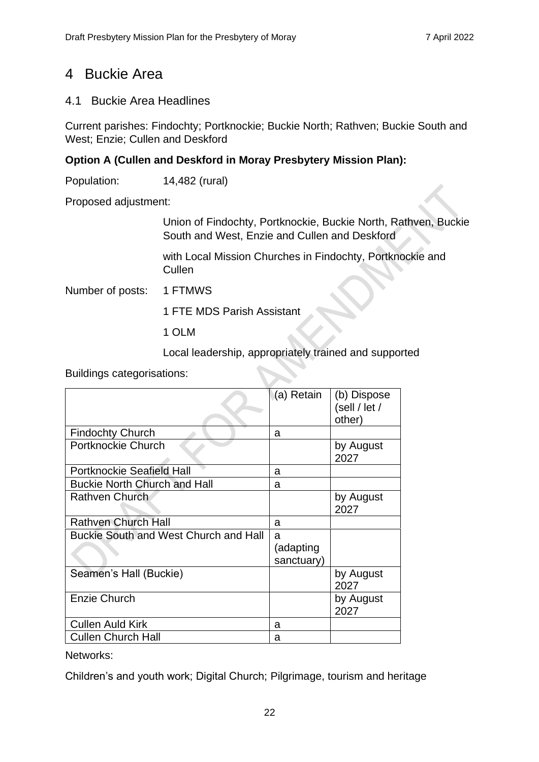# 4 Buckie Area

## 4.1 Buckie Area Headlines

Current parishes: Findochty; Portknockie; Buckie North; Rathven; Buckie South and West; Enzie; Cullen and Deskford

**Option A (Cullen and Deskford in Moray Presbytery Mission Plan):**

Population: 14,482 (rural)

Proposed adjustment:

Union of Findochty, Portknockie, Buckie North, Rathven, Buckie South and West, Enzie and Cullen and Deskford

with Local Mission Churches in Findochty, Portknockie and Cullen

Number of posts: 1 FTMWS

1 FTE MDS Parish Assistant

1 OLM

Local leadership, appropriately trained and supported

Buildings categorisations:

| | (a) Retain | (b) Dispose (sell / let / other) |
|---|---|---|
| Findochty Church | a | |
| Portknockie Church | | by August 2027 |
| Portknockie Seafield Hall | a | |
| Buckie North Church and Hall | a | |
| Rathven Church | | by August 2027 |
| Rathven Church Hall | a | |
| Buckie South and West Church and Hall | a (adapting sanctuary) | |
| Seamen's Hall (Buckie) | | by August 2027 |
| Enzie Church | | by August 2027 |
| Cullen Auld Kirk | a | |
| Cullen Church Hall | a | |

Networks:

Children's and youth work; Digital Church; Pilgrimage, tourism and heritage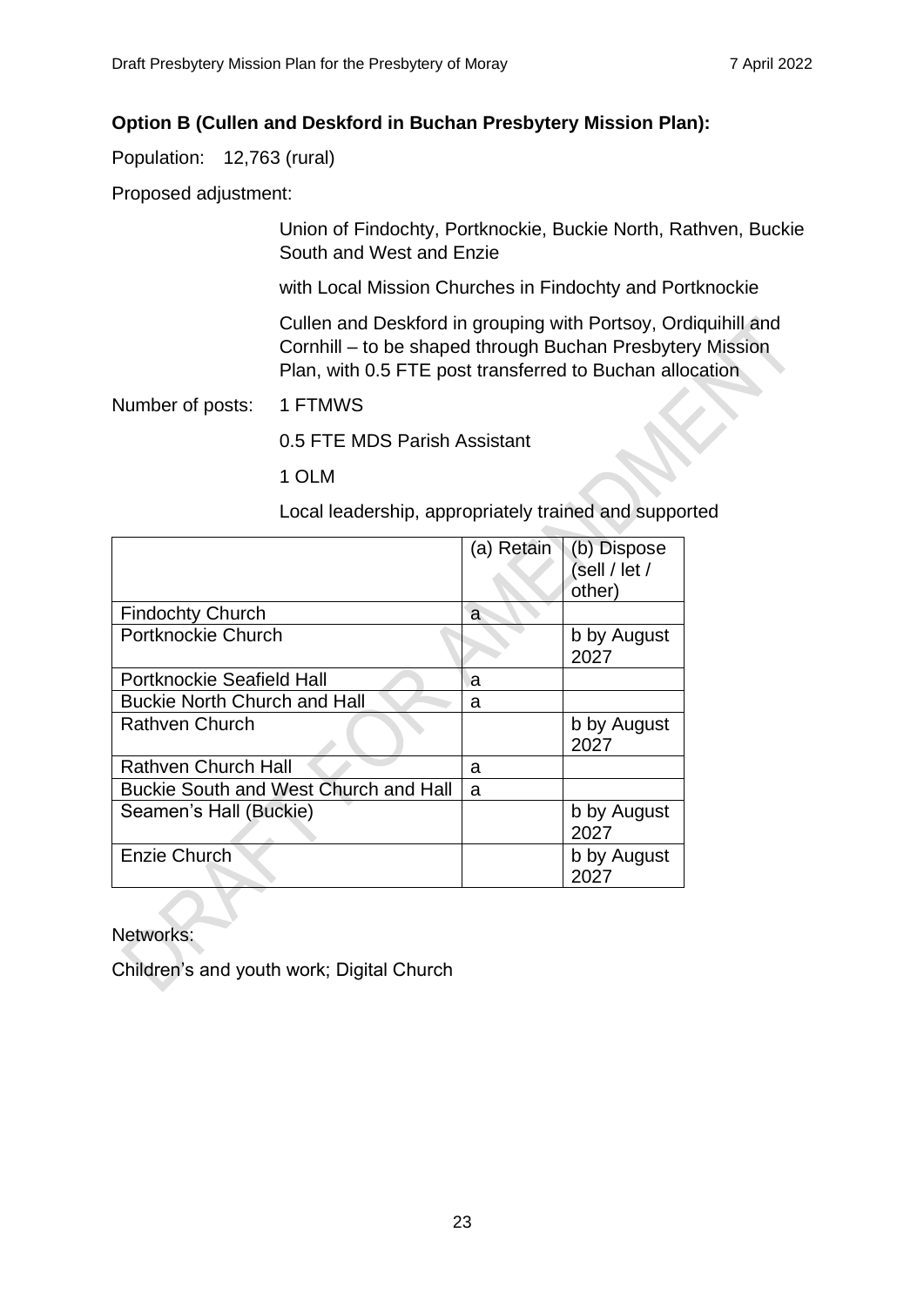**Option B (Cullen and Deskford in Buchan Presbytery Mission Plan):**

Population: 12,763 (rural)

Proposed adjustment:

Union of Findochty, Portknockie, Buckie North, Rathven, Buckie South and West and Enzie

with Local Mission Churches in Findochty and Portknockie

Cullen and Deskford in grouping with Portsoy, Ordiquihill and Cornhill – to be shaped through Buchan Presbytery Mission Plan, with 0.5 FTE post transferred to Buchan allocation

Number of posts: 1 FTMWS

0.5 FTE MDS Parish Assistant

1 OLM

Local leadership, appropriately trained and supported

| | (a) Retain | (b) Dispose (sell / let / other) |
|---|---|---|
| Findochty Church | a | |
| Portknockie Church | | b by August 2027 |
| Portknockie Seafield Hall | a | |
| Buckie North Church and Hall | a | |
| Rathven Church | | b by August 2027 |
| Rathven Church Hall | a | |
| Buckie South and West Church and Hall | a | |
| Seamen's Hall (Buckie) | | b by August 2027 |
| Enzie Church | | b by August 2027 |

Networks:

Children's and youth work; Digital Church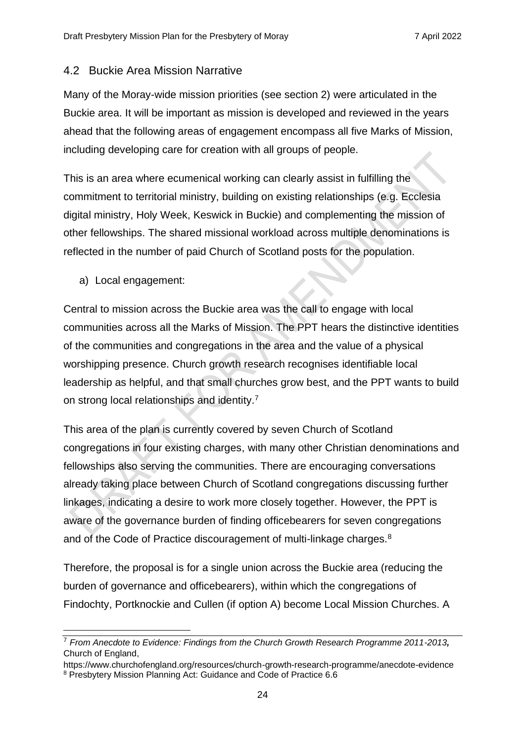## 4.2 Buckie Area Mission Narrative

Many of the Moray-wide mission priorities (see section 2) were articulated in the Buckie area. It will be important as mission is developed and reviewed in the years ahead that the following areas of engagement encompass all five Marks of Mission, including developing care for creation with all groups of people.

This is an area where ecumenical working can clearly assist in fulfilling the commitment to territorial ministry, building on existing relationships (e.g. Ecclesia digital ministry, Holy Week, Keswick in Buckie) and complementing the mission of other fellowships. The shared missional workload across multiple denominations is reflected in the number of paid Church of Scotland posts for the population.

a) Local engagement:

Central to mission across the Buckie area was the call to engage with local communities across all the Marks of Mission. The PPT hears the distinctive identities of the communities and congregations in the area and the value of a physical worshipping presence. Church growth research recognises identifiable local leadership as helpful, and that small churches grow best, and the PPT wants to build on strong local relationships and identity.[7]

This area of the plan is currently covered by seven Church of Scotland congregations in four existing charges, with many other Christian denominations and fellowships also serving the communities. There are encouraging conversations already taking place between Church of Scotland congregations discussing further linkages, indicating a desire to work more closely together. However, the PPT is aware of the governance burden of finding officebearers for seven congregations and of the Code of Practice discouragement of multi-linkage charges.[8]

Therefore, the proposal is for a single union across the Buckie area (reducing the burden of governance and officebearers), within which the congregations of Findochty, Portknockie and Cullen (if option A) become Local Mission Churches. A

---

[7] *From Anecdote to Evidence: Findings from the Church Growth Research Programme 2011-2013,* Church of England, https://www.churchofengland.org/resources/church-growth-research-programme/anecdote-evidence

[8] Presbytery Mission Planning Act: Guidance and Code of Practice 6.6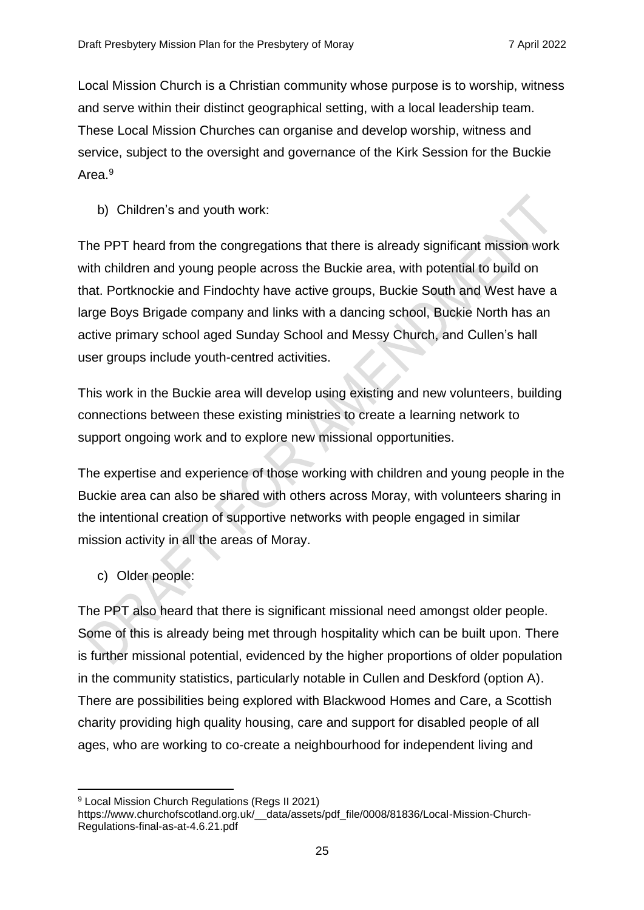Local Mission Church is a Christian community whose purpose is to worship, witness and serve within their distinct geographical setting, with a local leadership team. These Local Mission Churches can organise and develop worship, witness and service, subject to the oversight and governance of the Kirk Session for the Buckie Area.[9]

b) Children's and youth work:

The PPT heard from the congregations that there is already significant mission work with children and young people across the Buckie area, with potential to build on that. Portknockie and Findochty have active groups, Buckie South and West have a large Boys Brigade company and links with a dancing school, Buckie North has an active primary school aged Sunday School and Messy Church, and Cullen's hall user groups include youth-centred activities.

This work in the Buckie area will develop using existing and new volunteers, building connections between these existing ministries to create a learning network to support ongoing work and to explore new missional opportunities.

The expertise and experience of those working with children and young people in the Buckie area can also be shared with others across Moray, with volunteers sharing in the intentional creation of supportive networks with people engaged in similar mission activity in all the areas of Moray.

c) Older people:

The PPT also heard that there is significant missional need amongst older people. Some of this is already being met through hospitality which can be built upon. There is further missional potential, evidenced by the higher proportions of older population in the community statistics, particularly notable in Cullen and Deskford (option A). There are possibilities being explored with Blackwood Homes and Care, a Scottish charity providing high quality housing, care and support for disabled people of all ages, who are working to co-create a neighbourhood for independent living and

---

[9] Local Mission Church Regulations (Regs II 2021) https://www.churchofscotland.org.uk/__data/assets/pdf_file/0008/81836/Local-Mission-Church-Regulations-final-as-at-4.6.21.pdf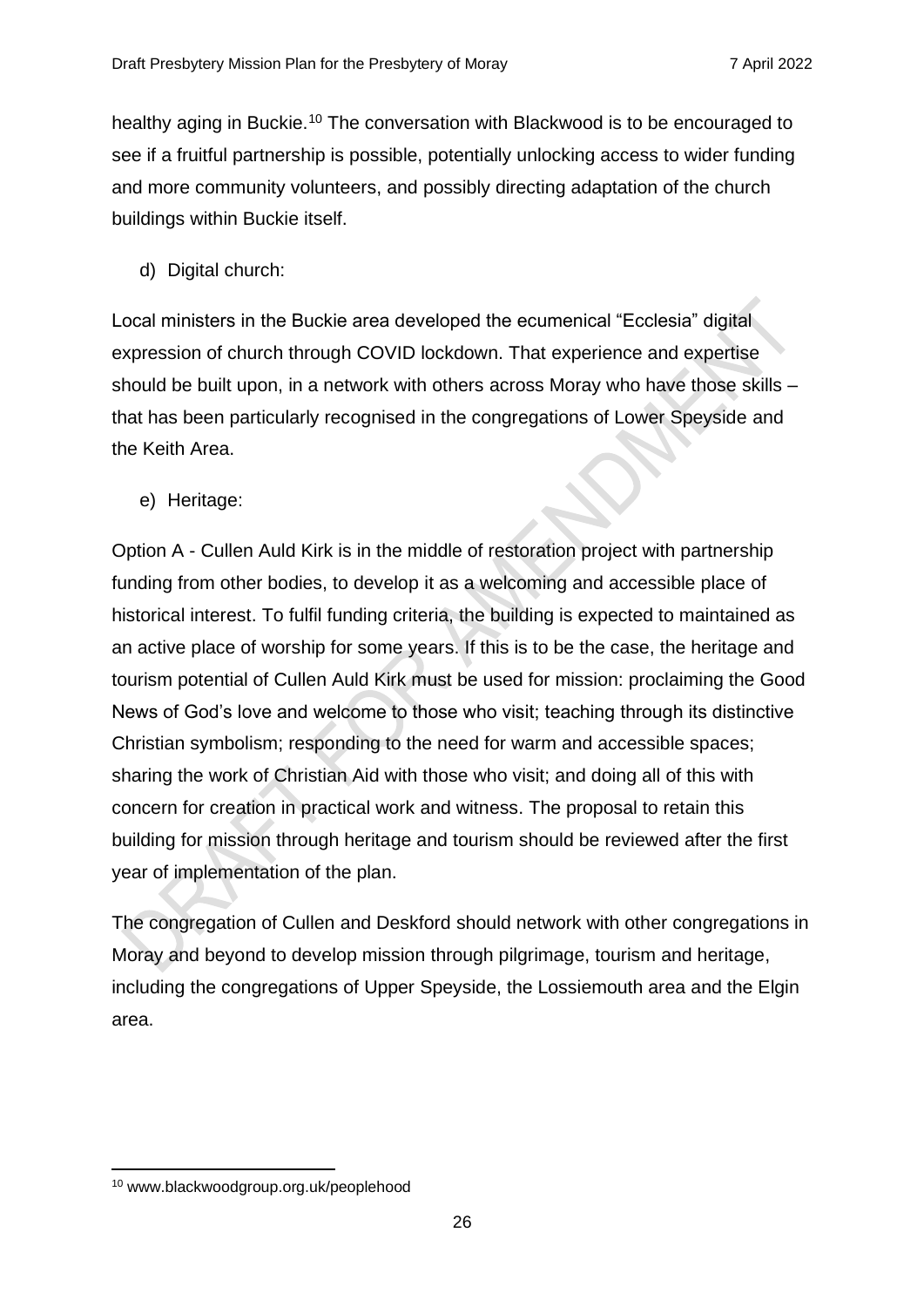healthy aging in Buckie.[10] The conversation with Blackwood is to be encouraged to see if a fruitful partnership is possible, potentially unlocking access to wider funding and more community volunteers, and possibly directing adaptation of the church buildings within Buckie itself.

d) Digital church:

Local ministers in the Buckie area developed the ecumenical "Ecclesia" digital expression of church through COVID lockdown. That experience and expertise should be built upon, in a network with others across Moray who have those skills – that has been particularly recognised in the congregations of Lower Speyside and the Keith Area.

e) Heritage:

Option A - Cullen Auld Kirk is in the middle of restoration project with partnership funding from other bodies, to develop it as a welcoming and accessible place of historical interest. To fulfil funding criteria, the building is expected to maintained as an active place of worship for some years. If this is to be the case, the heritage and tourism potential of Cullen Auld Kirk must be used for mission: proclaiming the Good News of God's love and welcome to those who visit; teaching through its distinctive Christian symbolism; responding to the need for warm and accessible spaces; sharing the work of Christian Aid with those who visit; and doing all of this with concern for creation in practical work and witness. The proposal to retain this building for mission through heritage and tourism should be reviewed after the first year of implementation of the plan.

The congregation of Cullen and Deskford should network with other congregations in Moray and beyond to develop mission through pilgrimage, tourism and heritage, including the congregations of Upper Speyside, the Lossiemouth area and the Elgin area.

[10] www.blackwoodgroup.org.uk/peoplehood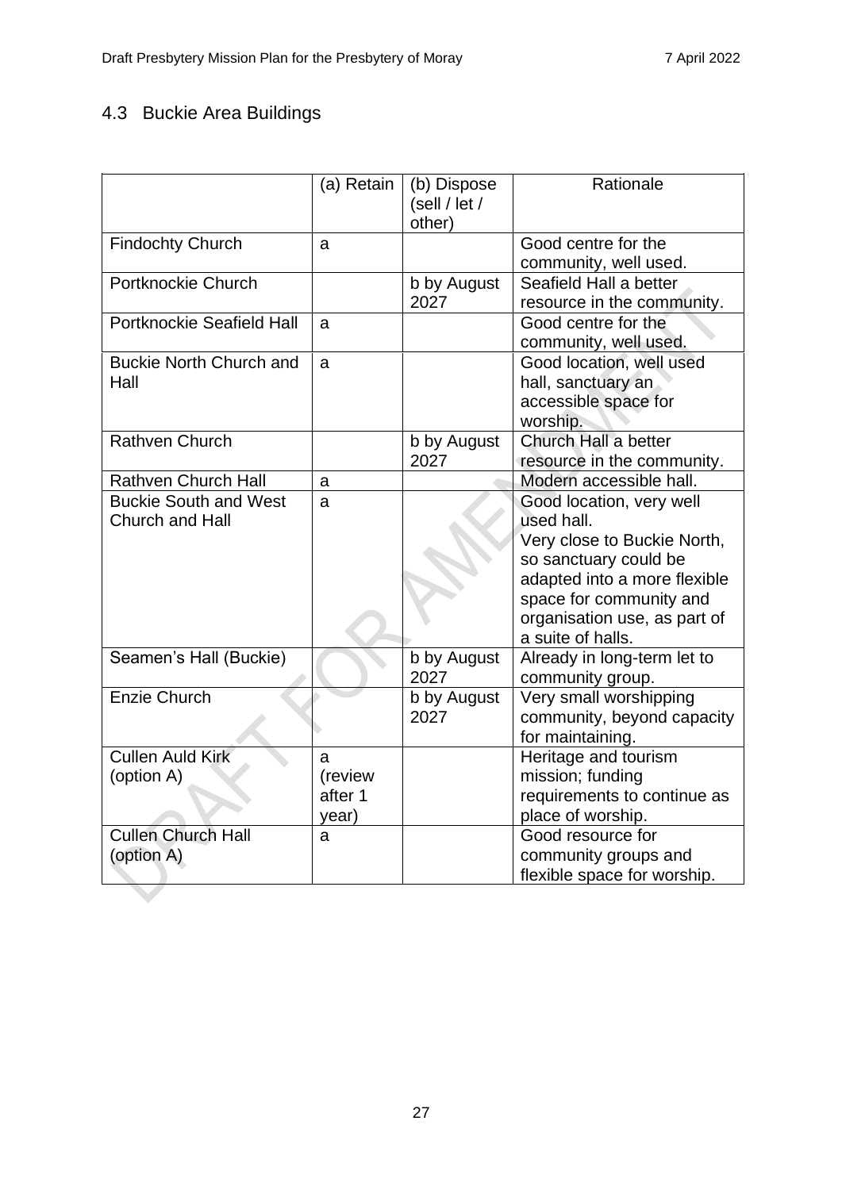## 4.3 Buckie Area Buildings

| | (a) Retain | (b) Dispose (sell / let / other) | Rationale |
|---|---|---|---|
| Findochty Church | a | | Good centre for the community, well used. |
| Portknockie Church | | b by August 2027 | Seafield Hall a better resource in the community. |
| Portknockie Seafield Hall | a | | Good centre for the community, well used. |
| Buckie North Church and Hall | a | | Good location, well used hall, sanctuary an accessible space for worship. |
| Rathven Church | | b by August 2027 | Church Hall a better resource in the community. |
| Rathven Church Hall | a | | Modern accessible hall. |
| Buckie South and West Church and Hall | a | | Good location, very well used hall.<br>Very close to Buckie North, so sanctuary could be adapted into a more flexible space for community and organisation use, as part of a suite of halls. |
| Seamen's Hall (Buckie) | | b by August 2027 | Already in long-term let to community group. |
| Enzie Church | | b by August 2027 | Very small worshipping community, beyond capacity for maintaining. |
| Cullen Auld Kirk (option A) | a (review after 1 year) | | Heritage and tourism mission; funding requirements to continue as place of worship. |
| Cullen Church Hall (option A) | a | | Good resource for community groups and flexible space for worship. |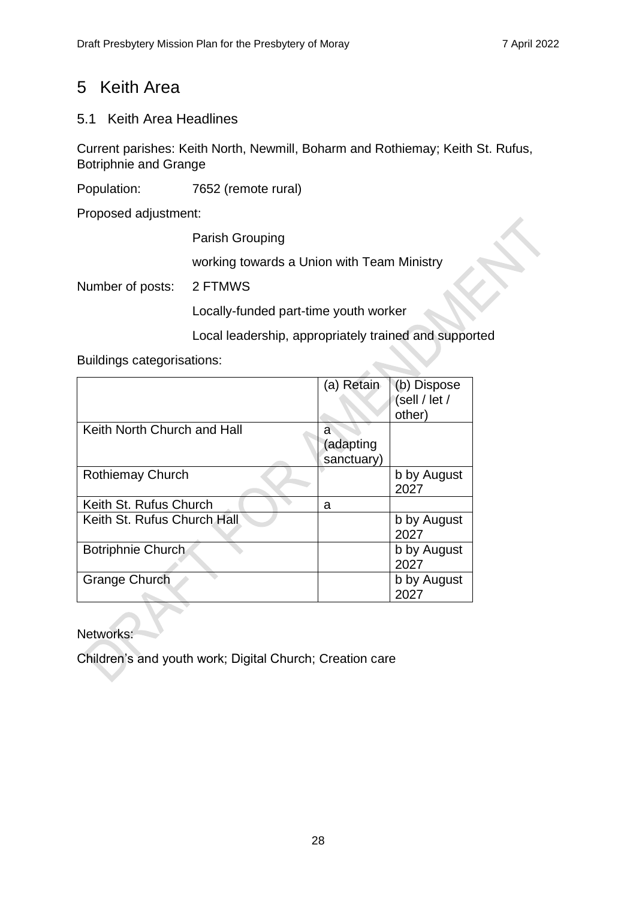# 5 Keith Area

## 5.1 Keith Area Headlines

Current parishes: Keith North, Newmill, Boharm and Rothiemay; Keith St. Rufus, Botriphnie and Grange

Population: 7652 (remote rural)

Proposed adjustment:

Parish Grouping

working towards a Union with Team Ministry

Number of posts: 2 FTMWS

Locally-funded part-time youth worker

Local leadership, appropriately trained and supported

Buildings categorisations:

| | (a) Retain | (b) Dispose (sell / let / other) |
|---|---|---|
| Keith North Church and Hall | a (adapting sanctuary) | |
| Rothiemay Church | | b by August 2027 |
| Keith St. Rufus Church | a | |
| Keith St. Rufus Church Hall | | b by August 2027 |
| Botriphnie Church | | b by August 2027 |
| Grange Church | | b by August 2027 |

Networks:

Children's and youth work; Digital Church; Creation care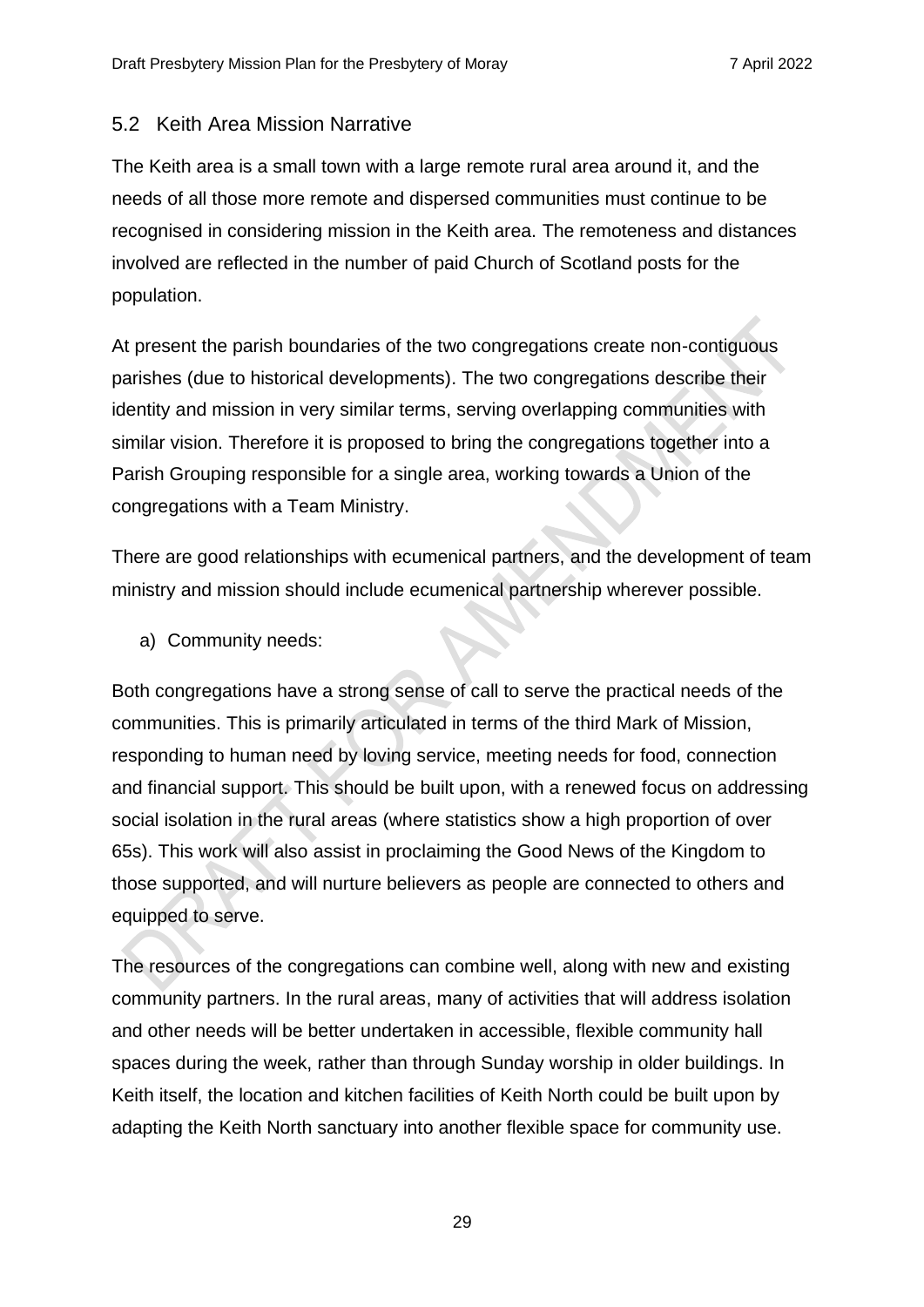## 5.2 Keith Area Mission Narrative

The Keith area is a small town with a large remote rural area around it, and the needs of all those more remote and dispersed communities must continue to be recognised in considering mission in the Keith area. The remoteness and distances involved are reflected in the number of paid Church of Scotland posts for the population.

At present the parish boundaries of the two congregations create non-contiguous parishes (due to historical developments). The two congregations describe their identity and mission in very similar terms, serving overlapping communities with similar vision. Therefore it is proposed to bring the congregations together into a Parish Grouping responsible for a single area, working towards a Union of the congregations with a Team Ministry.

There are good relationships with ecumenical partners, and the development of team ministry and mission should include ecumenical partnership wherever possible.

a) Community needs:

Both congregations have a strong sense of call to serve the practical needs of the communities. This is primarily articulated in terms of the third Mark of Mission, responding to human need by loving service, meeting needs for food, connection and financial support. This should be built upon, with a renewed focus on addressing social isolation in the rural areas (where statistics show a high proportion of over 65s). This work will also assist in proclaiming the Good News of the Kingdom to those supported, and will nurture believers as people are connected to others and equipped to serve.

The resources of the congregations can combine well, along with new and existing community partners. In the rural areas, many of activities that will address isolation and other needs will be better undertaken in accessible, flexible community hall spaces during the week, rather than through Sunday worship in older buildings. In Keith itself, the location and kitchen facilities of Keith North could be built upon by adapting the Keith North sanctuary into another flexible space for community use.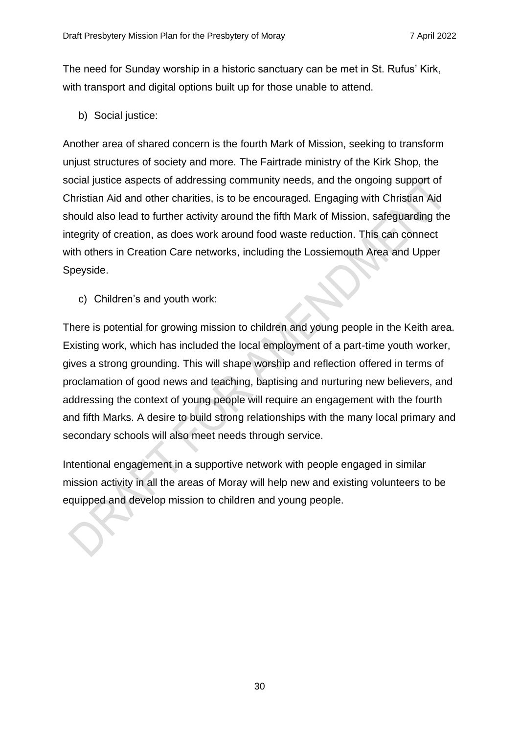The need for Sunday worship in a historic sanctuary can be met in St. Rufus' Kirk, with transport and digital options built up for those unable to attend.

b) Social justice:

Another area of shared concern is the fourth Mark of Mission, seeking to transform unjust structures of society and more. The Fairtrade ministry of the Kirk Shop, the social justice aspects of addressing community needs, and the ongoing support of Christian Aid and other charities, is to be encouraged. Engaging with Christian Aid should also lead to further activity around the fifth Mark of Mission, safeguarding the integrity of creation, as does work around food waste reduction. This can connect with others in Creation Care networks, including the Lossiemouth Area and Upper Speyside.

c) Children's and youth work:

There is potential for growing mission to children and young people in the Keith area. Existing work, which has included the local employment of a part-time youth worker, gives a strong grounding. This will shape worship and reflection offered in terms of proclamation of good news and teaching, baptising and nurturing new believers, and addressing the context of young people will require an engagement with the fourth and fifth Marks. A desire to build strong relationships with the many local primary and secondary schools will also meet needs through service.

Intentional engagement in a supportive network with people engaged in similar mission activity in all the areas of Moray will help new and existing volunteers to be equipped and develop mission to children and young people.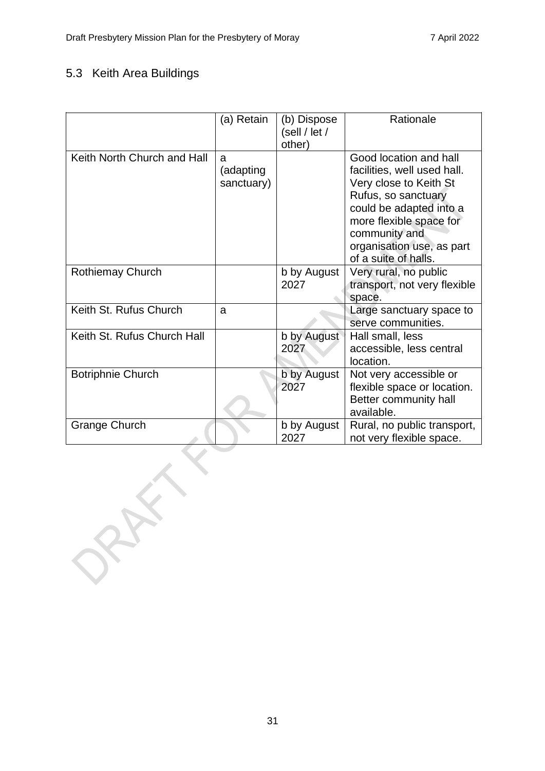## 5.3 Keith Area Buildings

| | (a) Retain | (b) Dispose (sell / let / other) | Rationale |
|---|---|---|---|
| Keith North Church and Hall | a (adapting sanctuary) | | Good location and hall facilities, well used hall. Very close to Keith St Rufus, so sanctuary could be adapted into a more flexible space for community and organisation use, as part of a suite of halls. |
| Rothiemay Church | | b by August 2027 | Very rural, no public transport, not very flexible space. |
| Keith St. Rufus Church | a | | Large sanctuary space to serve communities. |
| Keith St. Rufus Church Hall | | b by August 2027 | Hall small, less accessible, less central location. |
| Botriphnie Church | | b by August 2027 | Not very accessible or flexible space or location. Better community hall available. |
| Grange Church | | b by August 2027 | Rural, no public transport, not very flexible space. |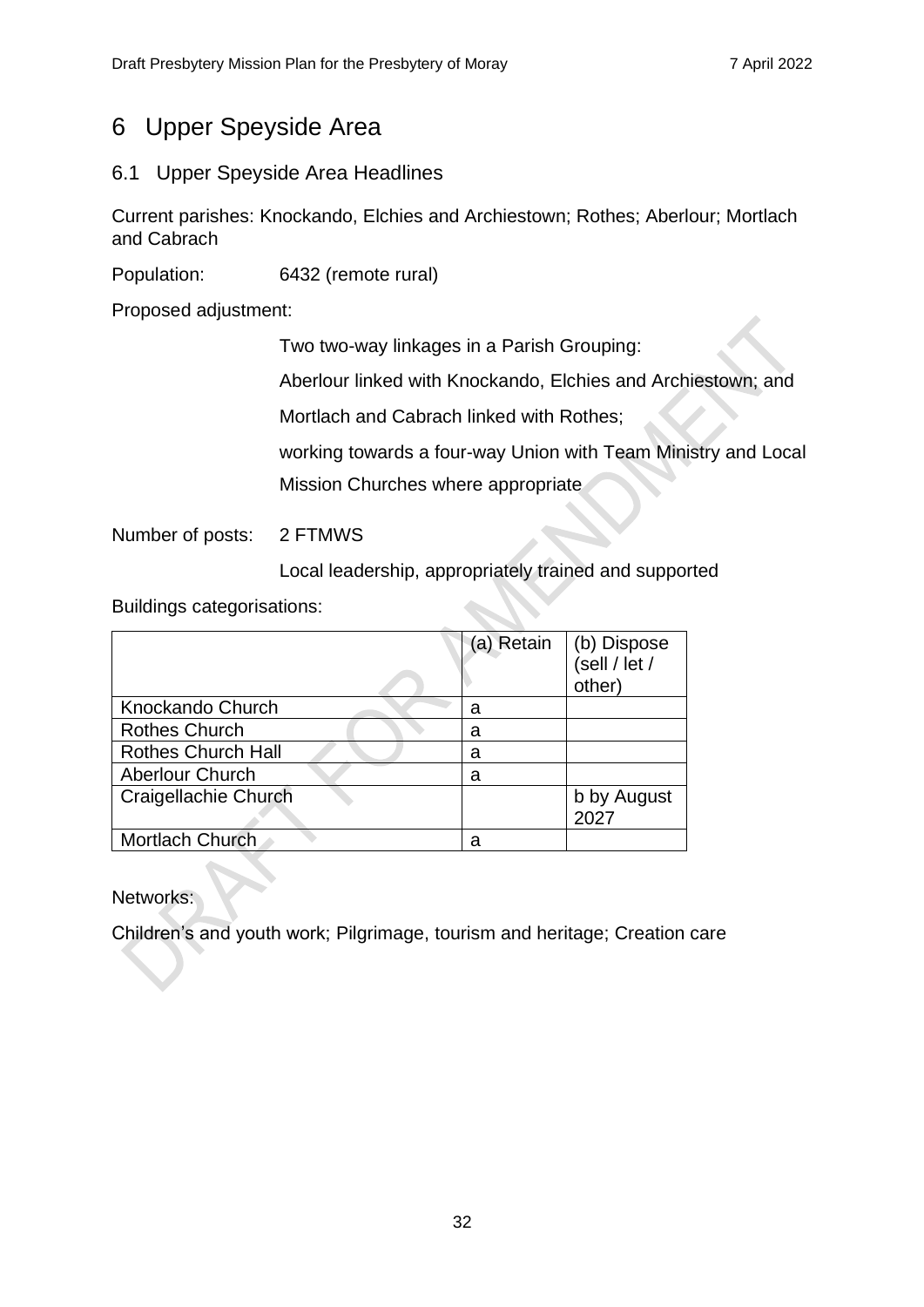# 6 Upper Speyside Area

## 6.1 Upper Speyside Area Headlines

Current parishes: Knockando, Elchies and Archiestown; Rothes; Aberlour; Mortlach and Cabrach

Population: 6432 (remote rural)

Proposed adjustment:

Two two-way linkages in a Parish Grouping:

Aberlour linked with Knockando, Elchies and Archiestown; and

Mortlach and Cabrach linked with Rothes;

working towards a four-way Union with Team Ministry and Local Mission Churches where appropriate

Number of posts: 2 FTMWS

Local leadership, appropriately trained and supported

Buildings categorisations:

| | (a) Retain | (b) Dispose (sell / let / other) |
|---|---|---|
| Knockando Church | a | |
| Rothes Church | a | |
| Rothes Church Hall | a | |
| Aberlour Church | a | |
| Craigellachie Church | | b by August 2027 |
| Mortlach Church | a | |

Networks:

Children's and youth work; Pilgrimage, tourism and heritage; Creation care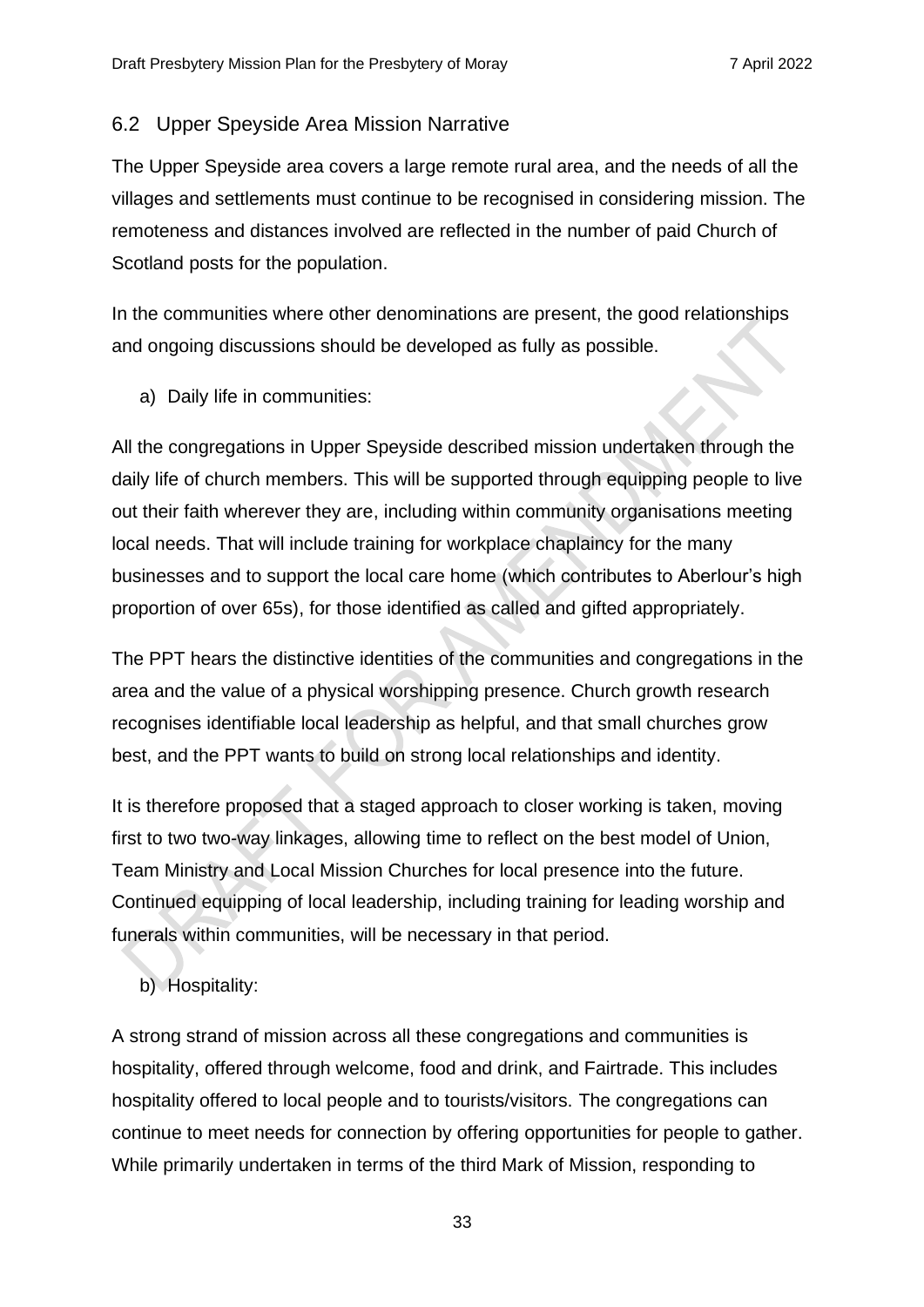## 6.2 Upper Speyside Area Mission Narrative

The Upper Speyside area covers a large remote rural area, and the needs of all the villages and settlements must continue to be recognised in considering mission. The remoteness and distances involved are reflected in the number of paid Church of Scotland posts for the population.

In the communities where other denominations are present, the good relationships and ongoing discussions should be developed as fully as possible.

a) Daily life in communities:

All the congregations in Upper Speyside described mission undertaken through the daily life of church members. This will be supported through equipping people to live out their faith wherever they are, including within community organisations meeting local needs. That will include training for workplace chaplaincy for the many businesses and to support the local care home (which contributes to Aberlour's high proportion of over 65s), for those identified as called and gifted appropriately.

The PPT hears the distinctive identities of the communities and congregations in the area and the value of a physical worshipping presence. Church growth research recognises identifiable local leadership as helpful, and that small churches grow best, and the PPT wants to build on strong local relationships and identity.

It is therefore proposed that a staged approach to closer working is taken, moving first to two two-way linkages, allowing time to reflect on the best model of Union, Team Ministry and Local Mission Churches for local presence into the future. Continued equipping of local leadership, including training for leading worship and funerals within communities, will be necessary in that period.

b) Hospitality:

A strong strand of mission across all these congregations and communities is hospitality, offered through welcome, food and drink, and Fairtrade. This includes hospitality offered to local people and to tourists/visitors. The congregations can continue to meet needs for connection by offering opportunities for people to gather. While primarily undertaken in terms of the third Mark of Mission, responding to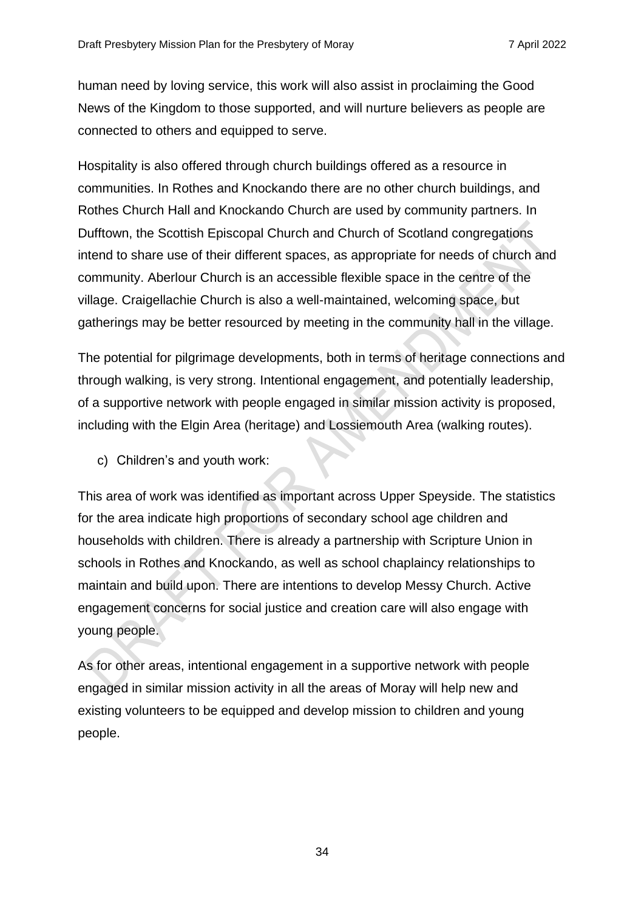human need by loving service, this work will also assist in proclaiming the Good News of the Kingdom to those supported, and will nurture believers as people are connected to others and equipped to serve.

Hospitality is also offered through church buildings offered as a resource in communities. In Rothes and Knockando there are no other church buildings, and Rothes Church Hall and Knockando Church are used by community partners. In Dufftown, the Scottish Episcopal Church and Church of Scotland congregations intend to share use of their different spaces, as appropriate for needs of church and community. Aberlour Church is an accessible flexible space in the centre of the village. Craigellachie Church is also a well-maintained, welcoming space, but gatherings may be better resourced by meeting in the community hall in the village.

The potential for pilgrimage developments, both in terms of heritage connections and through walking, is very strong. Intentional engagement, and potentially leadership, of a supportive network with people engaged in similar mission activity is proposed, including with the Elgin Area (heritage) and Lossiemouth Area (walking routes).

c) Children's and youth work:

This area of work was identified as important across Upper Speyside. The statistics for the area indicate high proportions of secondary school age children and households with children. There is already a partnership with Scripture Union in schools in Rothes and Knockando, as well as school chaplaincy relationships to maintain and build upon. There are intentions to develop Messy Church. Active engagement concerns for social justice and creation care will also engage with young people.

As for other areas, intentional engagement in a supportive network with people engaged in similar mission activity in all the areas of Moray will help new and existing volunteers to be equipped and develop mission to children and young people.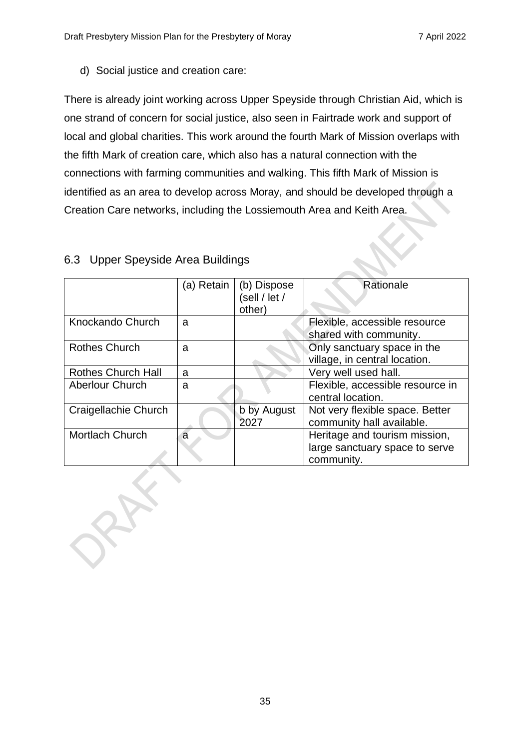d) Social justice and creation care:

There is already joint working across Upper Speyside through Christian Aid, which is one strand of concern for social justice, also seen in Fairtrade work and support of local and global charities. This work around the fourth Mark of Mission overlaps with the fifth Mark of creation care, which also has a natural connection with the connections with farming communities and walking. This fifth Mark of Mission is identified as an area to develop across Moray, and should be developed through a Creation Care networks, including the Lossiemouth Area and Keith Area.

## 6.3 Upper Speyside Area Buildings

| | (a) Retain | (b) Dispose (sell / let / other) | Rationale |
|---|---|---|---|
| Knockando Church | a | | Flexible, accessible resource shared with community. |
| Rothes Church | a | | Only sanctuary space in the village, in central location. |
| Rothes Church Hall | a | | Very well used hall. |
| Aberlour Church | a | | Flexible, accessible resource in central location. |
| Craigellachie Church | | b by August 2027 | Not very flexible space. Better community hall available. |
| Mortlach Church | a | | Heritage and tourism mission, large sanctuary space to serve community. |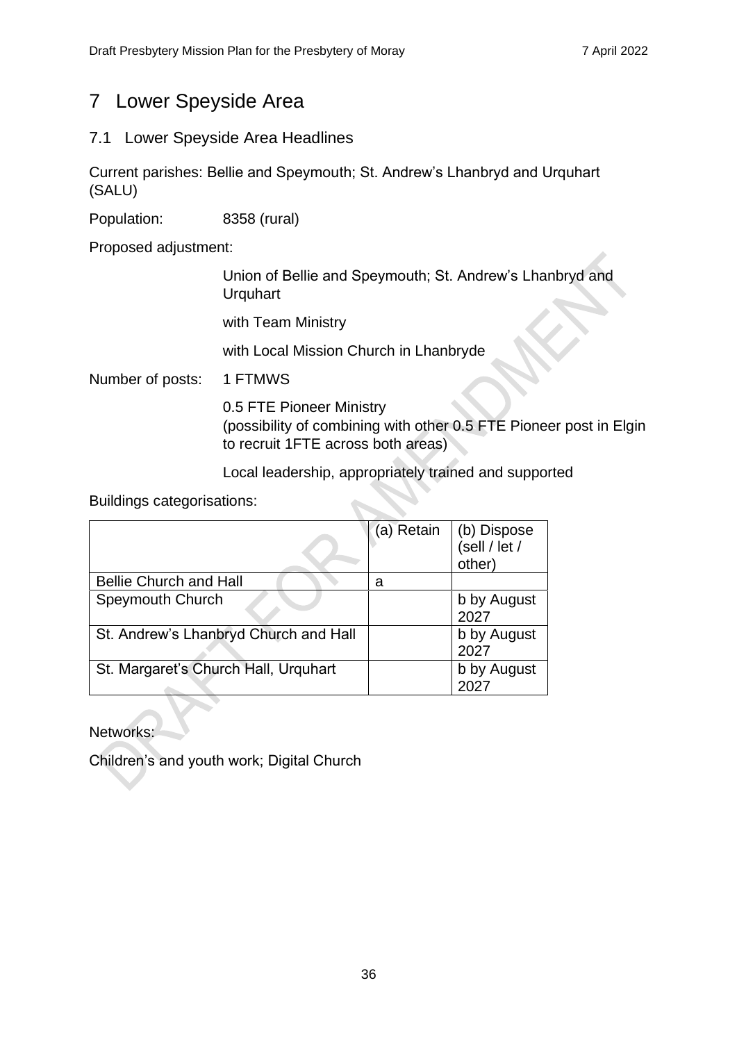# 7 Lower Speyside Area

## 7.1 Lower Speyside Area Headlines

Current parishes: Bellie and Speymouth; St. Andrew's Lhanbryd and Urquhart (SALU)

Population: 8358 (rural)

Proposed adjustment:

Union of Bellie and Speymouth; St. Andrew's Lhanbryd and Urquhart

with Team Ministry

with Local Mission Church in Lhanbryde

Number of posts: 1 FTMWS

0.5 FTE Pioneer Ministry
(possibility of combining with other 0.5 FTE Pioneer post in Elgin to recruit 1FTE across both areas)

Local leadership, appropriately trained and supported

Buildings categorisations:

| | (a) Retain | (b) Dispose (sell / let / other) |
|---|---|---|
| Bellie Church and Hall | a | |
| Speymouth Church | | b by August 2027 |
| St. Andrew's Lhanbryd Church and Hall | | b by August 2027 |
| St. Margaret's Church Hall, Urquhart | | b by August 2027 |

Networks:

Children's and youth work; Digital Church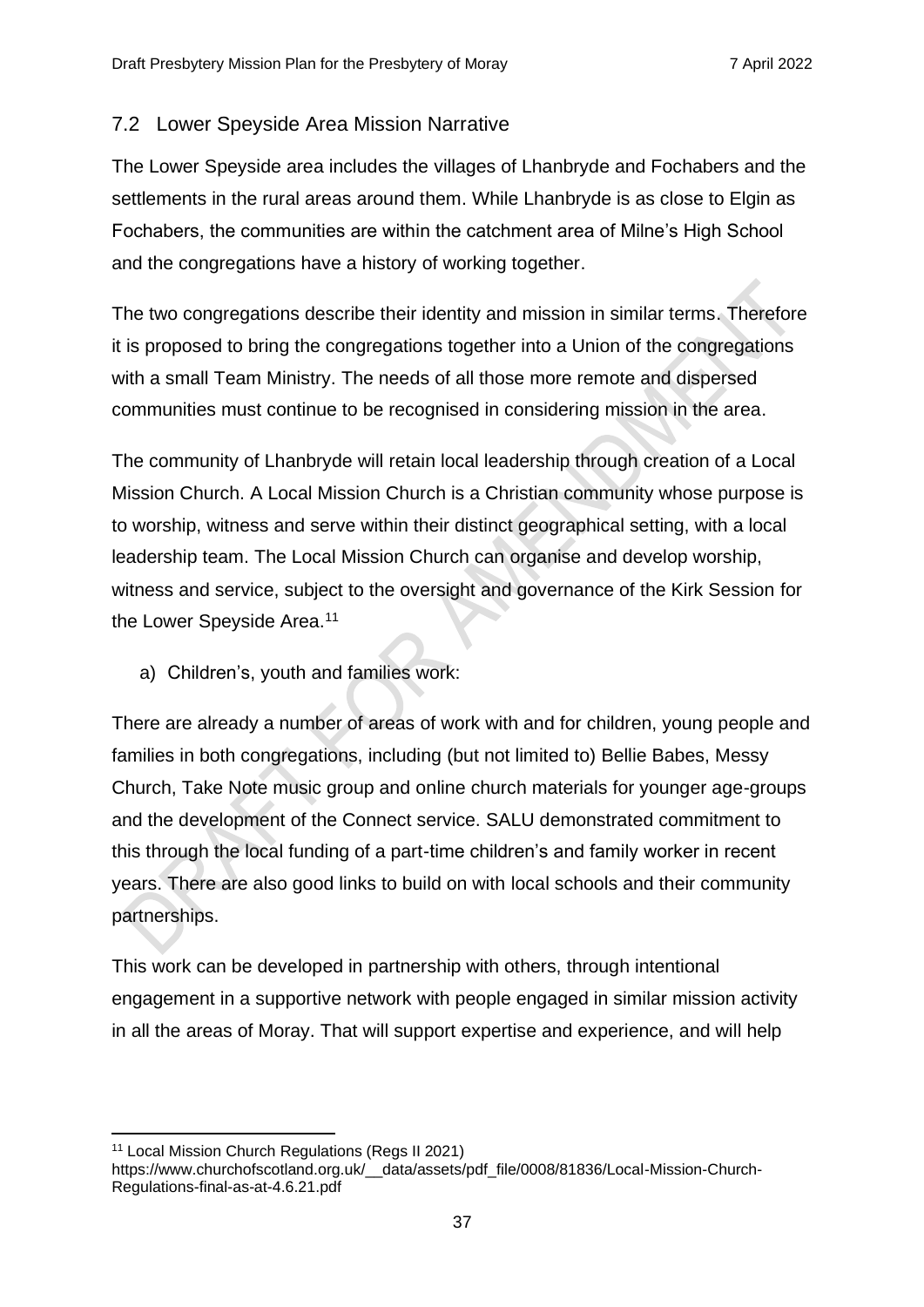## 7.2 Lower Speyside Area Mission Narrative

The Lower Speyside area includes the villages of Lhanbryde and Fochabers and the settlements in the rural areas around them. While Lhanbryde is as close to Elgin as Fochabers, the communities are within the catchment area of Milne's High School and the congregations have a history of working together.

The two congregations describe their identity and mission in similar terms. Therefore it is proposed to bring the congregations together into a Union of the congregations with a small Team Ministry. The needs of all those more remote and dispersed communities must continue to be recognised in considering mission in the area.

The community of Lhanbryde will retain local leadership through creation of a Local Mission Church. A Local Mission Church is a Christian community whose purpose is to worship, witness and serve within their distinct geographical setting, with a local leadership team. The Local Mission Church can organise and develop worship, witness and service, subject to the oversight and governance of the Kirk Session for the Lower Speyside Area.[11]

a) Children's, youth and families work:

There are already a number of areas of work with and for children, young people and families in both congregations, including (but not limited to) Bellie Babes, Messy Church, Take Note music group and online church materials for younger age-groups and the development of the Connect service. SALU demonstrated commitment to this through the local funding of a part-time children's and family worker in recent years. There are also good links to build on with local schools and their community partnerships.

This work can be developed in partnership with others, through intentional engagement in a supportive network with people engaged in similar mission activity in all the areas of Moray. That will support expertise and experience, and will help

---

[11] Local Mission Church Regulations (Regs II 2021) https://www.churchofscotland.org.uk/__data/assets/pdf_file/0008/81836/Local-Mission-Church-Regulations-final-as-at-4.6.21.pdf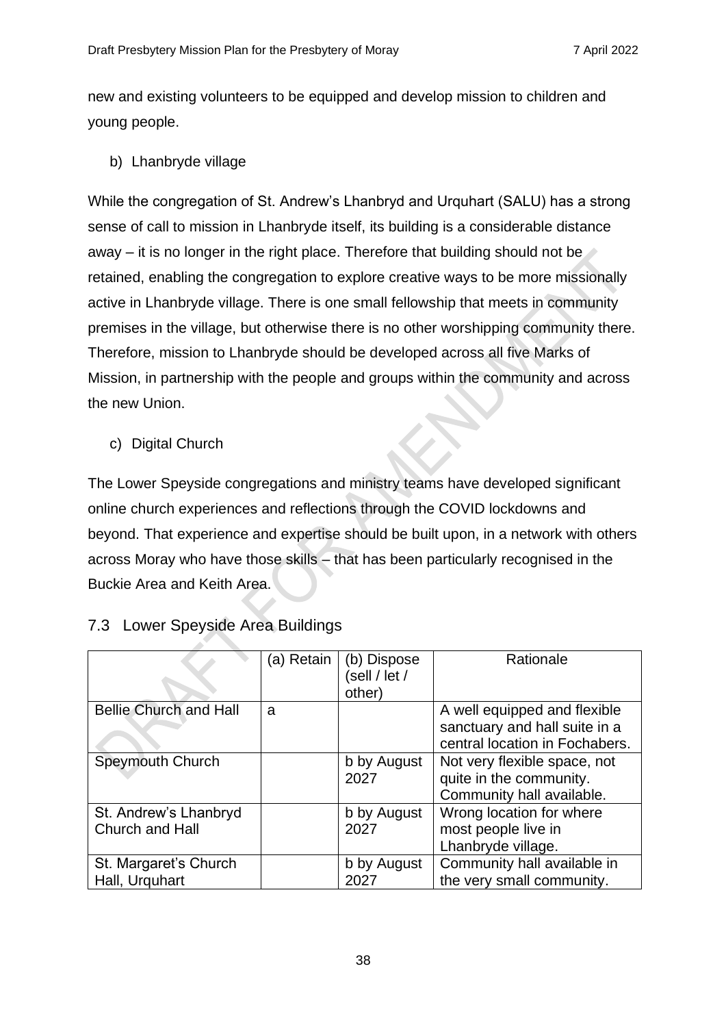new and existing volunteers to be equipped and develop mission to children and young people.

b) Lhanbryde village

While the congregation of St. Andrew's Lhanbryd and Urquhart (SALU) has a strong sense of call to mission in Lhanbryde itself, its building is a considerable distance away – it is no longer in the right place. Therefore that building should not be retained, enabling the congregation to explore creative ways to be more missionally active in Lhanbryde village. There is one small fellowship that meets in community premises in the village, but otherwise there is no other worshipping community there. Therefore, mission to Lhanbryde should be developed across all five Marks of Mission, in partnership with the people and groups within the community and across the new Union.

c) Digital Church

The Lower Speyside congregations and ministry teams have developed significant online church experiences and reflections through the COVID lockdowns and beyond. That experience and expertise should be built upon, in a network with others across Moray who have those skills – that has been particularly recognised in the Buckie Area and Keith Area.

## 7.3 Lower Speyside Area Buildings

| | (a) Retain | (b) Dispose (sell / let / other) | Rationale |
|---|---|---|---|
| Bellie Church and Hall | a | | A well equipped and flexible sanctuary and hall suite in a central location in Fochabers. |
| Speymouth Church | | b by August 2027 | Not very flexible space, not quite in the community. Community hall available. |
| St. Andrew's Lhanbryd Church and Hall | | b by August 2027 | Wrong location for where most people live in Lhanbryde village. |
| St. Margaret's Church Hall, Urquhart | | b by August 2027 | Community hall available in the very small community. |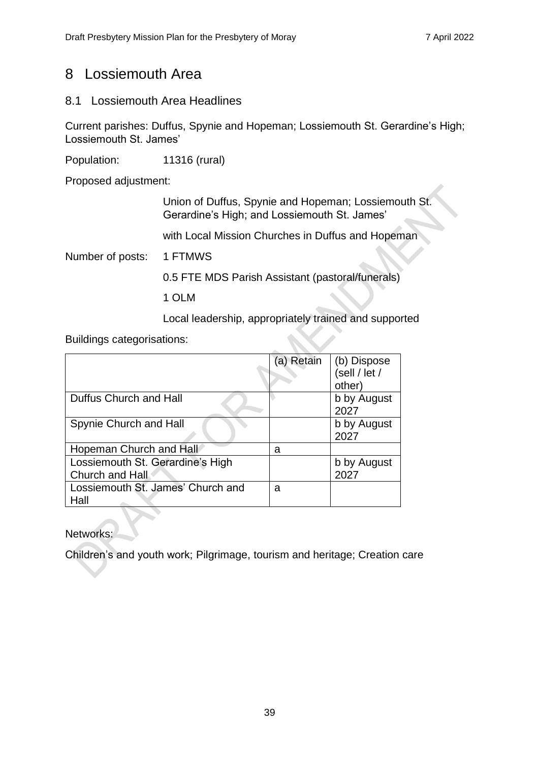# 8 Lossiemouth Area

## 8.1 Lossiemouth Area Headlines

Current parishes: Duffus, Spynie and Hopeman; Lossiemouth St. Gerardine's High; Lossiemouth St. James'

Population: 11316 (rural)

Proposed adjustment:

Union of Duffus, Spynie and Hopeman; Lossiemouth St. Gerardine's High; and Lossiemouth St. James'

with Local Mission Churches in Duffus and Hopeman

Number of posts: 1 FTMWS

0.5 FTE MDS Parish Assistant (pastoral/funerals)

1 OLM

Local leadership, appropriately trained and supported

Buildings categorisations:

| | (a) Retain | (b) Dispose (sell / let / other) |
|---|---|---|
| Duffus Church and Hall | | b by August 2027 |
| Spynie Church and Hall | | b by August 2027 |
| Hopeman Church and Hall | a | |
| Lossiemouth St. Gerardine's High Church and Hall | | b by August 2027 |
| Lossiemouth St. James' Church and Hall | a | |

Networks:

Children's and youth work; Pilgrimage, tourism and heritage; Creation care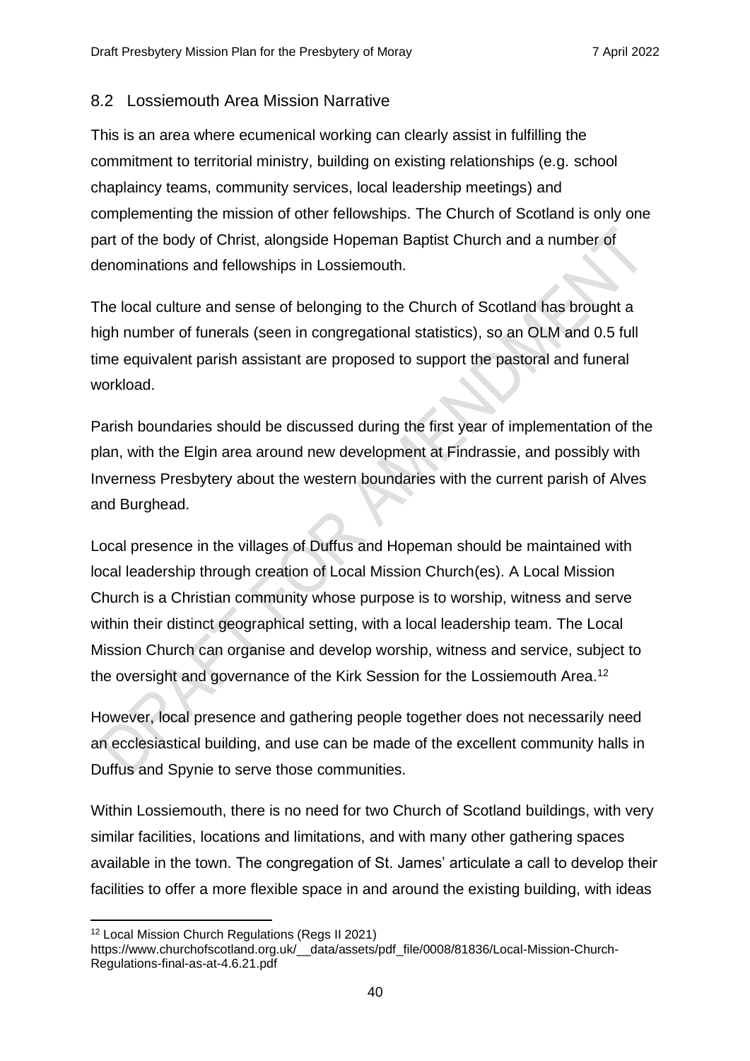## 8.2 Lossiemouth Area Mission Narrative

This is an area where ecumenical working can clearly assist in fulfilling the commitment to territorial ministry, building on existing relationships (e.g. school chaplaincy teams, community services, local leadership meetings) and complementing the mission of other fellowships. The Church of Scotland is only one part of the body of Christ, alongside Hopeman Baptist Church and a number of denominations and fellowships in Lossiemouth.

The local culture and sense of belonging to the Church of Scotland has brought a high number of funerals (seen in congregational statistics), so an OLM and 0.5 full time equivalent parish assistant are proposed to support the pastoral and funeral workload.

Parish boundaries should be discussed during the first year of implementation of the plan, with the Elgin area around new development at Findrassie, and possibly with Inverness Presbytery about the western boundaries with the current parish of Alves and Burghead.

Local presence in the villages of Duffus and Hopeman should be maintained with local leadership through creation of Local Mission Church(es). A Local Mission Church is a Christian community whose purpose is to worship, witness and serve within their distinct geographical setting, with a local leadership team. The Local Mission Church can organise and develop worship, witness and service, subject to the oversight and governance of the Kirk Session for the Lossiemouth Area.[12]

However, local presence and gathering people together does not necessarily need an ecclesiastical building, and use can be made of the excellent community halls in Duffus and Spynie to serve those communities.

Within Lossiemouth, there is no need for two Church of Scotland buildings, with very similar facilities, locations and limitations, and with many other gathering spaces available in the town. The congregation of St. James' articulate a call to develop their facilities to offer a more flexible space in and around the existing building, with ideas

[12] Local Mission Church Regulations (Regs II 2021) https://www.churchofscotland.org.uk/__data/assets/pdf_file/0008/81836/Local-Mission-Church-Regulations-final-as-at-4.6.21.pdf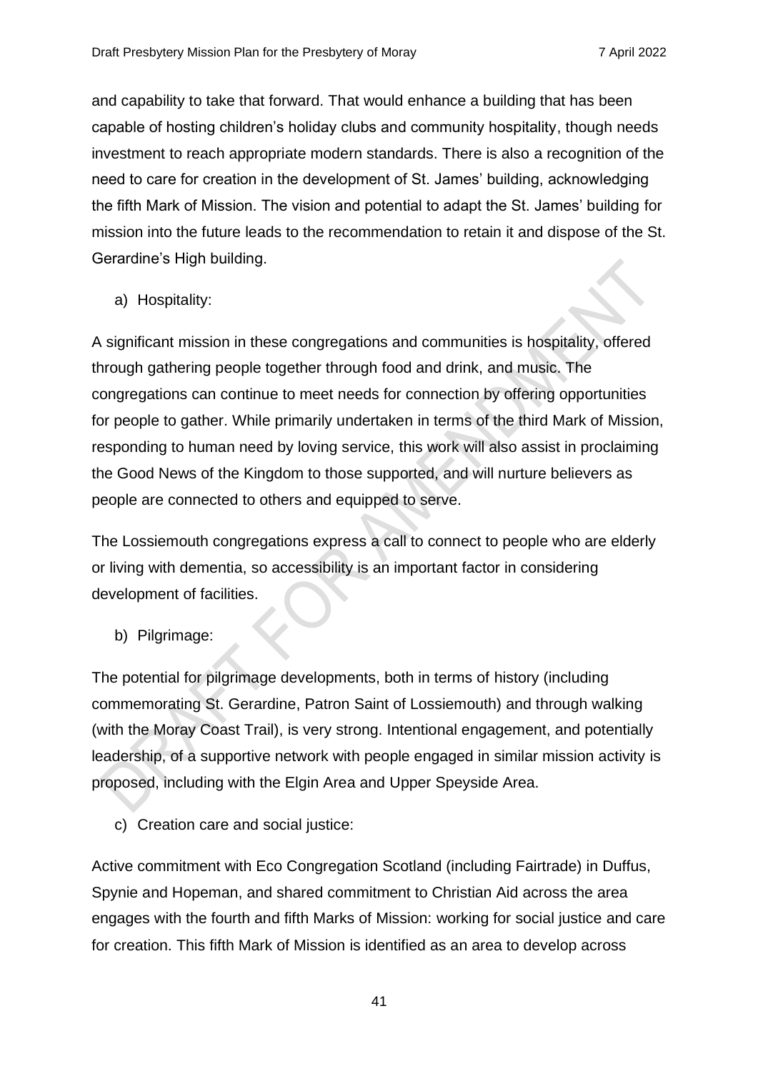and capability to take that forward. That would enhance a building that has been capable of hosting children's holiday clubs and community hospitality, though needs investment to reach appropriate modern standards. There is also a recognition of the need to care for creation in the development of St. James' building, acknowledging the fifth Mark of Mission. The vision and potential to adapt the St. James' building for mission into the future leads to the recommendation to retain it and dispose of the St. Gerardine's High building.

a) Hospitality:

A significant mission in these congregations and communities is hospitality, offered through gathering people together through food and drink, and music. The congregations can continue to meet needs for connection by offering opportunities for people to gather. While primarily undertaken in terms of the third Mark of Mission, responding to human need by loving service, this work will also assist in proclaiming the Good News of the Kingdom to those supported, and will nurture believers as people are connected to others and equipped to serve.

The Lossiemouth congregations express a call to connect to people who are elderly or living with dementia, so accessibility is an important factor in considering development of facilities.

b) Pilgrimage:

The potential for pilgrimage developments, both in terms of history (including commemorating St. Gerardine, Patron Saint of Lossiemouth) and through walking (with the Moray Coast Trail), is very strong. Intentional engagement, and potentially leadership, of a supportive network with people engaged in similar mission activity is proposed, including with the Elgin Area and Upper Speyside Area.

c) Creation care and social justice:

Active commitment with Eco Congregation Scotland (including Fairtrade) in Duffus, Spynie and Hopeman, and shared commitment to Christian Aid across the area engages with the fourth and fifth Marks of Mission: working for social justice and care for creation. This fifth Mark of Mission is identified as an area to develop across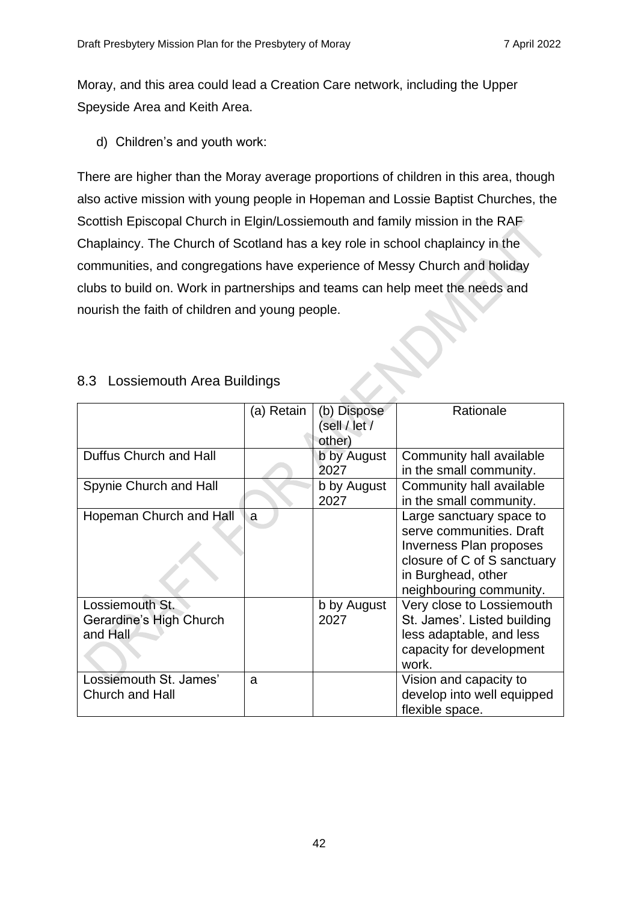Moray, and this area could lead a Creation Care network, including the Upper Speyside Area and Keith Area.

d) Children's and youth work:

There are higher than the Moray average proportions of children in this area, though also active mission with young people in Hopeman and Lossie Baptist Churches, the Scottish Episcopal Church in Elgin/Lossiemouth and family mission in the RAF Chaplaincy. The Church of Scotland has a key role in school chaplaincy in the communities, and congregations have experience of Messy Church and holiday clubs to build on. Work in partnerships and teams can help meet the needs and nourish the faith of children and young people.

## 8.3 Lossiemouth Area Buildings

| | (a) Retain | (b) Dispose (sell / let / other) | Rationale |
|---|---|---|---|
| Duffus Church and Hall | | b by August 2027 | Community hall available in the small community. |
| Spynie Church and Hall | | b by August 2027 | Community hall available in the small community. |
| Hopeman Church and Hall | a | | Large sanctuary space to serve communities. Draft Inverness Plan proposes closure of C of S sanctuary in Burghead, other neighbouring community. |
| Lossiemouth St. Gerardine's High Church and Hall | | b by August 2027 | Very close to Lossiemouth St. James'. Listed building less adaptable, and less capacity for development work. |
| Lossiemouth St. James' Church and Hall | a | | Vision and capacity to develop into well equipped flexible space. |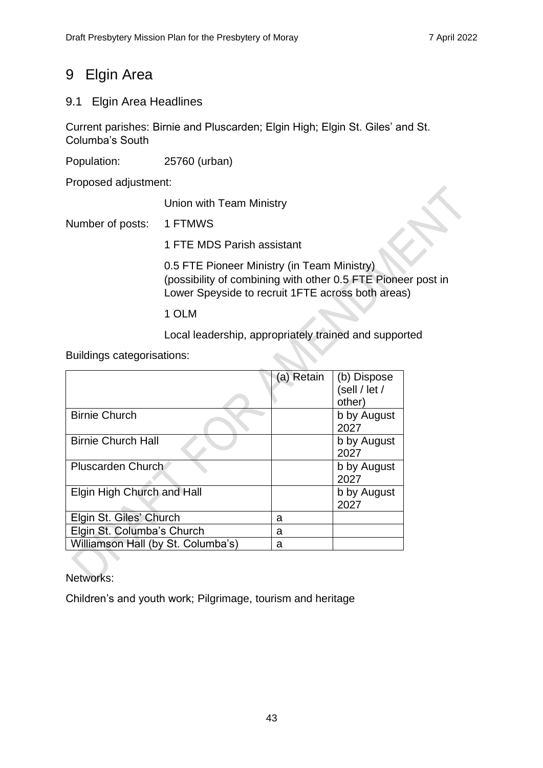# 9 Elgin Area

## 9.1 Elgin Area Headlines

Current parishes: Birnie and Pluscarden; Elgin High; Elgin St. Giles' and St. Columba's South

Population: 25760 (urban)

Proposed adjustment:

Union with Team Ministry

Number of posts: 1 FTMWS

1 FTE MDS Parish assistant

0.5 FTE Pioneer Ministry (in Team Ministry) (possibility of combining with other 0.5 FTE Pioneer post in Lower Speyside to recruit 1FTE across both areas)

1 OLM

Local leadership, appropriately trained and supported

Buildings categorisations:

| | (a) Retain | (b) Dispose (sell / let / other) |
|---|---|---|
| Birnie Church | | b by August 2027 |
| Birnie Church Hall | | b by August 2027 |
| Pluscarden Church | | b by August 2027 |
| Elgin High Church and Hall | | b by August 2027 |
| Elgin St. Giles' Church | a | |
| Elgin St. Columba's Church | a | |
| Williamson Hall (by St. Columba's) | a | |

Networks:

Children's and youth work; Pilgrimage, tourism and heritage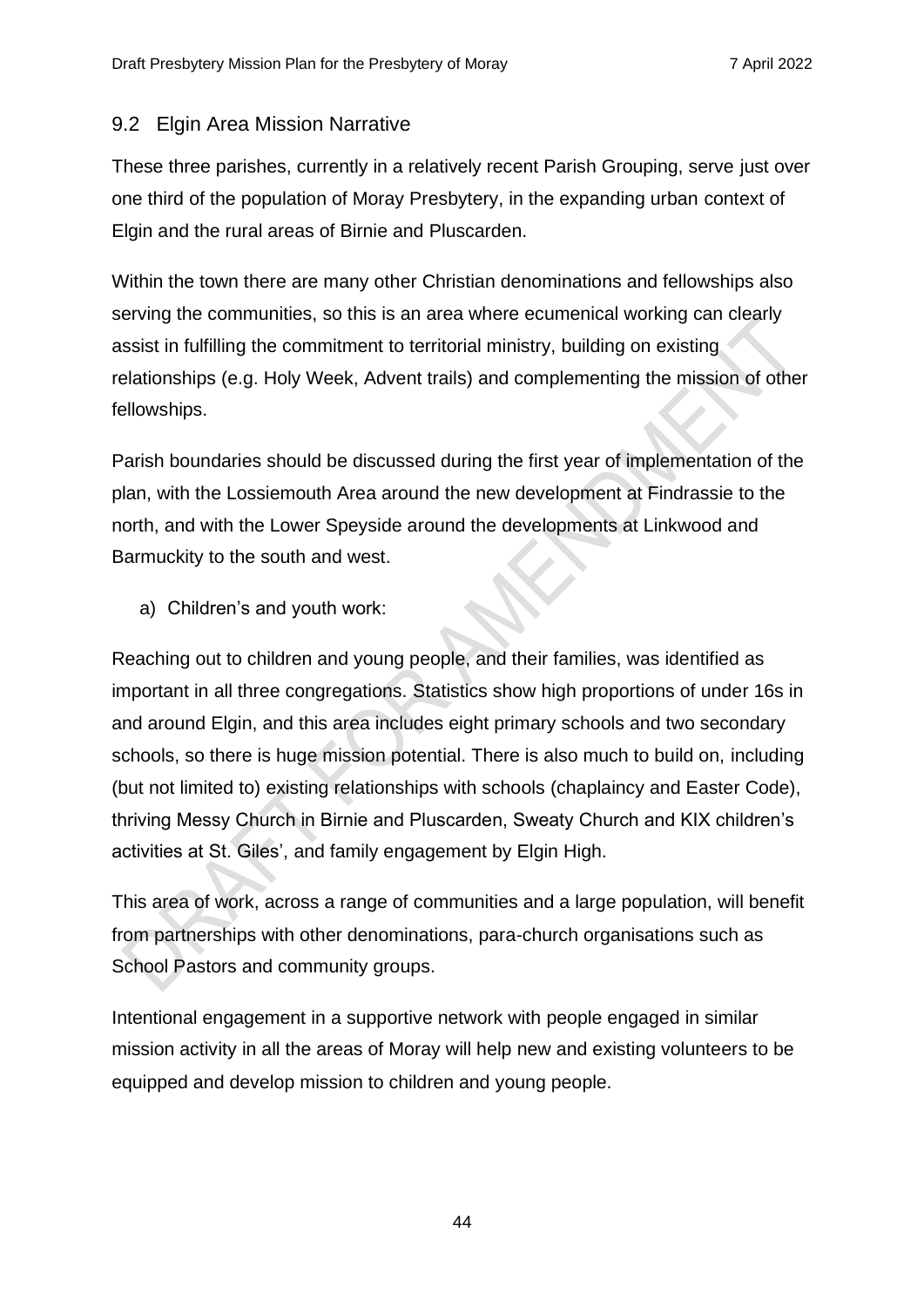## 9.2 Elgin Area Mission Narrative

These three parishes, currently in a relatively recent Parish Grouping, serve just over one third of the population of Moray Presbytery, in the expanding urban context of Elgin and the rural areas of Birnie and Pluscarden.

Within the town there are many other Christian denominations and fellowships also serving the communities, so this is an area where ecumenical working can clearly assist in fulfilling the commitment to territorial ministry, building on existing relationships (e.g. Holy Week, Advent trails) and complementing the mission of other fellowships.

Parish boundaries should be discussed during the first year of implementation of the plan, with the Lossiemouth Area around the new development at Findrassie to the north, and with the Lower Speyside around the developments at Linkwood and Barmuckity to the south and west.

a) Children's and youth work:

Reaching out to children and young people, and their families, was identified as important in all three congregations. Statistics show high proportions of under 16s in and around Elgin, and this area includes eight primary schools and two secondary schools, so there is huge mission potential. There is also much to build on, including (but not limited to) existing relationships with schools (chaplaincy and Easter Code), thriving Messy Church in Birnie and Pluscarden, Sweaty Church and KIX children's activities at St. Giles', and family engagement by Elgin High.

This area of work, across a range of communities and a large population, will benefit from partnerships with other denominations, para-church organisations such as School Pastors and community groups.

Intentional engagement in a supportive network with people engaged in similar mission activity in all the areas of Moray will help new and existing volunteers to be equipped and develop mission to children and young people.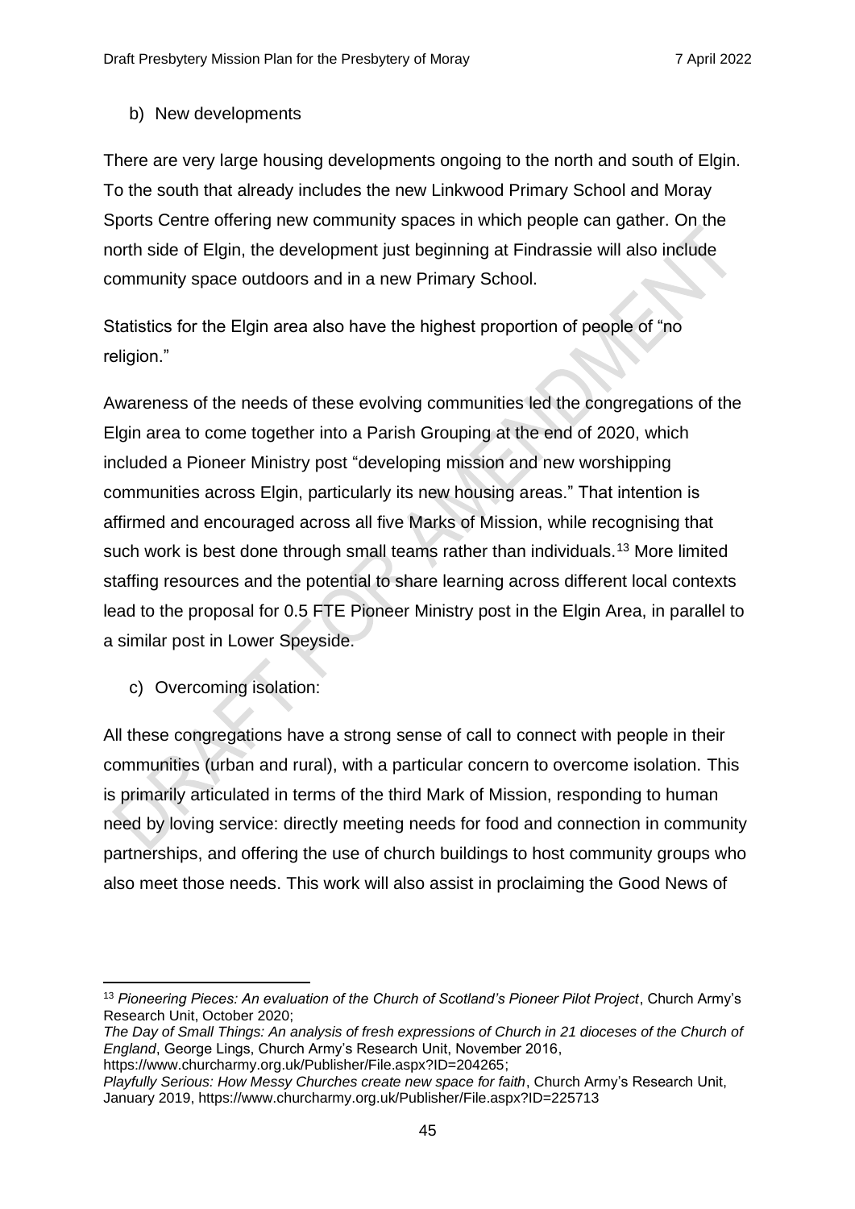b) New developments

There are very large housing developments ongoing to the north and south of Elgin. To the south that already includes the new Linkwood Primary School and Moray Sports Centre offering new community spaces in which people can gather. On the north side of Elgin, the development just beginning at Findrassie will also include community space outdoors and in a new Primary School.

Statistics for the Elgin area also have the highest proportion of people of "no religion."

Awareness of the needs of these evolving communities led the congregations of the Elgin area to come together into a Parish Grouping at the end of 2020, which included a Pioneer Ministry post "developing mission and new worshipping communities across Elgin, particularly its new housing areas." That intention is affirmed and encouraged across all five Marks of Mission, while recognising that such work is best done through small teams rather than individuals.[13] More limited staffing resources and the potential to share learning across different local contexts lead to the proposal for 0.5 FTE Pioneer Ministry post in the Elgin Area, in parallel to a similar post in Lower Speyside.

c) Overcoming isolation:

All these congregations have a strong sense of call to connect with people in their communities (urban and rural), with a particular concern to overcome isolation. This is primarily articulated in terms of the third Mark of Mission, responding to human need by loving service: directly meeting needs for food and connection in community partnerships, and offering the use of church buildings to host community groups who also meet those needs. This work will also assist in proclaiming the Good News of

---

[13] *Pioneering Pieces: An evaluation of the Church of Scotland's Pioneer Pilot Project*, Church Army's Research Unit, October 2020;
*The Day of Small Things: An analysis of fresh expressions of Church in 21 dioceses of the Church of England*, George Lings, Church Army's Research Unit, November 2016, https://www.churcharmy.org.uk/Publisher/File.aspx?ID=204265;
*Playfully Serious: How Messy Churches create new space for faith*, Church Army's Research Unit, January 2019, https://www.churcharmy.org.uk/Publisher/File.aspx?ID=225713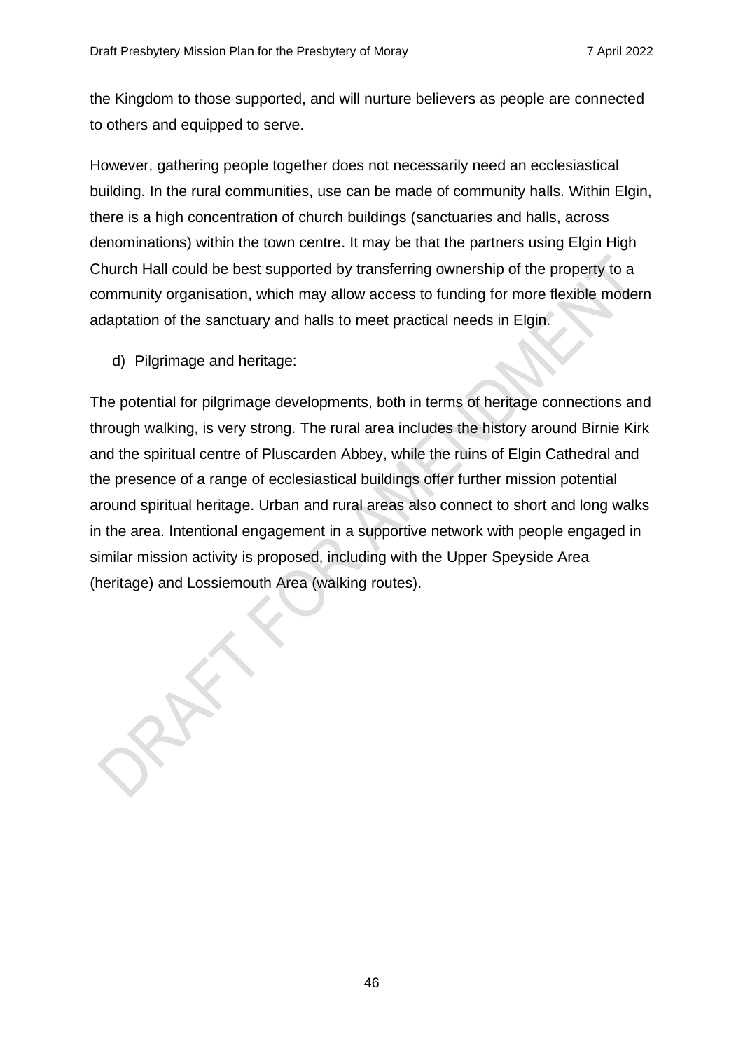the Kingdom to those supported, and will nurture believers as people are connected to others and equipped to serve.

However, gathering people together does not necessarily need an ecclesiastical building. In the rural communities, use can be made of community halls. Within Elgin, there is a high concentration of church buildings (sanctuaries and halls, across denominations) within the town centre. It may be that the partners using Elgin High Church Hall could be best supported by transferring ownership of the property to a community organisation, which may allow access to funding for more flexible modern adaptation of the sanctuary and halls to meet practical needs in Elgin.

d) Pilgrimage and heritage:

The potential for pilgrimage developments, both in terms of heritage connections and through walking, is very strong. The rural area includes the history around Birnie Kirk and the spiritual centre of Pluscarden Abbey, while the ruins of Elgin Cathedral and the presence of a range of ecclesiastical buildings offer further mission potential around spiritual heritage. Urban and rural areas also connect to short and long walks in the area. Intentional engagement in a supportive network with people engaged in similar mission activity is proposed, including with the Upper Speyside Area (heritage) and Lossiemouth Area (walking routes).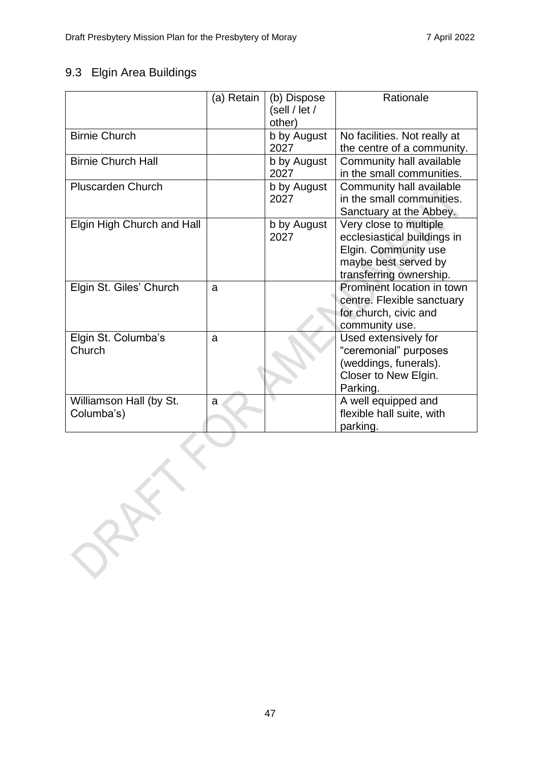## 9.3 Elgin Area Buildings

| | (a) Retain | (b) Dispose (sell / let / other) | Rationale |
|---|---|---|---|
| Birnie Church | | b by August 2027 | No facilities. Not really at the centre of a community. |
| Birnie Church Hall | | b by August 2027 | Community hall available in the small communities. |
| Pluscarden Church | | b by August 2027 | Community hall available in the small communities. Sanctuary at the Abbey. |
| Elgin High Church and Hall | | b by August 2027 | Very close to multiple ecclesiastical buildings in Elgin. Community use maybe best served by transferring ownership. |
| Elgin St. Giles' Church | a | | Prominent location in town centre. Flexible sanctuary for church, civic and community use. |
| Elgin St. Columba's Church | a | | Used extensively for "ceremonial" purposes (weddings, funerals). Closer to New Elgin. Parking. |
| Williamson Hall (by St. Columba's) | a | | A well equipped and flexible hall suite, with parking. |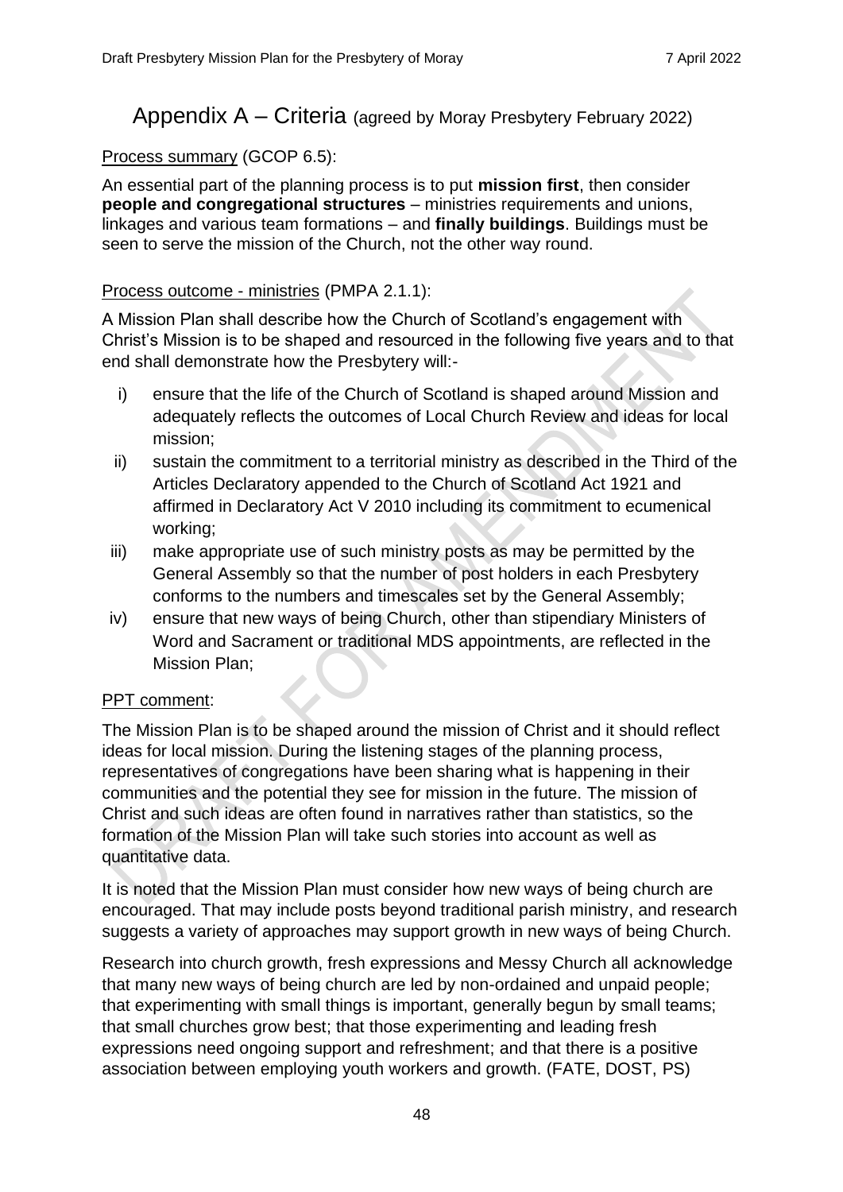# Appendix A – Criteria (agreed by Moray Presbytery February 2022)

Process summary (GCOP 6.5):

An essential part of the planning process is to put **mission first**, then consider **people and congregational structures** – ministries requirements and unions, linkages and various team formations – and **finally buildings**. Buildings must be seen to serve the mission of the Church, not the other way round.

Process outcome - ministries (PMPA 2.1.1):

A Mission Plan shall describe how the Church of Scotland's engagement with Christ's Mission is to be shaped and resourced in the following five years and to that end shall demonstrate how the Presbytery will:-

i) ensure that the life of the Church of Scotland is shaped around Mission and adequately reflects the outcomes of Local Church Review and ideas for local mission;

ii) sustain the commitment to a territorial ministry as described in the Third of the Articles Declaratory appended to the Church of Scotland Act 1921 and affirmed in Declaratory Act V 2010 including its commitment to ecumenical working;

iii) make appropriate use of such ministry posts as may be permitted by the General Assembly so that the number of post holders in each Presbytery conforms to the numbers and timescales set by the General Assembly;

iv) ensure that new ways of being Church, other than stipendiary Ministers of Word and Sacrament or traditional MDS appointments, are reflected in the Mission Plan;

PPT comment:

The Mission Plan is to be shaped around the mission of Christ and it should reflect ideas for local mission. During the listening stages of the planning process, representatives of congregations have been sharing what is happening in their communities and the potential they see for mission in the future. The mission of Christ and such ideas are often found in narratives rather than statistics, so the formation of the Mission Plan will take such stories into account as well as quantitative data.

It is noted that the Mission Plan must consider how new ways of being church are encouraged. That may include posts beyond traditional parish ministry, and research suggests a variety of approaches may support growth in new ways of being Church.

Research into church growth, fresh expressions and Messy Church all acknowledge that many new ways of being church are led by non-ordained and unpaid people; that experimenting with small things is important, generally begun by small teams; that small churches grow best; that those experimenting and leading fresh expressions need ongoing support and refreshment; and that there is a positive association between employing youth workers and growth. (FATE, DOST, PS)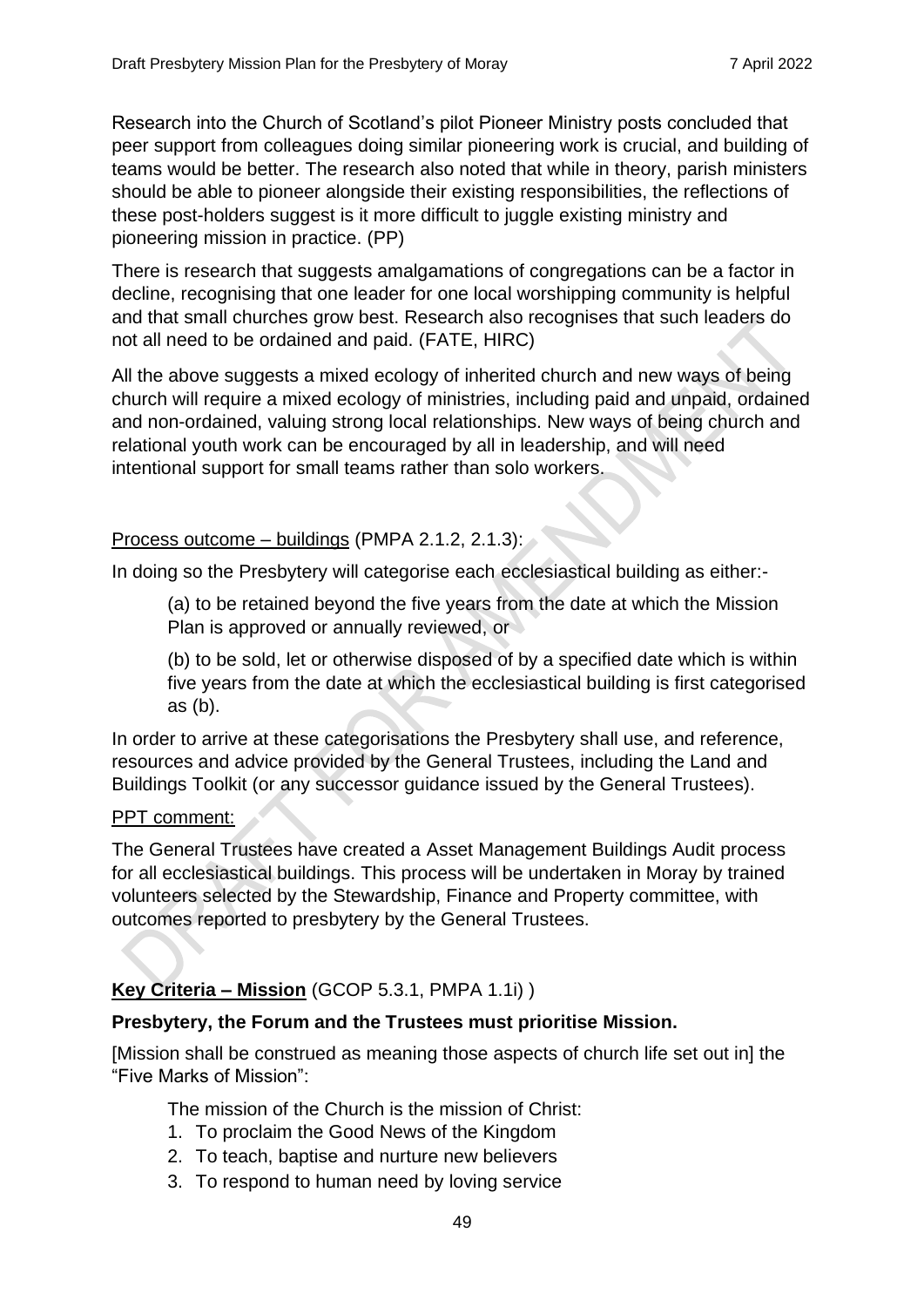Research into the Church of Scotland's pilot Pioneer Ministry posts concluded that peer support from colleagues doing similar pioneering work is crucial, and building of teams would be better. The research also noted that while in theory, parish ministers should be able to pioneer alongside their existing responsibilities, the reflections of these post-holders suggest is it more difficult to juggle existing ministry and pioneering mission in practice. (PP)

There is research that suggests amalgamations of congregations can be a factor in decline, recognising that one leader for one local worshipping community is helpful and that small churches grow best. Research also recognises that such leaders do not all need to be ordained and paid. (FATE, HIRC)

All the above suggests a mixed ecology of inherited church and new ways of being church will require a mixed ecology of ministries, including paid and unpaid, ordained and non-ordained, valuing strong local relationships. New ways of being church and relational youth work can be encouraged by all in leadership, and will need intentional support for small teams rather than solo workers.

<u>Process outcome – buildings</u> (PMPA 2.1.2, 2.1.3):

In doing so the Presbytery will categorise each ecclesiastical building as either:-

> (a) to be retained beyond the five years from the date at which the Mission Plan is approved or annually reviewed, or
>
> (b) to be sold, let or otherwise disposed of by a specified date which is within five years from the date at which the ecclesiastical building is first categorised as (b).

In order to arrive at these categorisations the Presbytery shall use, and reference, resources and advice provided by the General Trustees, including the Land and Buildings Toolkit (or any successor guidance issued by the General Trustees).

<u>PPT comment:</u>

The General Trustees have created a Asset Management Buildings Audit process for all ecclesiastical buildings. This process will be undertaken in Moray by trained volunteers selected by the Stewardship, Finance and Property committee, with outcomes reported to presbytery by the General Trustees.

**<u>Key Criteria – Mission</u>** (GCOP 5.3.1, PMPA 1.1i) )

**Presbytery, the Forum and the Trustees must prioritise Mission.**

[Mission shall be construed as meaning those aspects of church life set out in] the "Five Marks of Mission":

The mission of the Church is the mission of Christ:

1. To proclaim the Good News of the Kingdom
2. To teach, baptise and nurture new believers
3. To respond to human need by loving service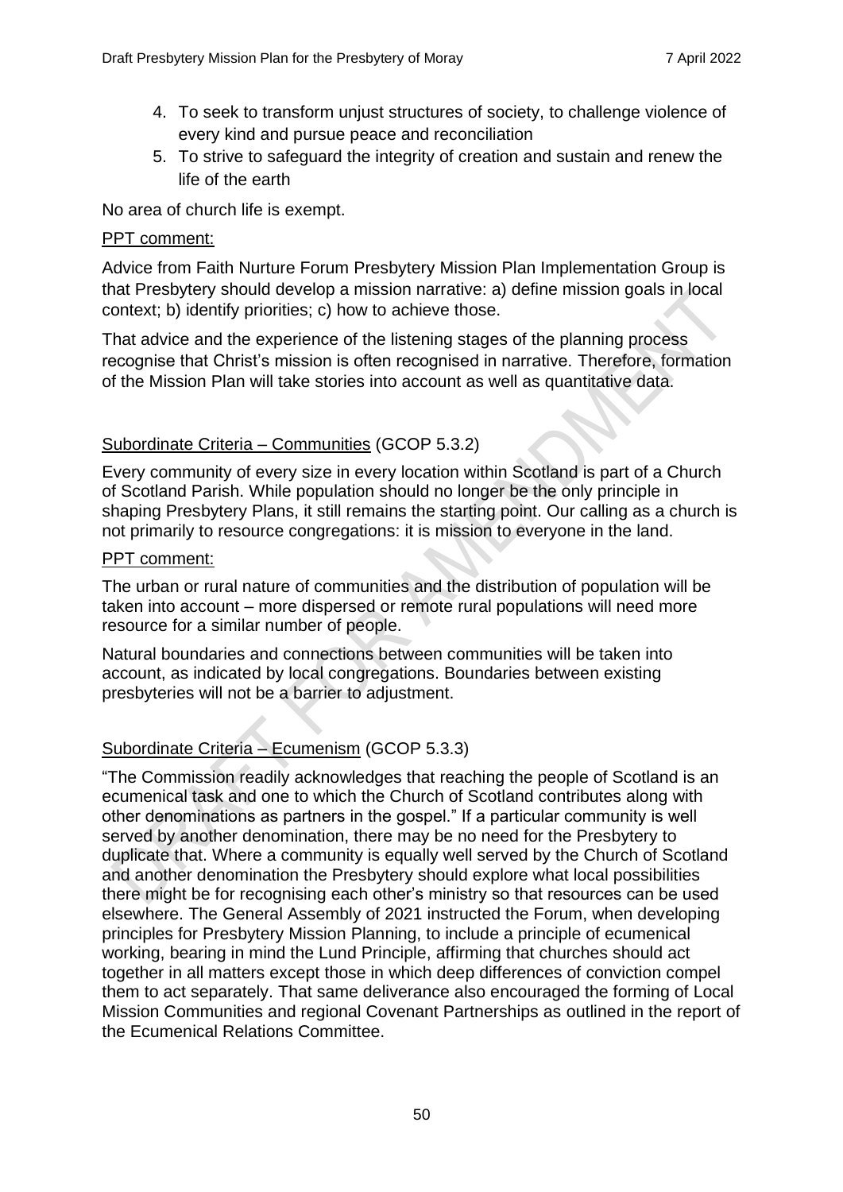4. To seek to transform unjust structures of society, to challenge violence of every kind and pursue peace and reconciliation
5. To strive to safeguard the integrity of creation and sustain and renew the life of the earth

No area of church life is exempt.

PPT comment:

Advice from Faith Nurture Forum Presbytery Mission Plan Implementation Group is that Presbytery should develop a mission narrative: a) define mission goals in local context; b) identify priorities; c) how to achieve those.

That advice and the experience of the listening stages of the planning process recognise that Christ's mission is often recognised in narrative. Therefore, formation of the Mission Plan will take stories into account as well as quantitative data.

Subordinate Criteria – Communities (GCOP 5.3.2)

Every community of every size in every location within Scotland is part of a Church of Scotland Parish. While population should no longer be the only principle in shaping Presbytery Plans, it still remains the starting point. Our calling as a church is not primarily to resource congregations: it is mission to everyone in the land.

PPT comment:

The urban or rural nature of communities and the distribution of population will be taken into account – more dispersed or remote rural populations will need more resource for a similar number of people.

Natural boundaries and connections between communities will be taken into account, as indicated by local congregations. Boundaries between existing presbyteries will not be a barrier to adjustment.

Subordinate Criteria – Ecumenism (GCOP 5.3.3)

"The Commission readily acknowledges that reaching the people of Scotland is an ecumenical task and one to which the Church of Scotland contributes along with other denominations as partners in the gospel." If a particular community is well served by another denomination, there may be no need for the Presbytery to duplicate that. Where a community is equally well served by the Church of Scotland and another denomination the Presbytery should explore what local possibilities there might be for recognising each other's ministry so that resources can be used elsewhere. The General Assembly of 2021 instructed the Forum, when developing principles for Presbytery Mission Planning, to include a principle of ecumenical working, bearing in mind the Lund Principle, affirming that churches should act together in all matters except those in which deep differences of conviction compel them to act separately. That same deliverance also encouraged the forming of Local Mission Communities and regional Covenant Partnerships as outlined in the report of the Ecumenical Relations Committee.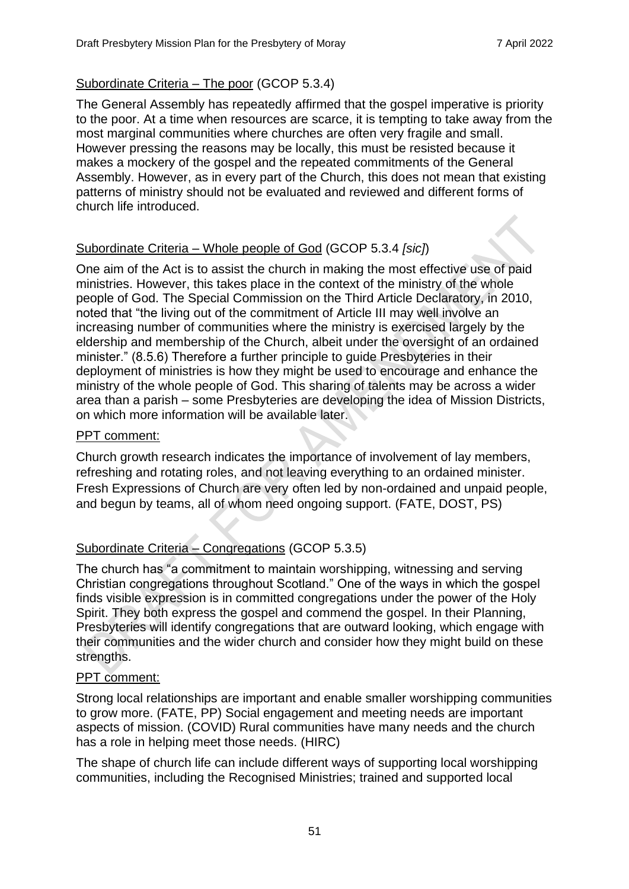Subordinate Criteria – The poor (GCOP 5.3.4)

The General Assembly has repeatedly affirmed that the gospel imperative is priority to the poor. At a time when resources are scarce, it is tempting to take away from the most marginal communities where churches are often very fragile and small. However pressing the reasons may be locally, this must be resisted because it makes a mockery of the gospel and the repeated commitments of the General Assembly. However, as in every part of the Church, this does not mean that existing patterns of ministry should not be evaluated and reviewed and different forms of church life introduced.

Subordinate Criteria – Whole people of God (GCOP 5.3.4 *[sic]*)

One aim of the Act is to assist the church in making the most effective use of paid ministries. However, this takes place in the context of the ministry of the whole people of God. The Special Commission on the Third Article Declaratory, in 2010, noted that "the living out of the commitment of Article III may well involve an increasing number of communities where the ministry is exercised largely by the eldership and membership of the Church, albeit under the oversight of an ordained minister." (8.5.6) Therefore a further principle to guide Presbyteries in their deployment of ministries is how they might be used to encourage and enhance the ministry of the whole people of God. This sharing of talents may be across a wider area than a parish – some Presbyteries are developing the idea of Mission Districts, on which more information will be available later.

PPT comment:

Church growth research indicates the importance of involvement of lay members, refreshing and rotating roles, and not leaving everything to an ordained minister. Fresh Expressions of Church are very often led by non-ordained and unpaid people, and begun by teams, all of whom need ongoing support. (FATE, DOST, PS)

Subordinate Criteria – Congregations (GCOP 5.3.5)

The church has "a commitment to maintain worshipping, witnessing and serving Christian congregations throughout Scotland." One of the ways in which the gospel finds visible expression is in committed congregations under the power of the Holy Spirit. They both express the gospel and commend the gospel. In their Planning, Presbyteries will identify congregations that are outward looking, which engage with their communities and the wider church and consider how they might build on these strengths.

PPT comment:

Strong local relationships are important and enable smaller worshipping communities to grow more. (FATE, PP) Social engagement and meeting needs are important aspects of mission. (COVID) Rural communities have many needs and the church has a role in helping meet those needs. (HIRC)

The shape of church life can include different ways of supporting local worshipping communities, including the Recognised Ministries; trained and supported local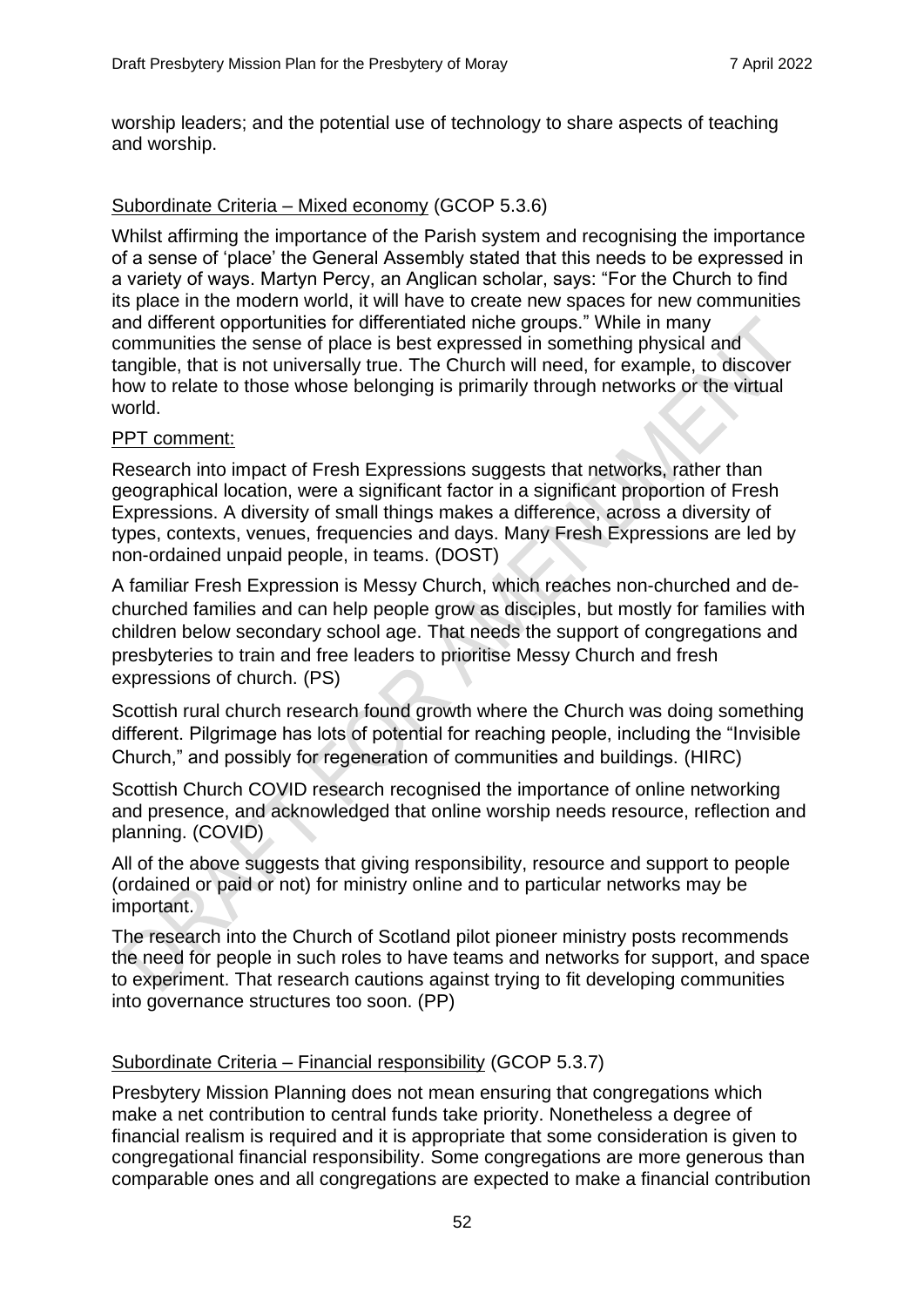worship leaders; and the potential use of technology to share aspects of teaching and worship.

Subordinate Criteria – Mixed economy (GCOP 5.3.6)

Whilst affirming the importance of the Parish system and recognising the importance of a sense of 'place' the General Assembly stated that this needs to be expressed in a variety of ways. Martyn Percy, an Anglican scholar, says: "For the Church to find its place in the modern world, it will have to create new spaces for new communities and different opportunities for differentiated niche groups." While in many communities the sense of place is best expressed in something physical and tangible, that is not universally true. The Church will need, for example, to discover how to relate to those whose belonging is primarily through networks or the virtual world.

PPT comment:

Research into impact of Fresh Expressions suggests that networks, rather than geographical location, were a significant factor in a significant proportion of Fresh Expressions. A diversity of small things makes a difference, across a diversity of types, contexts, venues, frequencies and days. Many Fresh Expressions are led by non-ordained unpaid people, in teams. (DOST)

A familiar Fresh Expression is Messy Church, which reaches non-churched and de-churched families and can help people grow as disciples, but mostly for families with children below secondary school age. That needs the support of congregations and presbyteries to train and free leaders to prioritise Messy Church and fresh expressions of church. (PS)

Scottish rural church research found growth where the Church was doing something different. Pilgrimage has lots of potential for reaching people, including the "Invisible Church," and possibly for regeneration of communities and buildings. (HIRC)

Scottish Church COVID research recognised the importance of online networking and presence, and acknowledged that online worship needs resource, reflection and planning. (COVID)

All of the above suggests that giving responsibility, resource and support to people (ordained or paid or not) for ministry online and to particular networks may be important.

The research into the Church of Scotland pilot pioneer ministry posts recommends the need for people in such roles to have teams and networks for support, and space to experiment. That research cautions against trying to fit developing communities into governance structures too soon. (PP)

Subordinate Criteria – Financial responsibility (GCOP 5.3.7)

Presbytery Mission Planning does not mean ensuring that congregations which make a net contribution to central funds take priority. Nonetheless a degree of financial realism is required and it is appropriate that some consideration is given to congregational financial responsibility. Some congregations are more generous than comparable ones and all congregations are expected to make a financial contribution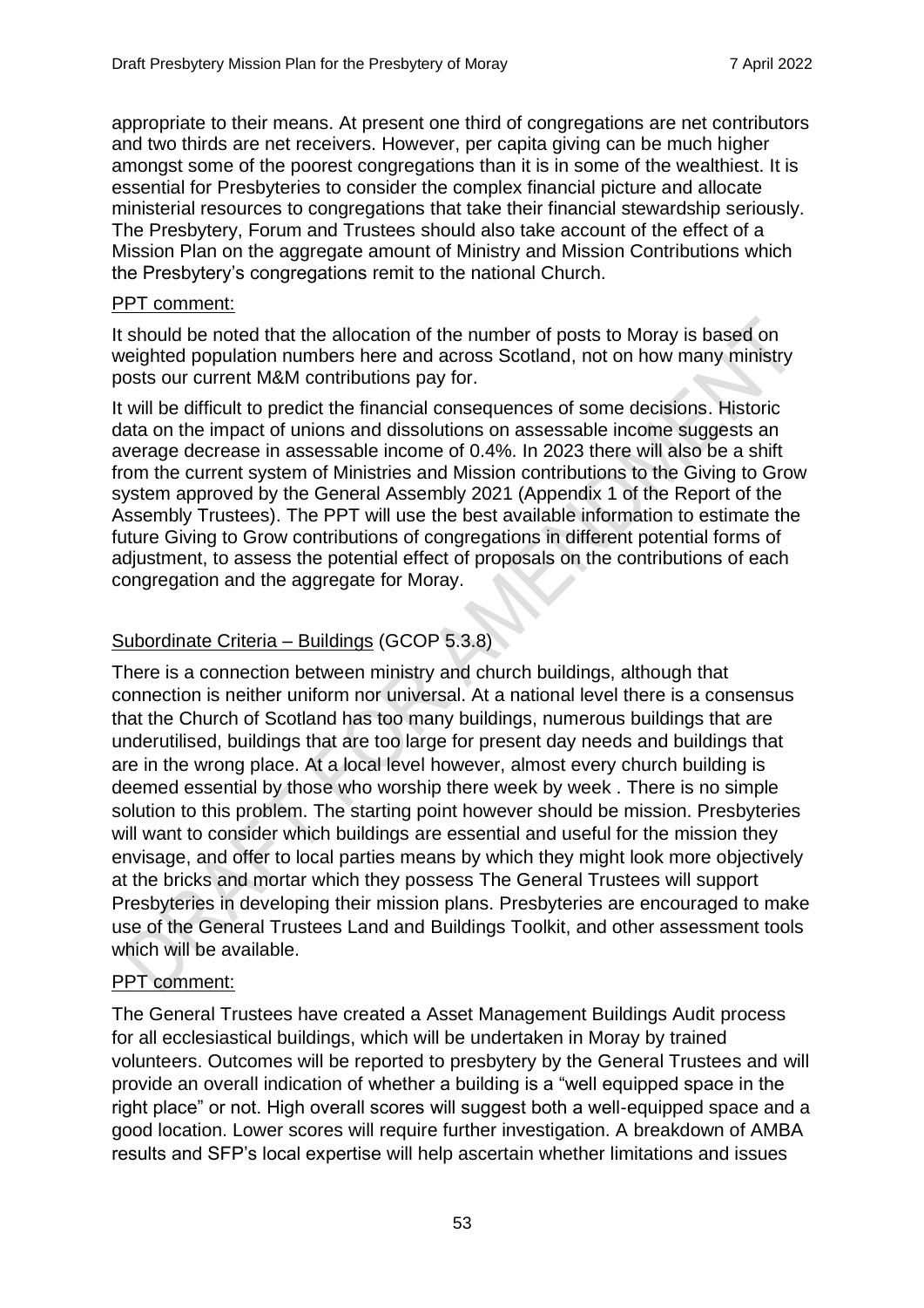appropriate to their means. At present one third of congregations are net contributors and two thirds are net receivers. However, per capita giving can be much higher amongst some of the poorest congregations than it is in some of the wealthiest. It is essential for Presbyteries to consider the complex financial picture and allocate ministerial resources to congregations that take their financial stewardship seriously. The Presbytery, Forum and Trustees should also take account of the effect of a Mission Plan on the aggregate amount of Ministry and Mission Contributions which the Presbytery's congregations remit to the national Church.

PPT comment:

It should be noted that the allocation of the number of posts to Moray is based on weighted population numbers here and across Scotland, not on how many ministry posts our current M&M contributions pay for.

It will be difficult to predict the financial consequences of some decisions. Historic data on the impact of unions and dissolutions on assessable income suggests an average decrease in assessable income of 0.4%. In 2023 there will also be a shift from the current system of Ministries and Mission contributions to the Giving to Grow system approved by the General Assembly 2021 (Appendix 1 of the Report of the Assembly Trustees). The PPT will use the best available information to estimate the future Giving to Grow contributions of congregations in different potential forms of adjustment, to assess the potential effect of proposals on the contributions of each congregation and the aggregate for Moray.

Subordinate Criteria – Buildings (GCOP 5.3.8)

There is a connection between ministry and church buildings, although that connection is neither uniform nor universal. At a national level there is a consensus that the Church of Scotland has too many buildings, numerous buildings that are underutilised, buildings that are too large for present day needs and buildings that are in the wrong place. At a local level however, almost every church building is deemed essential by those who worship there week by week . There is no simple solution to this problem. The starting point however should be mission. Presbyteries will want to consider which buildings are essential and useful for the mission they envisage, and offer to local parties means by which they might look more objectively at the bricks and mortar which they possess The General Trustees will support Presbyteries in developing their mission plans. Presbyteries are encouraged to make use of the General Trustees Land and Buildings Toolkit, and other assessment tools which will be available.

PPT comment:

The General Trustees have created a Asset Management Buildings Audit process for all ecclesiastical buildings, which will be undertaken in Moray by trained volunteers. Outcomes will be reported to presbytery by the General Trustees and will provide an overall indication of whether a building is a "well equipped space in the right place" or not. High overall scores will suggest both a well-equipped space and a good location. Lower scores will require further investigation. A breakdown of AMBA results and SFP's local expertise will help ascertain whether limitations and issues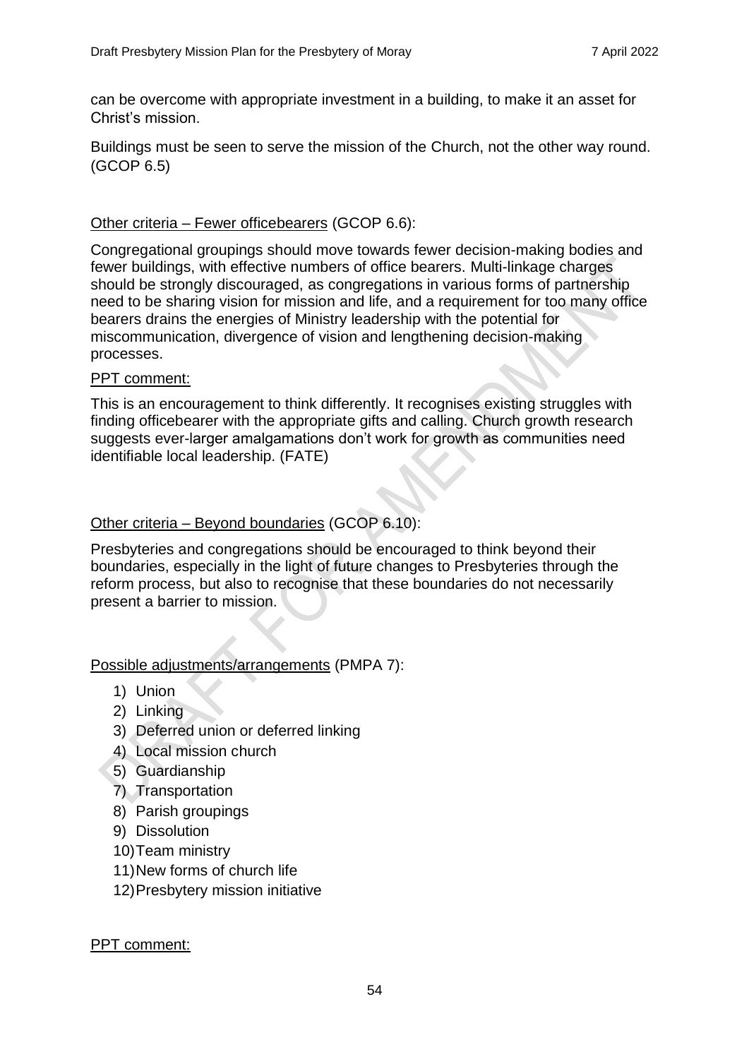can be overcome with appropriate investment in a building, to make it an asset for Christ's mission.

Buildings must be seen to serve the mission of the Church, not the other way round. (GCOP 6.5)

Other criteria – Fewer officebearers (GCOP 6.6):

Congregational groupings should move towards fewer decision-making bodies and fewer buildings, with effective numbers of office bearers. Multi-linkage charges should be strongly discouraged, as congregations in various forms of partnership need to be sharing vision for mission and life, and a requirement for too many office bearers drains the energies of Ministry leadership with the potential for miscommunication, divergence of vision and lengthening decision-making processes.

PPT comment:

This is an encouragement to think differently. It recognises existing struggles with finding officebearer with the appropriate gifts and calling. Church growth research suggests ever-larger amalgamations don't work for growth as communities need identifiable local leadership. (FATE)

Other criteria – Beyond boundaries (GCOP 6.10):

Presbyteries and congregations should be encouraged to think beyond their boundaries, especially in the light of future changes to Presbyteries through the reform process, but also to recognise that these boundaries do not necessarily present a barrier to mission.

Possible adjustments/arrangements (PMPA 7):

1) Union
2) Linking
3) Deferred union or deferred linking
4) Local mission church
5) Guardianship
7) Transportation
8) Parish groupings
9) Dissolution
10) Team ministry
11) New forms of church life
12) Presbytery mission initiative

PPT comment: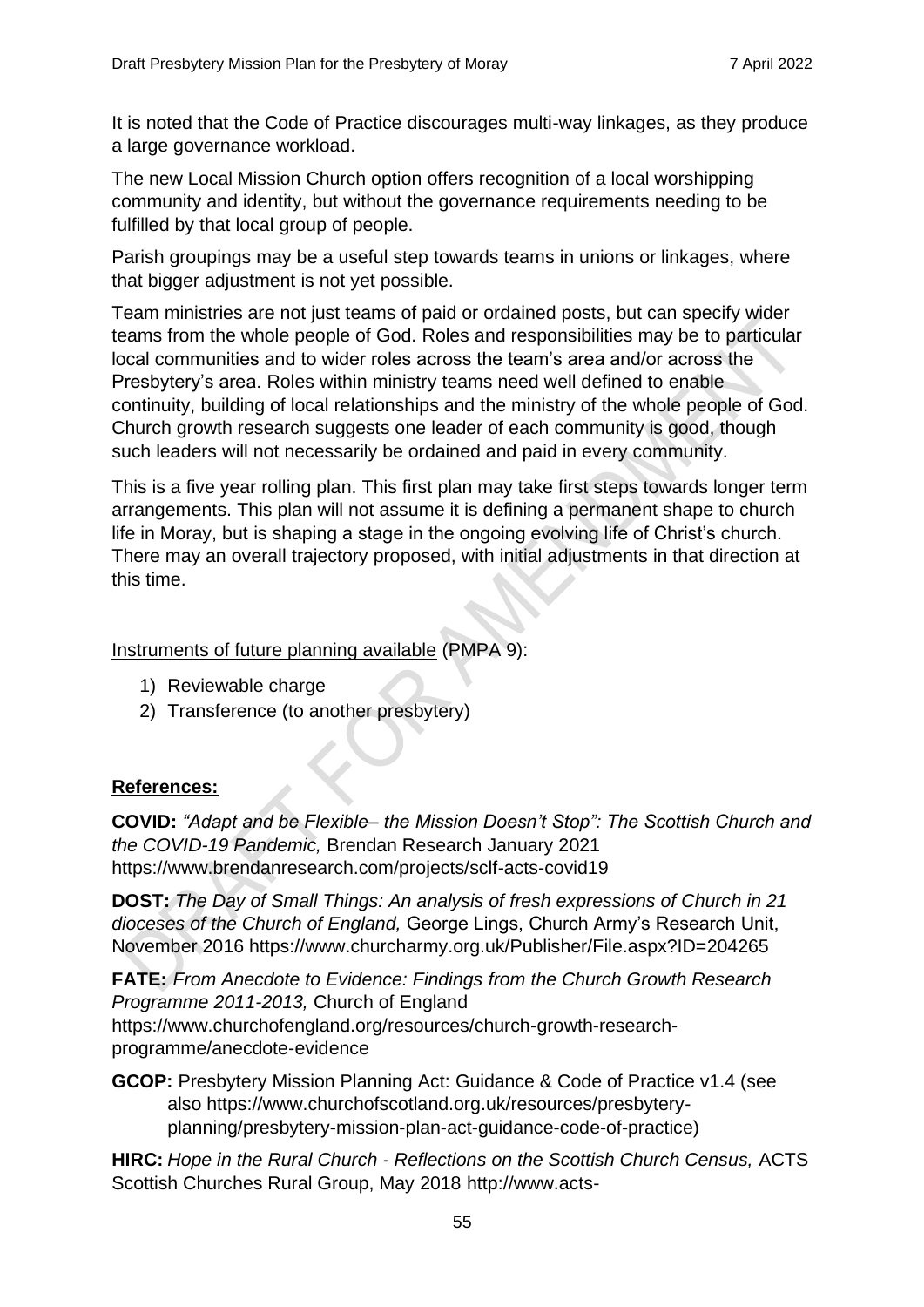It is noted that the Code of Practice discourages multi-way linkages, as they produce a large governance workload.

The new Local Mission Church option offers recognition of a local worshipping community and identity, but without the governance requirements needing to be fulfilled by that local group of people.

Parish groupings may be a useful step towards teams in unions or linkages, where that bigger adjustment is not yet possible.

Team ministries are not just teams of paid or ordained posts, but can specify wider teams from the whole people of God. Roles and responsibilities may be to particular local communities and to wider roles across the team's area and/or across the Presbytery's area. Roles within ministry teams need well defined to enable continuity, building of local relationships and the ministry of the whole people of God. Church growth research suggests one leader of each community is good, though such leaders will not necessarily be ordained and paid in every community.

This is a five year rolling plan. This first plan may take first steps towards longer term arrangements. This plan will not assume it is defining a permanent shape to church life in Moray, but is shaping a stage in the ongoing evolving life of Christ's church. There may an overall trajectory proposed, with initial adjustments in that direction at this time.

<u>Instruments of future planning available</u> (PMPA 9):

1) Reviewable charge
2) Transference (to another presbytery)

## References:

**COVID:** *"Adapt and be Flexible– the Mission Doesn't Stop": The Scottish Church and the COVID-19 Pandemic,* Brendan Research January 2021 https://www.brendanresearch.com/projects/sclf-acts-covid19

**DOST:** *The Day of Small Things: An analysis of fresh expressions of Church in 21 dioceses of the Church of England,* George Lings, Church Army's Research Unit, November 2016 https://www.churcharmy.org.uk/Publisher/File.aspx?ID=204265

**FATE:** *From Anecdote to Evidence: Findings from the Church Growth Research Programme 2011-2013,* Church of England https://www.churchofengland.org/resources/church-growth-research-programme/anecdote-evidence

**GCOP:** Presbytery Mission Planning Act: Guidance & Code of Practice v1.4 (see also https://www.churchofscotland.org.uk/resources/presbytery-planning/presbytery-mission-plan-act-guidance-code-of-practice)

**HIRC:** *Hope in the Rural Church - Reflections on the Scottish Church Census,* ACTS Scottish Churches Rural Group, May 2018 http://www.acts-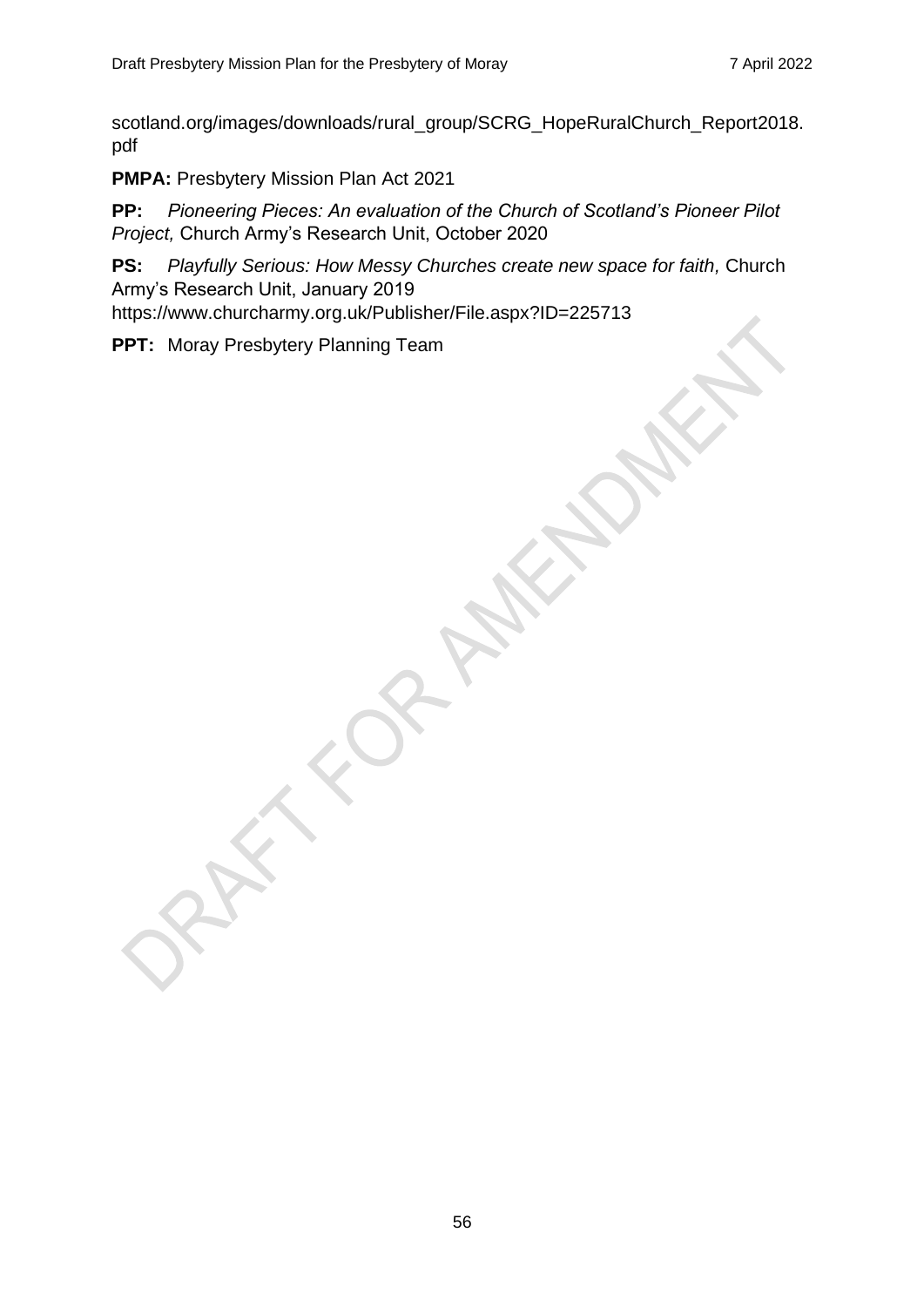scotland.org/images/downloads/rural_group/SCRG_HopeRuralChurch_Report2018.pdf

**PMPA:** Presbytery Mission Plan Act 2021

**PP:** *Pioneering Pieces: An evaluation of the Church of Scotland's Pioneer Pilot Project,* Church Army's Research Unit, October 2020

**PS:** *Playfully Serious: How Messy Churches create new space for faith,* Church Army's Research Unit, January 2019 https://www.churcharmy.org.uk/Publisher/File.aspx?ID=225713

**PPT:** Moray Presbytery Planning Team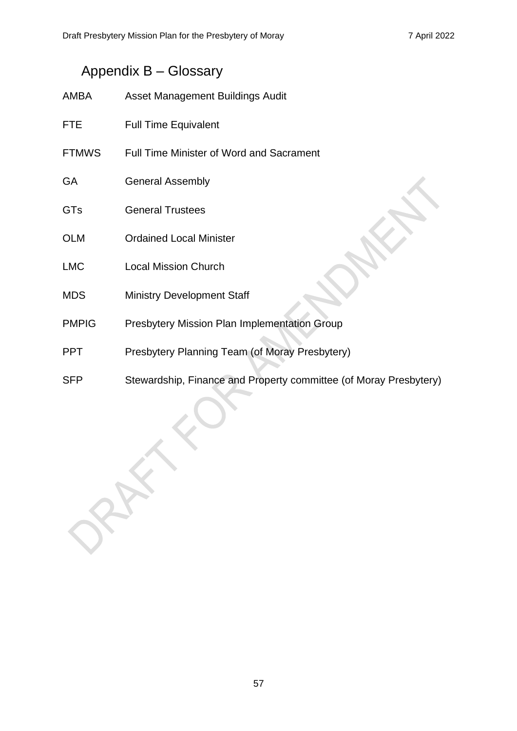# Appendix B – Glossary

| | |
|---|---|
| AMBA | Asset Management Buildings Audit |
| FTE | Full Time Equivalent |
| FTMWS | Full Time Minister of Word and Sacrament |
| GA | General Assembly |
| GTs | General Trustees |
| OLM | Ordained Local Minister |
| LMC | Local Mission Church |
| MDS | Ministry Development Staff |
| PMPIG | Presbytery Mission Plan Implementation Group |
| PPT | Presbytery Planning Team (of Moray Presbytery) |
| SFP | Stewardship, Finance and Property committee (of Moray Presbytery) |